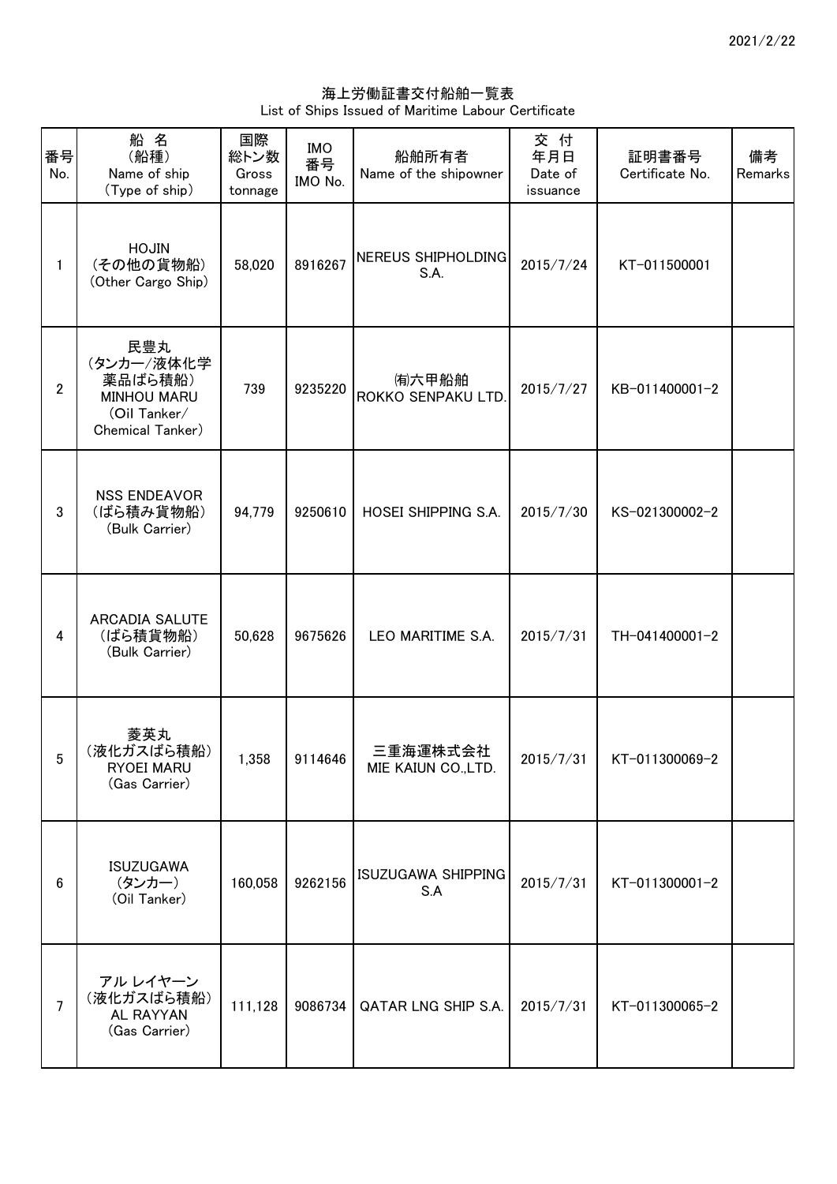2021/2/22

# 海上労働証書交付船舶一覧表
List of Ships Issued of Maritime Labour Certificate

| 番号<br>No. | 船 名<br>（船種）<br>Name of ship<br>（Type of ship） | 国際<br>総トン数<br>Gross tonnage | IMO<br>番号<br>IMO No. | 船舶所有者<br>Name of the shipowner | 交 付<br>年月日<br>Date of issuance | 証明書番号<br>Certificate No. | 備考<br>Remarks |
|---|---|---|---|---|---|---|---|
| 1 | HOJIN<br>（その他の貨物船）<br>（Other Cargo Ship） | 58,020 | 8916267 | NEREUS SHIPHOLDING S.A. | 2015/7/24 | KT-011500001 | |
| 2 | 民豊丸<br>（タンカー/液体化学薬品ばら積船）<br>MINHOU MARU<br>（Oil Tanker/ Chemical Tanker） | 739 | 9235220 | ㈲六甲船舶<br>ROKKO SENPAKU LTD. | 2015/7/27 | KB-011400001-2 | |
| 3 | NSS ENDEAVOR<br>（ばら積み貨物船）<br>（Bulk Carrier） | 94,779 | 9250610 | HOSEI SHIPPING S.A. | 2015/7/30 | KS-021300002-2 | |
| 4 | ARCADIA SALUTE<br>（ばら積貨物船）<br>（Bulk Carrier） | 50,628 | 9675626 | LEO MARITIME S.A. | 2015/7/31 | TH-041400001-2 | |
| 5 | 菱英丸<br>（液化ガスばら積船）<br>RYOEI MARU<br>（Gas Carrier） | 1,358 | 9114646 | 三重海運株式会社<br>MIE KAIUN CO.,LTD. | 2015/7/31 | KT-011300069-2 | |
| 6 | ISUZUGAWA<br>（タンカー）<br>（Oil Tanker） | 160,058 | 9262156 | ISUZUGAWA SHIPPING S.A | 2015/7/31 | KT-011300001-2 | |
| 7 | アル レイヤーン<br>（液化ガスばら積船）<br>AL RAYYAN<br>（Gas Carrier） | 111,128 | 9086734 | QATAR LNG SHIP S.A. | 2015/7/31 | KT-011300065-2 | |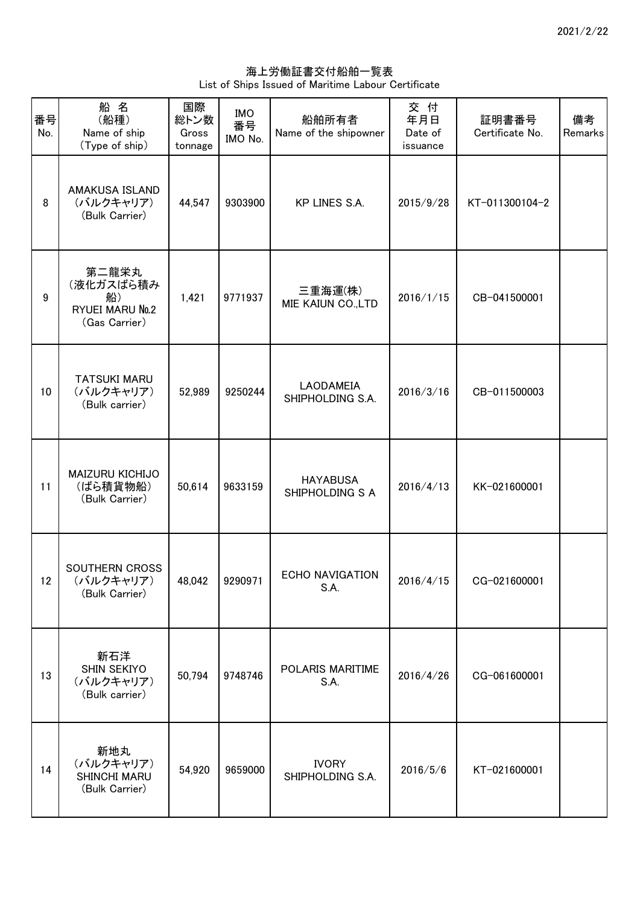# 海上労働証書交付船舶一覧表

List of Ships Issued of Maritime Labour Certificate

| 番号 No. | 船 名 (船種) Name of ship (Type of ship) | 国際総トン数 Gross tonnage | IMO番号 IMO No. | 船舶所有者 Name of the shipowner | 交 付 年月日 Date of issuance | 証明書番号 Certificate No. | 備考 Remarks |
|---|---|---|---|---|---|---|---|
| 8 | AMAKUSA ISLAND (バルクキャリア) (Bulk Carrier) | 44,547 | 9303900 | KP LINES S.A. | 2015/9/28 | KT-011300104-2 | |
| 9 | 第二龍栄丸 (液化ガスばら積み船) RYUEI MARU №.2 (Gas Carrier) | 1,421 | 9771937 | 三重海運(株) MIE KAIUN CO.,LTD | 2016/1/15 | CB-041500001 | |
| 10 | TATSUKI MARU (バルクキャリア) (Bulk carrier) | 52,989 | 9250244 | LAODAMEIA SHIPHOLDING S.A. | 2016/3/16 | CB-011500003 | |
| 11 | MAIZURU KICHIJO (ばら積貨物船) (Bulk Carrier) | 50,614 | 9633159 | HAYABUSA SHIPHOLDING S A | 2016/4/13 | KK-021600001 | |
| 12 | SOUTHERN CROSS (バルクキャリア) (Bulk Carrier) | 48,042 | 9290971 | ECHO NAVIGATION S.A. | 2016/4/15 | CG-021600001 | |
| 13 | 新石洋 SHIN SEKIYO (バルクキャリア) (Bulk carrier) | 50,794 | 9748746 | POLARIS MARITIME S.A. | 2016/4/26 | CG-061600001 | |
| 14 | 新地丸 (バルクキャリア) SHINCHI MARU (Bulk Carrier) | 54,920 | 9659000 | IVORY SHIPHOLDING S.A. | 2016/5/6 | KT-021600001 | |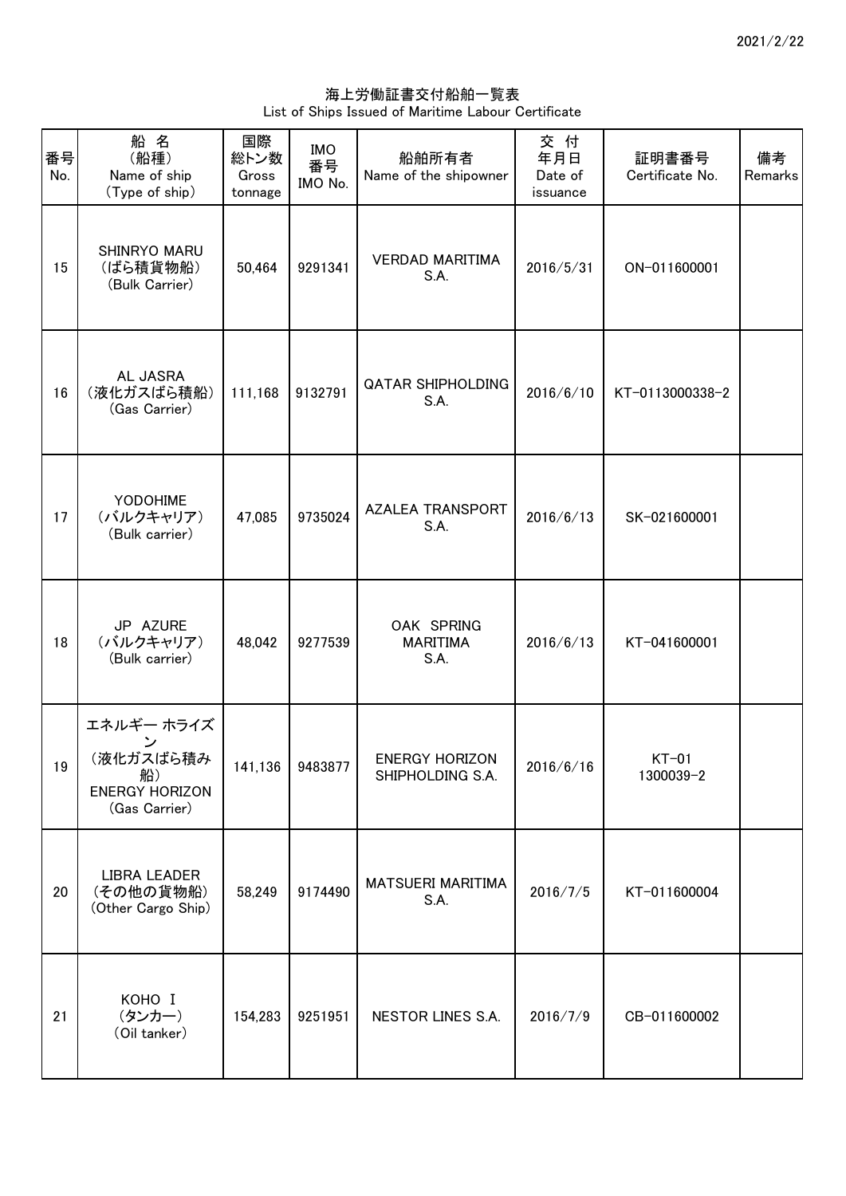2021/2/22

海上労働証書交付船舶一覧表
List of Ships Issued of Maritime Labour Certificate

| 番号 No. | 船 名 (船種) Name of ship (Type of ship) | 国際総トン数 Gross tonnage | IMO番号 IMO No. | 船舶所有者 Name of the shipowner | 交 付 年月日 Date of issuance | 証明書番号 Certificate No. | 備考 Remarks |
| --- | --- | --- | --- | --- | --- | --- | --- |
| 15 | SHINRYO MARU (ばら積貨物船) (Bulk Carrier) | 50,464 | 9291341 | VERDAD MARITIMA S.A. | 2016/5/31 | ON-011600001 | |
| 16 | AL JASRA (液化ガスばら積船) (Gas Carrier) | 111,168 | 9132791 | QATAR SHIPHOLDING S.A. | 2016/6/10 | KT-0113000338-2 | |
| 17 | YODOHIME (バルクキャリア) (Bulk carrier) | 47,085 | 9735024 | AZALEA TRANSPORT S.A. | 2016/6/13 | SK-021600001 | |
| 18 | JP AZURE (バルクキャリア) (Bulk carrier) | 48,042 | 9277539 | OAK SPRING MARITIMA S.A. | 2016/6/13 | KT-041600001 | |
| 19 | エネルギー ホライズン (液化ガスばら積み船) ENERGY HORIZON (Gas Carrier) | 141,136 | 9483877 | ENERGY HORIZON SHIPHOLDING S.A. | 2016/6/16 | KT-01 1300039-2 | |
| 20 | LIBRA LEADER (その他の貨物船) (Other Cargo Ship) | 58,249 | 9174490 | MATSUERI MARITIMA S.A. | 2016/7/5 | KT-011600004 | |
| 21 | KOHO I (タンカー) (Oil tanker) | 154,283 | 9251951 | NESTOR LINES S.A. | 2016/7/9 | CB-011600002 | |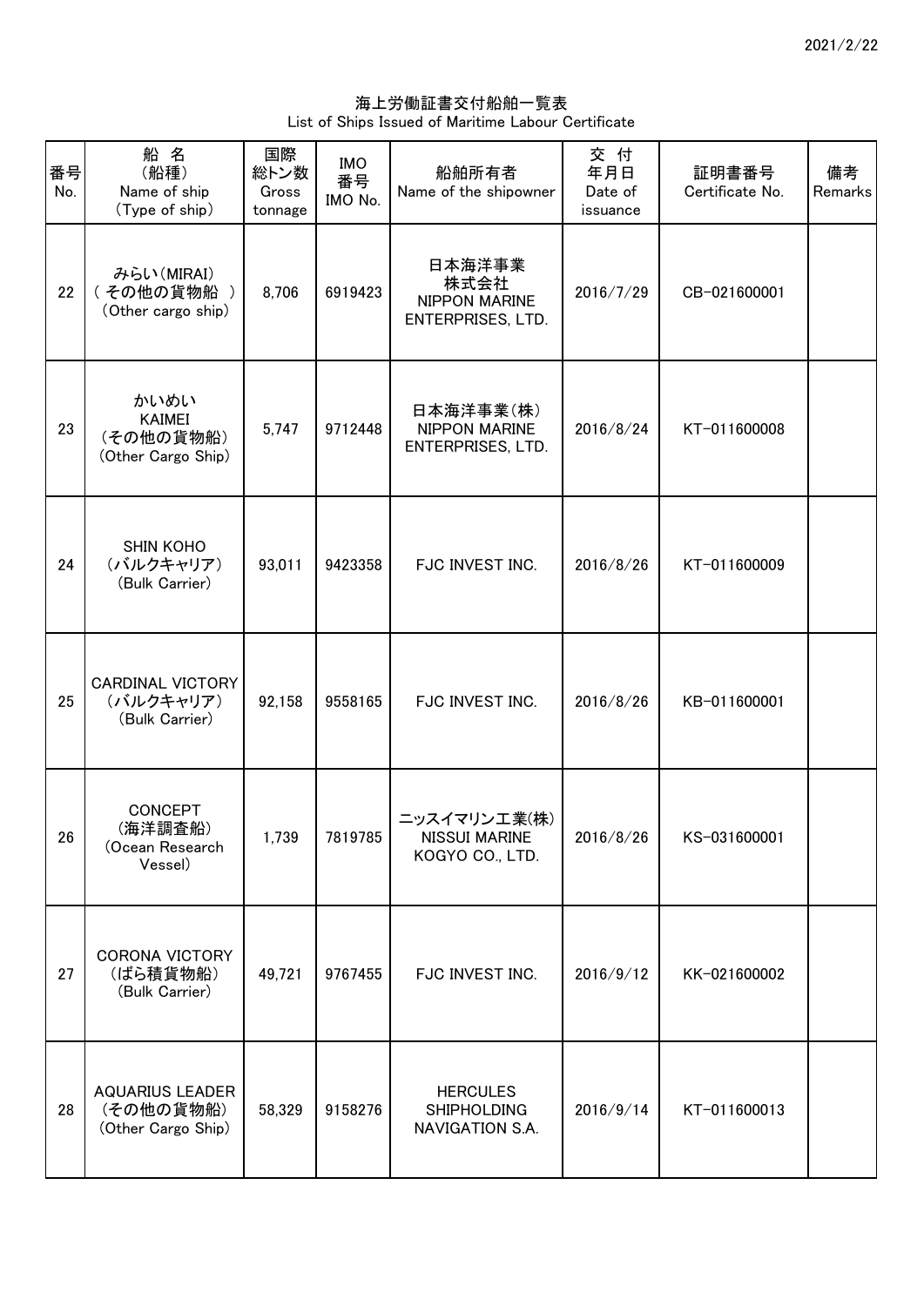2021/2/22

# 海上労働証書交付船舶一覧表
List of Ships Issued of Maritime Labour Certificate

| 番号 No. | 船 名 (船種) Name of ship (Type of ship) | 国際総トン数 Gross tonnage | IMO番号 IMO No. | 船舶所有者 Name of the shipowner | 交 付 年月日 Date of issuance | 証明書番号 Certificate No. | 備考 Remarks |
|---|---|---|---|---|---|---|---|
| 22 | みらい(MIRAI) ( その他の貨物船 ) (Other cargo ship) | 8,706 | 6919423 | 日本海洋事業株式会社 NIPPON MARINE ENTERPRISES, LTD. | 2016/7/29 | CB-021600001 | |
| 23 | かいめい KAIMEI (その他の貨物船) (Other Cargo Ship) | 5,747 | 9712448 | 日本海洋事業(株) NIPPON MARINE ENTERPRISES, LTD. | 2016/8/24 | KT-011600008 | |
| 24 | SHIN KOHO (バルクキャリア) (Bulk Carrier) | 93,011 | 9423358 | FJC INVEST INC. | 2016/8/26 | KT-011600009 | |
| 25 | CARDINAL VICTORY (バルクキャリア) (Bulk Carrier) | 92,158 | 9558165 | FJC INVEST INC. | 2016/8/26 | KB-011600001 | |
| 26 | CONCEPT (海洋調査船) (Ocean Research Vessel) | 1,739 | 7819785 | ニッスイマリン工業(株) NISSUI MARINE KOGYO CO., LTD. | 2016/8/26 | KS-031600001 | |
| 27 | CORONA VICTORY (ばら積貨物船) (Bulk Carrier) | 49,721 | 9767455 | FJC INVEST INC. | 2016/9/12 | KK-021600002 | |
| 28 | AQUARIUS LEADER (その他の貨物船) (Other Cargo Ship) | 58,329 | 9158276 | HERCULES SHIPHOLDING NAVIGATION S.A. | 2016/9/14 | KT-011600013 | |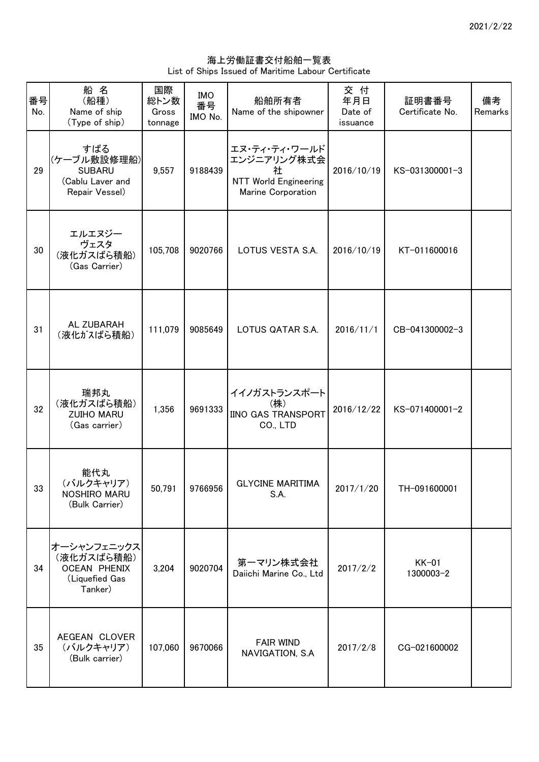2021/2/22

# 海上労働証書交付船舶一覧表
List of Ships Issued of Maritime Labour Certificate

| 番号 No. | 船 名 (船種) Name of ship (Type of ship) | 国際 総トン数 Gross tonnage | IMO 番号 IMO No. | 船舶所有者 Name of the shipowner | 交 付 年月日 Date of issuance | 証明書番号 Certificate No. | 備考 Remarks |
|---|---|---|---|---|---|---|---|
| 29 | すばる (ケーブル敷設修理船) SUBARU (Cablu Laver and Repair Vessel) | 9,557 | 9188439 | エヌ・ティ・ティ・ワールドエンジニアリング株式会社 NTT World Engineering Marine Corporation | 2016/10/19 | KS-031300001-3 | |
| 30 | エルエヌジー ヴェスタ (液化ガスばら積船) (Gas Carrier) | 105,708 | 9020766 | LOTUS VESTA S.A. | 2016/10/19 | KT-011600016 | |
| 31 | AL ZUBARAH (液化ｶﾞｽばら積船) | 111,079 | 9085649 | LOTUS QATAR S.A. | 2016/11/1 | CB-041300002-3 | |
| 32 | 瑞邦丸 (液化ガスばら積船) ZUIHO MARU (Gas carrier) | 1,356 | 9691333 | イイノガストランスポート(株) IINO GAS TRANSPORT CO., LTD | 2016/12/22 | KS-071400001-2 | |
| 33 | 能代丸 (バルクキャリア) NOSHIRO MARU (Bulk Carrier) | 50,791 | 9766956 | GLYCINE MARITIMA S.A. | 2017/1/20 | TH-091600001 | |
| 34 | オーシャンフェニックス (液化ガスばら積船) OCEAN PHENIX (Liquefied Gas Tanker) | 3,204 | 9020704 | 第一マリン株式会社 Daiichi Marine Co., Ltd | 2017/2/2 | KK-01 1300003-2 | |
| 35 | AEGEAN CLOVER (バルクキャリア) (Bulk carrier) | 107,060 | 9670066 | FAIR WIND NAVIGATION, S.A | 2017/2/8 | CG-021600002 | |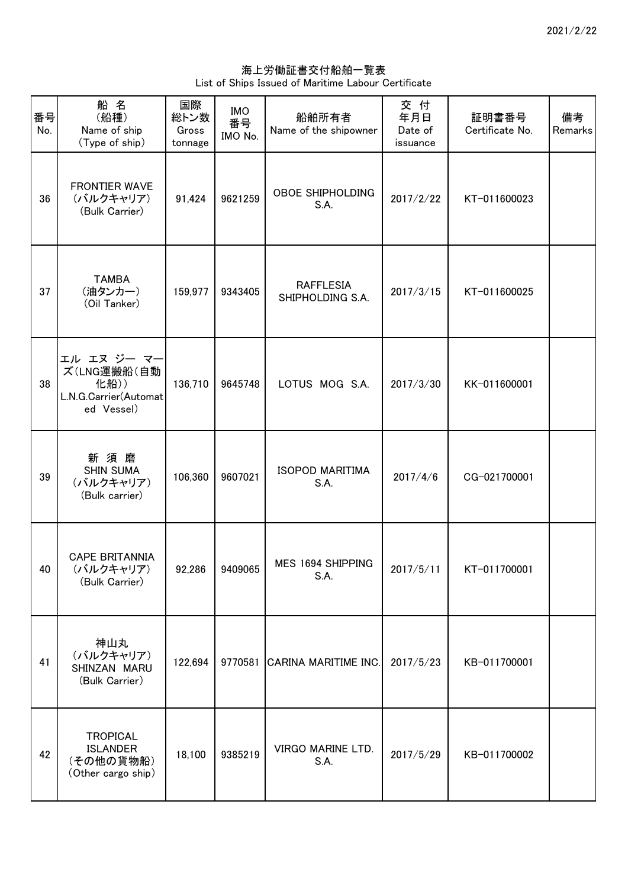2021/2/22

# 海上労働証書交付船舶一覧表
List of Ships Issued of Maritime Labour Certificate

| 番号 No. | 船名 (船種) Name of ship (Type of ship) | 国際総トン数 Gross tonnage | IMO番号 IMO No. | 船舶所有者 Name of the shipowner | 交付年月日 Date of issuance | 証明書番号 Certificate No. | 備考 Remarks |
|---|---|---|---|---|---|---|---|
| 36 | FRONTIER WAVE (バルクキャリア) (Bulk Carrier) | 91,424 | 9621259 | OBOE SHIPHOLDING S.A. | 2017/2/22 | KT-011600023 | |
| 37 | TAMBA (油タンカー) (Oil Tanker) | 159,977 | 9343405 | RAFFLESIA SHIPHOLDING S.A. | 2017/3/15 | KT-011600025 | |
| 38 | エル エヌ ジー マーズ(LNG運搬船(自動化船)) L.N.G.Carrier(Automated Vessel) | 136,710 | 9645748 | LOTUS MOG S.A. | 2017/3/30 | KK-011600001 | |
| 39 | 新 須 磨 SHIN SUMA (バルクキャリア) (Bulk carrier) | 106,360 | 9607021 | ISOPOD MARITIMA S.A. | 2017/4/6 | CG-021700001 | |
| 40 | CAPE BRITANNIA (バルクキャリア) (Bulk Carrier) | 92,286 | 9409065 | MES 1694 SHIPPING S.A. | 2017/5/11 | KT-011700001 | |
| 41 | 神山丸 (バルクキャリア) SHINZAN MARU (Bulk Carrier) | 122,694 | 9770581 | CARINA MARITIME INC. | 2017/5/23 | KB-011700001 | |
| 42 | TROPICAL ISLANDER (その他の貨物船) (Other cargo ship) | 18,100 | 9385219 | VIRGO MARINE LTD. S.A. | 2017/5/29 | KB-011700002 | |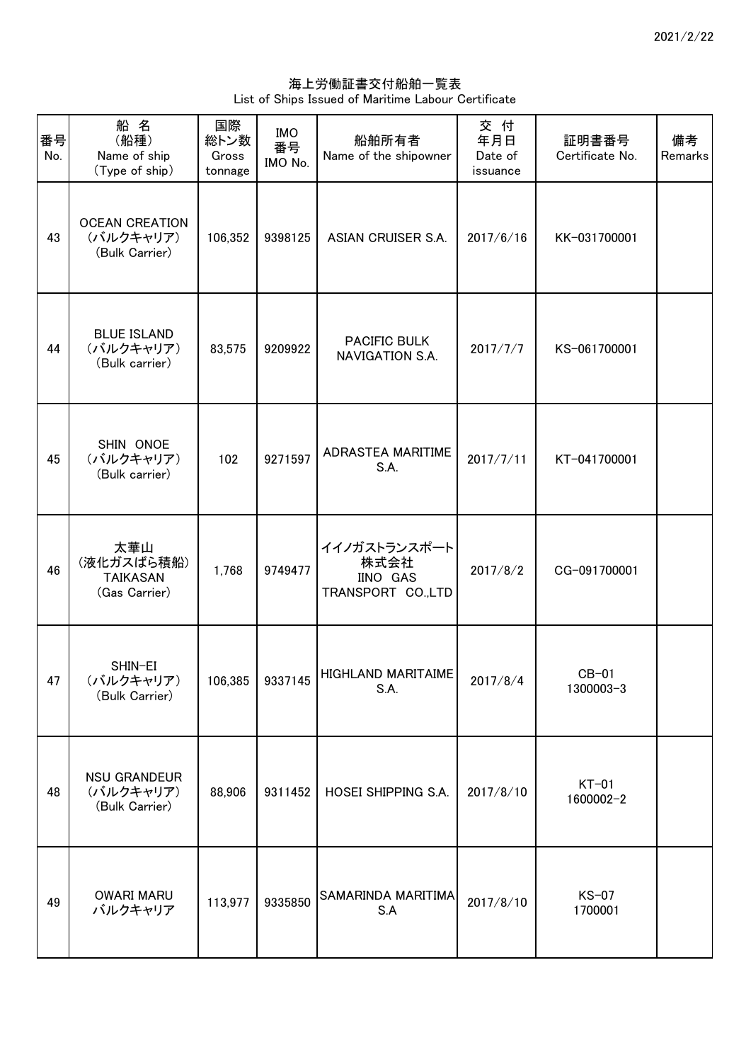2021/2/22

海上労働証書交付船舶一覧表
List of Ships Issued of Maritime Labour Certificate

| 番号 No. | 船 名 (船種) Name of ship (Type of ship) | 国際総トン数 Gross tonnage | IMO番号 IMO No. | 船舶所有者 Name of the shipowner | 交 付 年月日 Date of issuance | 証明書番号 Certificate No. | 備考 Remarks |
|---|---|---|---|---|---|---|---|
| 43 | OCEAN CREATION (バルクキャリア) (Bulk Carrier) | 106,352 | 9398125 | ASIAN CRUISER S.A. | 2017/6/16 | KK-031700001 | |
| 44 | BLUE ISLAND (バルクキャリア) (Bulk carrier) | 83,575 | 9209922 | PACIFIC BULK NAVIGATION S.A. | 2017/7/7 | KS-061700001 | |
| 45 | SHIN ONOE (バルクキャリア) (Bulk carrier) | 102 | 9271597 | ADRASTEA MARITIME S.A. | 2017/7/11 | KT-041700001 | |
| 46 | 太華山 (液化ガスばら積船) TAIKASAN (Gas Carrier) | 1,768 | 9749477 | イイノガストランスポート株式会社 IINO GAS TRANSPORT CO.,LTD | 2017/8/2 | CG-091700001 | |
| 47 | SHIN-EI (バルクキャリア) (Bulk Carrier) | 106,385 | 9337145 | HIGHLAND MARITAIME S.A. | 2017/8/4 | CB-01 1300003-3 | |
| 48 | NSU GRANDEUR (バルクキャリア) (Bulk Carrier) | 88,906 | 9311452 | HOSEI SHIPPING S.A. | 2017/8/10 | KT-01 1600002-2 | |
| 49 | OWARI MARU バルクキャリア | 113,977 | 9335850 | SAMARINDA MARITIMA S.A | 2017/8/10 | KS-07 1700001 | |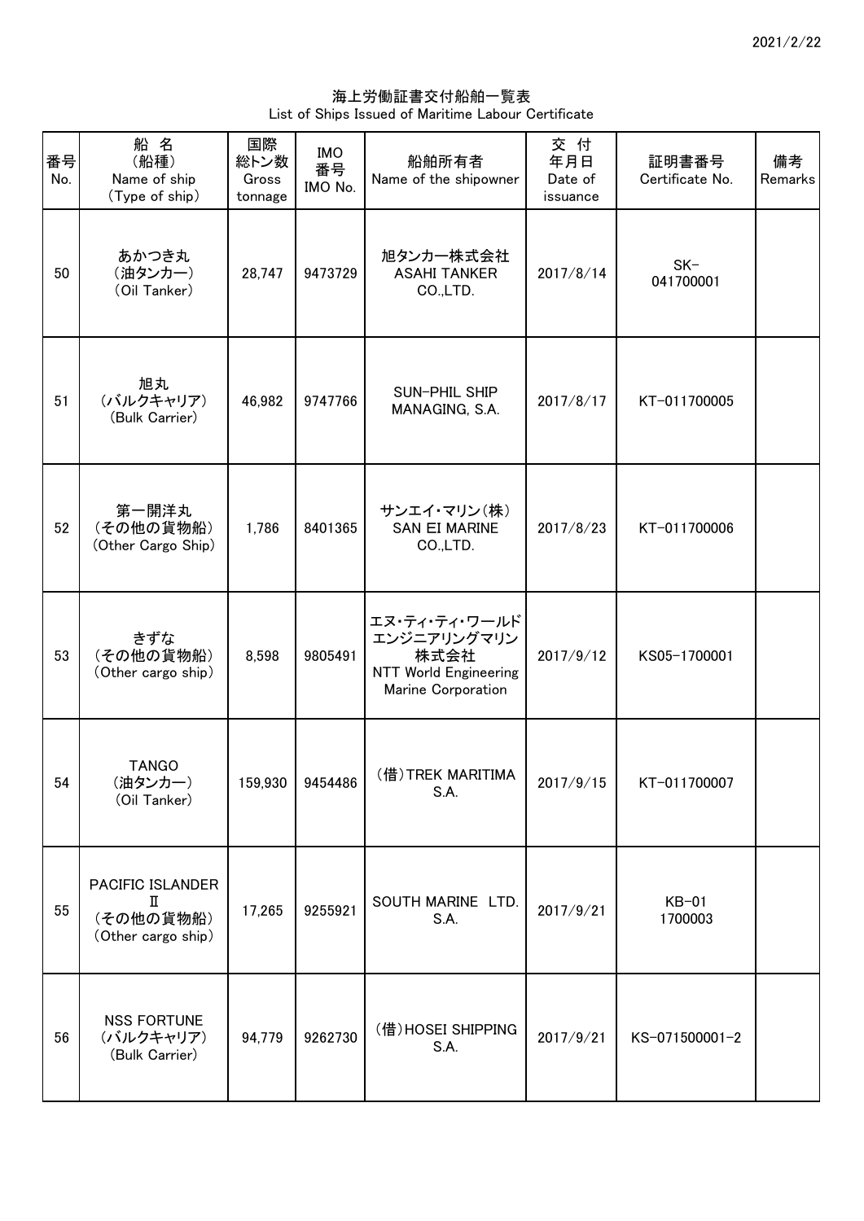海上労働証書交付船舶一覧表
List of Ships Issued of Maritime Labour Certificate

| 番号 No. | 船 名 (船種) Name of ship (Type of ship) | 国際総トン数 Gross tonnage | IMO番号 IMO No. | 船舶所有者 Name of the shipowner | 交 付 年月日 Date of issuance | 証明書番号 Certificate No. | 備考 Remarks |
|---|---|---|---|---|---|---|---|
| 50 | あかつき丸 (油タンカー) (Oil Tanker) | 28,747 | 9473729 | 旭タンカー株式会社 ASAHI TANKER CO.,LTD. | 2017/8/14 | SK-041700001 | |
| 51 | 旭丸 (バルクキャリア) (Bulk Carrier) | 46,982 | 9747766 | SUN-PHIL SHIP MANAGING, S.A. | 2017/8/17 | KT-011700005 | |
| 52 | 第一開洋丸 (その他の貨物船) (Other Cargo Ship) | 1,786 | 8401365 | サンエイ・マリン(株) SAN EI MARINE CO.,LTD. | 2017/8/23 | KT-011700006 | |
| 53 | きずな (その他の貨物船) (Other cargo ship) | 8,598 | 9805491 | エヌ・ティ・ティ・ワールドエンジニアリングマリン株式会社 NTT World Engineering Marine Corporation | 2017/9/12 | KS05-1700001 | |
| 54 | TANGO (油タンカー) (Oil Tanker) | 159,930 | 9454486 | (借)TREK MARITIMA S.A. | 2017/9/15 | KT-011700007 | |
| 55 | PACIFIC ISLANDER Ⅱ (その他の貨物船) (Other cargo ship) | 17,265 | 9255921 | SOUTH MARINE LTD. S.A. | 2017/9/21 | KB-01 1700003 | |
| 56 | NSS FORTUNE (バルクキャリア) (Bulk Carrier) | 94,779 | 9262730 | (借)HOSEI SHIPPING S.A. | 2017/9/21 | KS-071500001-2 | |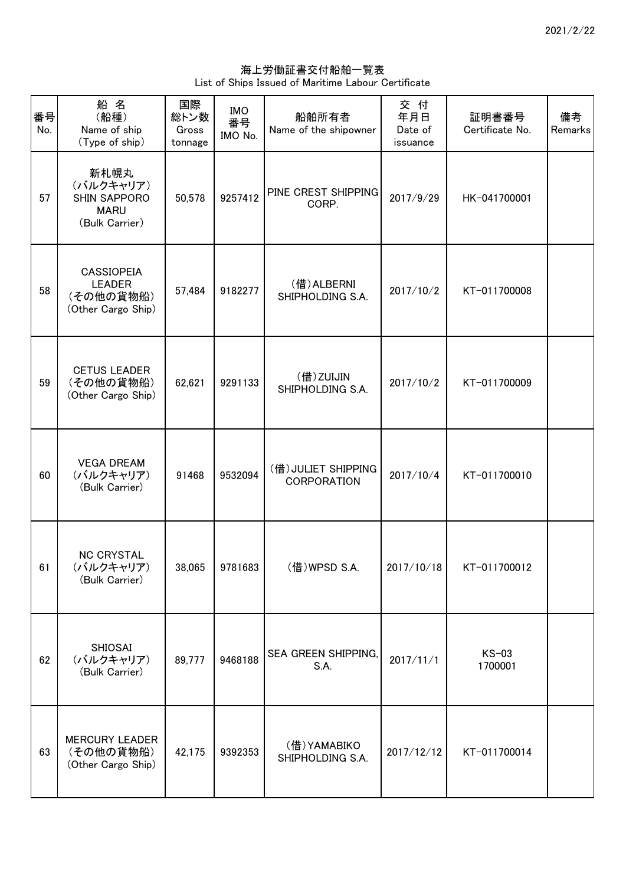2021/2/22

# 海上労働証書交付船舶一覧表
List of Ships Issued of Maritime Labour Certificate

| 番号 No. | 船 名 （船種） Name of ship （Type of ship） | 国際総トン数 Gross tonnage | IMO番号 IMO No. | 船舶所有者 Name of the shipowner | 交 付 年月日 Date of issuance | 証明書番号 Certificate No. | 備考 Remarks |
|---|---|---|---|---|---|---|---|
| 57 | 新札幌丸 （バルクキャリア） SHIN SAPPORO MARU （Bulk Carrier） | 50,578 | 9257412 | PINE CREST SHIPPING CORP. | 2017/9/29 | HK-041700001 | |
| 58 | CASSIOPEIA LEADER （その他の貨物船） （Other Cargo Ship） | 57,484 | 9182277 | （借）ALBERNI SHIPHOLDING S.A. | 2017/10/2 | KT-011700008 | |
| 59 | CETUS LEADER （その他の貨物船） （Other Cargo Ship） | 62,621 | 9291133 | （借）ZUIJIN SHIPHOLDING S.A. | 2017/10/2 | KT-011700009 | |
| 60 | VEGA DREAM （バルクキャリア） （Bulk Carrier） | 91468 | 9532094 | （借）JULIET SHIPPING CORPORATION | 2017/10/4 | KT-011700010 | |
| 61 | NC CRYSTAL （バルクキャリア） （Bulk Carrier） | 38,065 | 9781683 | （借）WPSD S.A. | 2017/10/18 | KT-011700012 | |
| 62 | SHIOSAI （バルクキャリア） （Bulk Carrier） | 89,777 | 9468188 | SEA GREEN SHIPPING, S.A. | 2017/11/1 | KS-03 1700001 | |
| 63 | MERCURY LEADER （その他の貨物船） （Other Cargo Ship） | 42,175 | 9392353 | （借）YAMABIKO SHIPHOLDING S.A. | 2017/12/12 | KT-011700014 | |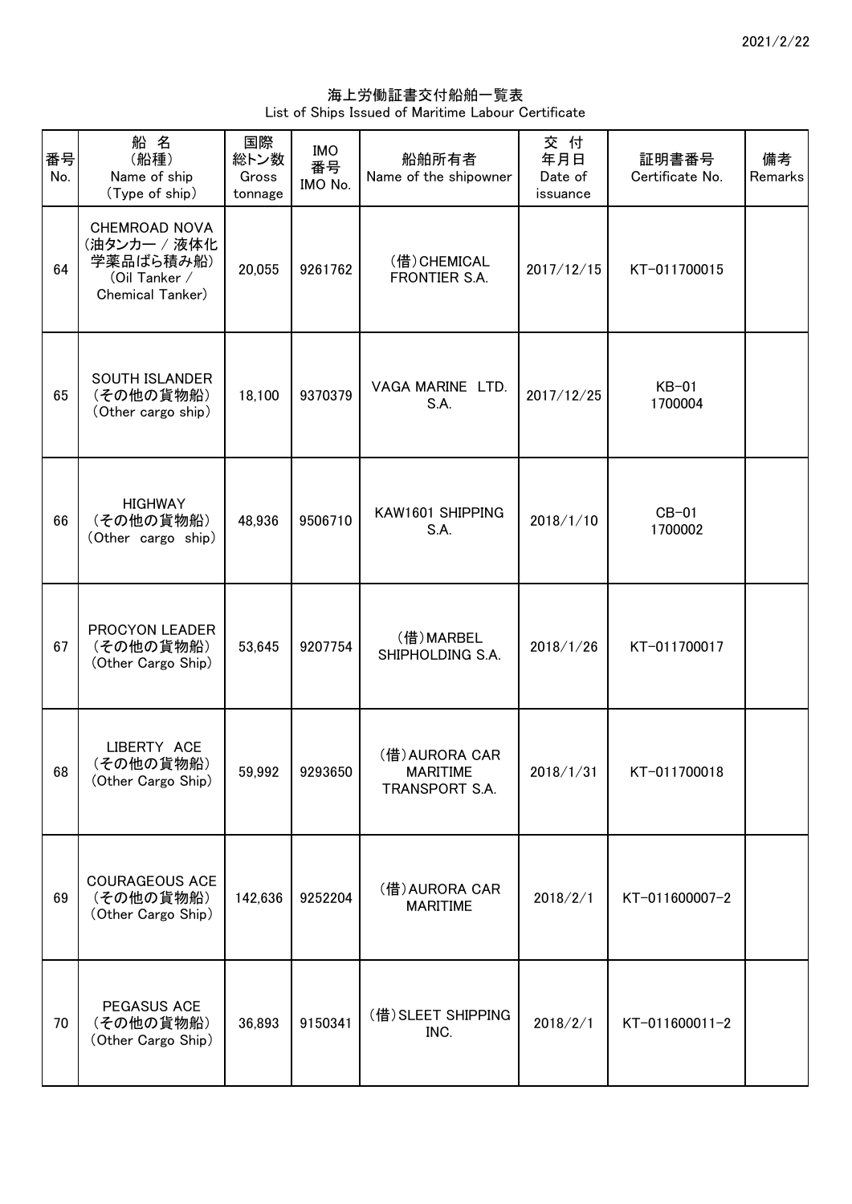2021/2/22

# 海上労働証書交付船舶一覧表
List of Ships Issued of Maritime Labour Certificate

| 番号 No. | 船 名 (船種) Name of ship (Type of ship) | 国際総トン数 Gross tonnage | IMO 番号 IMO No. | 船舶所有者 Name of the shipowner | 交 付 年月日 Date of issuance | 証明書番号 Certificate No. | 備考 Remarks |
|---|---|---|---|---|---|---|---|
| 64 | CHEMROAD NOVA (油タンカー / 液体化学薬品ばら積み船) (Oil Tanker / Chemical Tanker) | 20,055 | 9261762 | (借)CHEMICAL FRONTIER S.A. | 2017/12/15 | KT-011700015 | |
| 65 | SOUTH ISLANDER (その他の貨物船) (Other cargo ship) | 18,100 | 9370379 | VAGA MARINE LTD. S.A. | 2017/12/25 | KB-01 1700004 | |
| 66 | HIGHWAY (その他の貨物船) (Other cargo ship) | 48,936 | 9506710 | KAW1601 SHIPPING S.A. | 2018/1/10 | CB-01 1700002 | |
| 67 | PROCYON LEADER (その他の貨物船) (Other Cargo Ship) | 53,645 | 9207754 | (借)MARBEL SHIPHOLDING S.A. | 2018/1/26 | KT-011700017 | |
| 68 | LIBERTY ACE (その他の貨物船) (Other Cargo Ship) | 59,992 | 9293650 | (借)AURORA CAR MARITIME TRANSPORT S.A. | 2018/1/31 | KT-011700018 | |
| 69 | COURAGEOUS ACE (その他の貨物船) (Other Cargo Ship) | 142,636 | 9252204 | (借)AURORA CAR MARITIME | 2018/2/1 | KT-011600007-2 | |
| 70 | PEGASUS ACE (その他の貨物船) (Other Cargo Ship) | 36,893 | 9150341 | (借)SLEET SHIPPING INC. | 2018/2/1 | KT-011600011-2 | |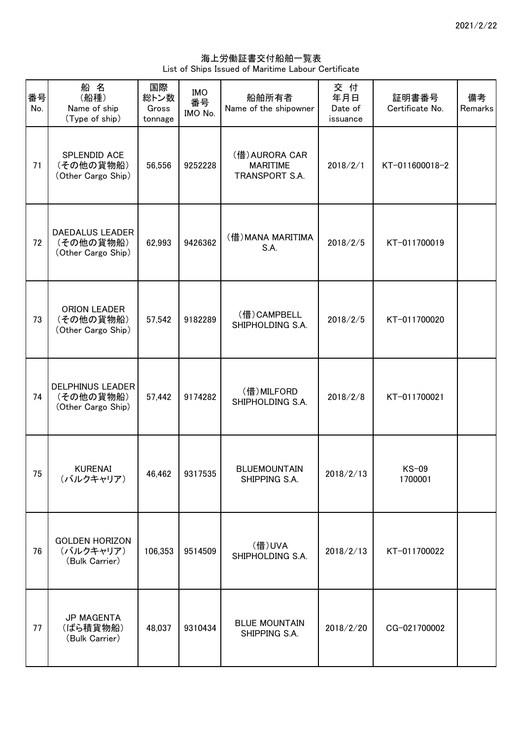海上労働証書交付船舶一覧表
List of Ships Issued of Maritime Labour Certificate

| 番号 No. | 船 名 (船種) Name of ship (Type of ship) | 国際総トン数 Gross tonnage | IMO 番号 IMO No. | 船舶所有者 Name of the shipowner | 交 付 年月日 Date of issuance | 証明書番号 Certificate No. | 備考 Remarks |
|---|---|---|---|---|---|---|---|
| 71 | SPLENDID ACE (その他の貨物船) (Other Cargo Ship) | 56,556 | 9252228 | (借)AURORA CAR MARITIME TRANSPORT S.A. | 2018/2/1 | KT-011600018-2 | |
| 72 | DAEDALUS LEADER (その他の貨物船) (Other Cargo Ship) | 62,993 | 9426362 | (借)MANA MARITIMA S.A. | 2018/2/5 | KT-011700019 | |
| 73 | ORION LEADER (その他の貨物船) (Other Cargo Ship) | 57,542 | 9182289 | (借)CAMPBELL SHIPHOLDING S.A. | 2018/2/5 | KT-011700020 | |
| 74 | DELPHINUS LEADER (その他の貨物船) (Other Cargo Ship) | 57,442 | 9174282 | (借)MILFORD SHIPHOLDING S.A. | 2018/2/8 | KT-011700021 | |
| 75 | KURENAI (バルクキャリア) | 46,462 | 9317535 | BLUEMOUNTAIN SHIPPING S.A. | 2018/2/13 | KS-09 1700001 | |
| 76 | GOLDEN HORIZON (バルクキャリア) (Bulk Carrier) | 106,353 | 9514509 | (借)UVA SHIPHOLDING S.A. | 2018/2/13 | KT-011700022 | |
| 77 | JP MAGENTA (ばら積貨物船) (Bulk Carrier) | 48,037 | 9310434 | BLUE MOUNTAIN SHIPPING S.A. | 2018/2/20 | CG-021700002 | |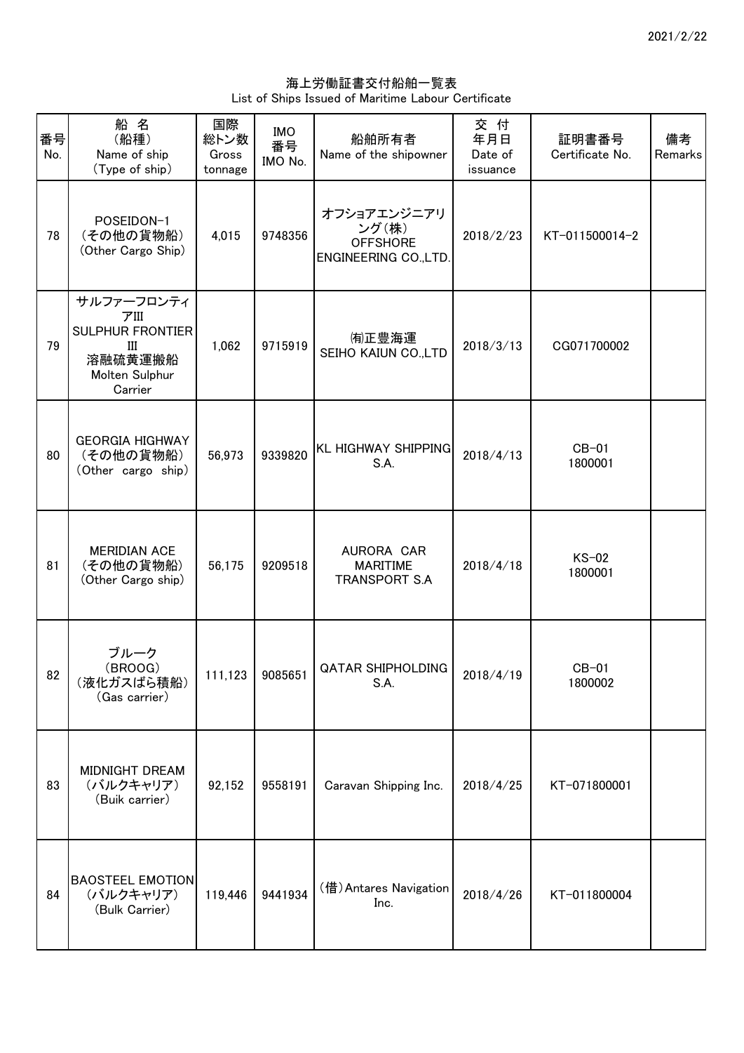2021/2/22

# 海上労働証書交付船舶一覧表
List of Ships Issued of Maritime Labour Certificate

| 番号 No. | 船 名 (船種) Name of ship (Type of ship) | 国際総トン数 Gross tonnage | IMO番号 IMO No. | 船舶所有者 Name of the shipowner | 交 付 年月日 Date of issuance | 証明書番号 Certificate No. | 備考 Remarks |
|---|---|---|---|---|---|---|---|
| 78 | POSEIDON-1 (その他の貨物船) (Other Cargo Ship) | 4,015 | 9748356 | オフショアエンジニアリング(株) OFFSHORE ENGINEERING CO.,LTD. | 2018/2/23 | KT-011500014-2 | |
| 79 | サルファーフロンティアIII SULPHUR FRONTIER III 溶融硫黄運搬船 Molten Sulphur Carrier | 1,062 | 9715919 | ㈲正豊海運 SEIHO KAIUN CO.,LTD | 2018/3/13 | CG071700002 | |
| 80 | GEORGIA HIGHWAY (その他の貨物船) (Other cargo ship) | 56,973 | 9339820 | KL HIGHWAY SHIPPING S.A. | 2018/4/13 | CB-01 1800001 | |
| 81 | MERIDIAN ACE (その他の貨物船) (Other Cargo ship) | 56,175 | 9209518 | AURORA CAR MARITIME TRANSPORT S.A | 2018/4/18 | KS-02 1800001 | |
| 82 | ブルーク (BROOG) (液化ガスばら積船) (Gas carrier) | 111,123 | 9085651 | QATAR SHIPHOLDING S.A. | 2018/4/19 | CB-01 1800002 | |
| 83 | MIDNIGHT DREAM (バルクキャリア) (Buik carrier) | 92,152 | 9558191 | Caravan Shipping Inc. | 2018/4/25 | KT-071800001 | |
| 84 | BAOSTEEL EMOTION (バルクキャリア) (Bulk Carrier) | 119,446 | 9441934 | (借)Antares Navigation Inc. | 2018/4/26 | KT-011800004 | |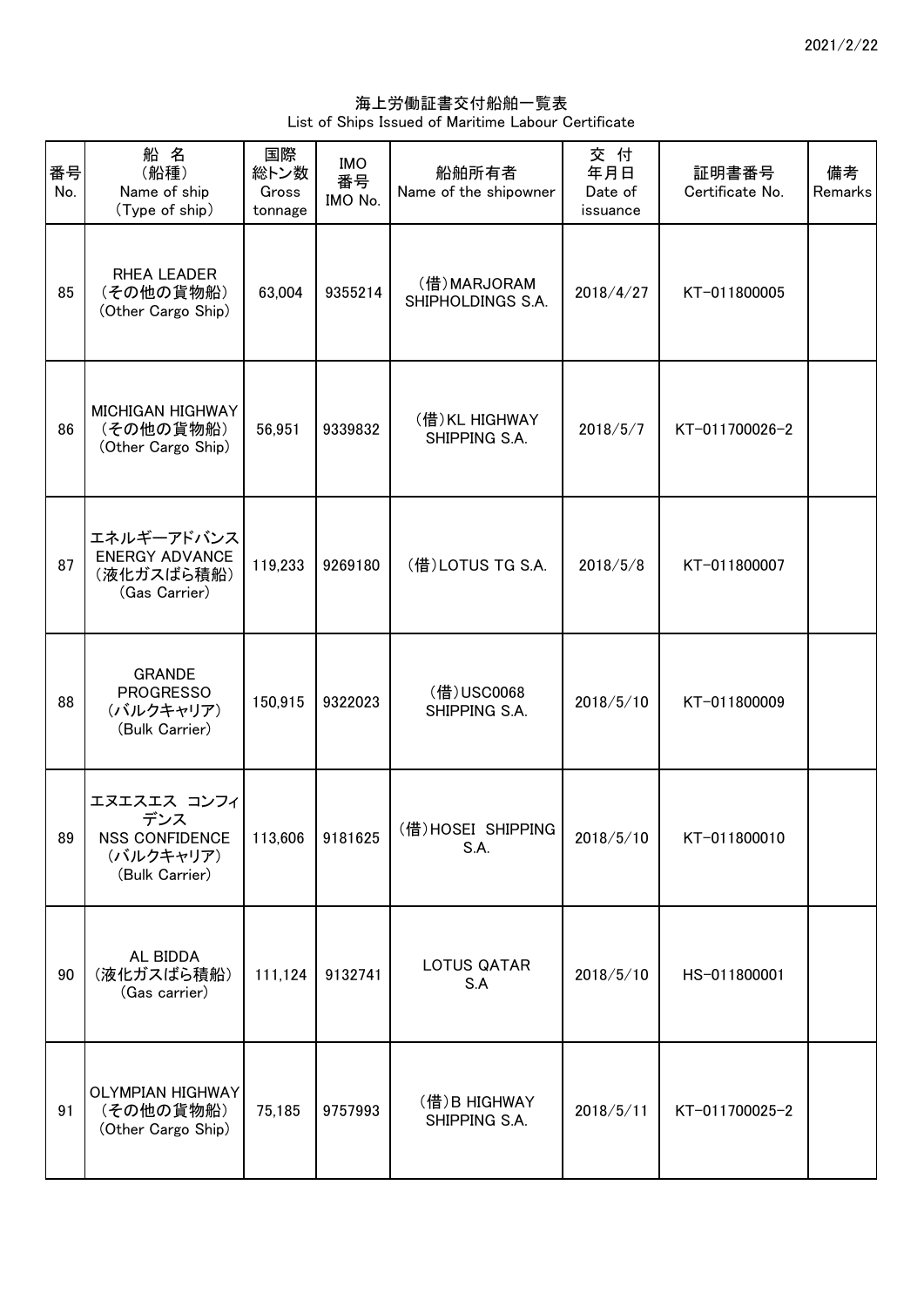2021/2/22

# 海上労働証書交付船舶一覧表
List of Ships Issued of Maritime Labour Certificate

| 番号 No. | 船 名 (船種) Name of ship (Type of ship) | 国際総トン数 Gross tonnage | IMO番号 IMO No. | 船舶所有者 Name of the shipowner | 交 付 年月日 Date of issuance | 証明書番号 Certificate No. | 備考 Remarks |
|---|---|---|---|---|---|---|---|
| 85 | RHEA LEADER (その他の貨物船) (Other Cargo Ship) | 63,004 | 9355214 | (借)MARJORAM SHIPHOLDINGS S.A. | 2018/4/27 | KT-011800005 | |
| 86 | MICHIGAN HIGHWAY (その他の貨物船) (Other Cargo Ship) | 56,951 | 9339832 | (借)KL HIGHWAY SHIPPING S.A. | 2018/5/7 | KT-011700026-2 | |
| 87 | エネルギーアドバンス ENERGY ADVANCE (液化ガスばら積船) (Gas Carrier) | 119,233 | 9269180 | (借)LOTUS TG S.A. | 2018/5/8 | KT-011800007 | |
| 88 | GRANDE PROGRESSO (バルクキャリア) (Bulk Carrier) | 150,915 | 9322023 | (借)USC0068 SHIPPING S.A. | 2018/5/10 | KT-011800009 | |
| 89 | エヌエスエス コンフィデンス NSS CONFIDENCE (バルクキャリア) (Bulk Carrier) | 113,606 | 9181625 | (借)HOSEI SHIPPING S.A. | 2018/5/10 | KT-011800010 | |
| 90 | AL BIDDA (液化ガスばら積船) (Gas carrier) | 111,124 | 9132741 | LOTUS QATAR S.A | 2018/5/10 | HS-011800001 | |
| 91 | OLYMPIAN HIGHWAY (その他の貨物船) (Other Cargo Ship) | 75,185 | 9757993 | (借)B HIGHWAY SHIPPING S.A. | 2018/5/11 | KT-011700025-2 | |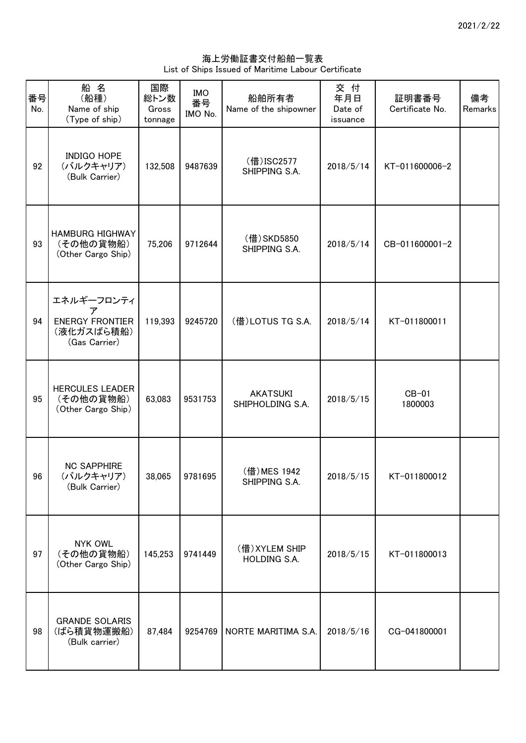2021/2/22

海上労働証書交付船舶一覧表
List of Ships Issued of Maritime Labour Certificate

| 番号 No. | 船 名 (船種) Name of ship (Type of ship) | 国際総トン数 Gross tonnage | IMO番号 IMO No. | 船舶所有者 Name of the shipowner | 交 付 年月日 Date of issuance | 証明書番号 Certificate No. | 備考 Remarks |
|---|---|---|---|---|---|---|---|
| 92 | INDIGO HOPE (バルクキャリア) (Bulk Carrier) | 132,508 | 9487639 | (借)ISC2577 SHIPPING S.A. | 2018/5/14 | KT-011600006-2 | |
| 93 | HAMBURG HIGHWAY (その他の貨物船) (Other Cargo Ship) | 75,206 | 9712644 | (借)SKD5850 SHIPPING S.A. | 2018/5/14 | CB-011600001-2 | |
| 94 | エネルギーフロンティア ENERGY FRONTIER (液化ガスばら積船) (Gas Carrier) | 119,393 | 9245720 | (借)LOTUS TG S.A. | 2018/5/14 | KT-011800011 | |
| 95 | HERCULES LEADER (その他の貨物船) (Other Cargo Ship) | 63,083 | 9531753 | AKATSUKI SHIPHOLDING S.A. | 2018/5/15 | CB-01 1800003 | |
| 96 | NC SAPPHIRE (バルクキャリア) (Bulk Carrier) | 38,065 | 9781695 | (借)MES 1942 SHIPPING S.A. | 2018/5/15 | KT-011800012 | |
| 97 | NYK OWL (その他の貨物船) (Other Cargo Ship) | 145,253 | 9741449 | (借)XYLEM SHIP HOLDING S.A. | 2018/5/15 | KT-011800013 | |
| 98 | GRANDE SOLARIS (ばら積貨物運搬船) (Bulk carrier) | 87,484 | 9254769 | NORTE MARITIMA S.A. | 2018/5/16 | CG-041800001 | |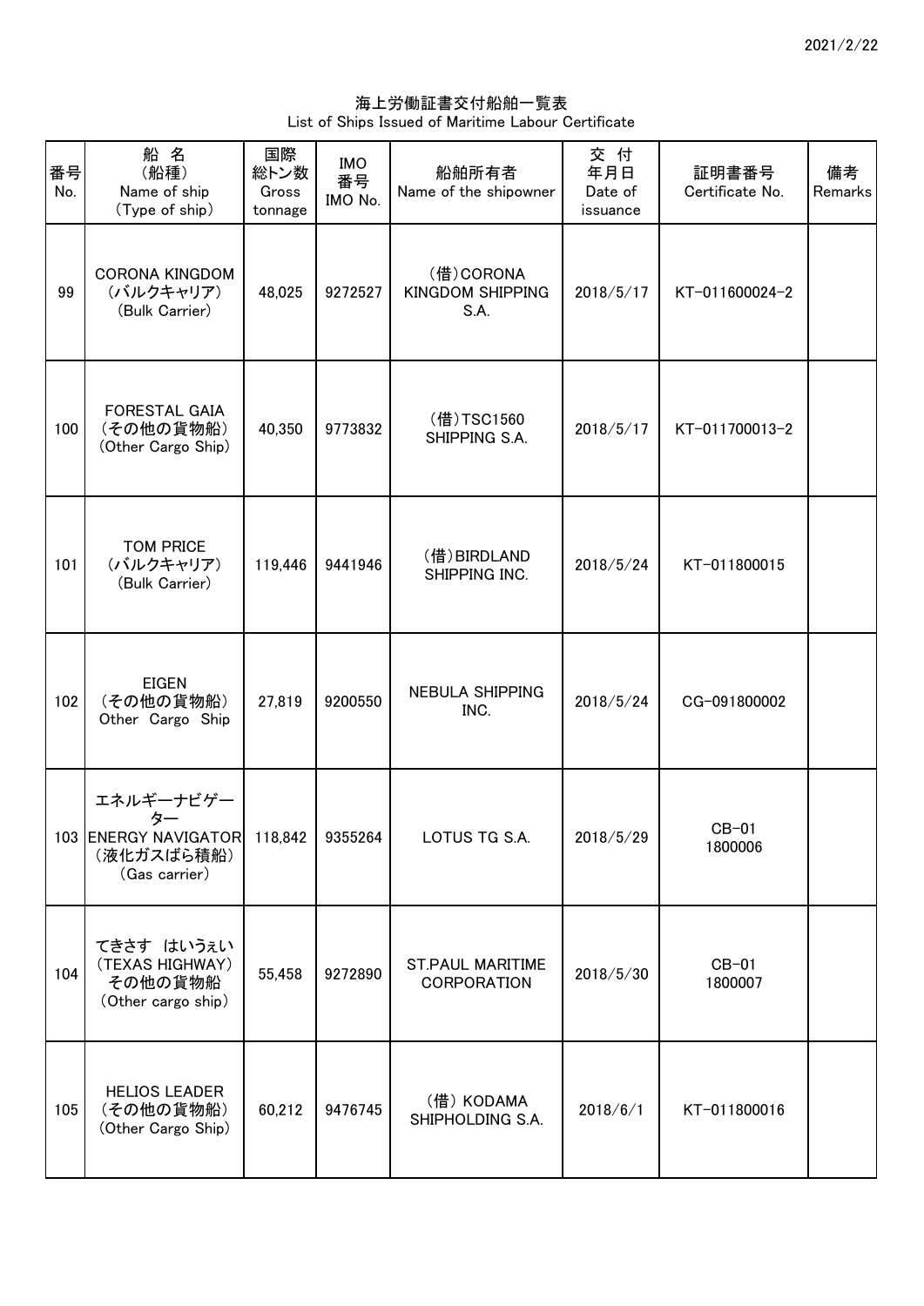# 海上労働証書交付船舶一覧表

List of Ships Issued of Maritime Labour Certificate

| 番号 No. | 船 名 (船種) Name of ship (Type of ship) | 国際総トン数 Gross tonnage | IMO 番号 IMO No. | 船舶所有者 Name of the shipowner | 交 付 年月日 Date of issuance | 証明書番号 Certificate No. | 備考 Remarks |
|---|---|---|---|---|---|---|---|
| 99 | CORONA KINGDOM (バルクキャリア) (Bulk Carrier) | 48,025 | 9272527 | (借)CORONA KINGDOM SHIPPING S.A. | 2018/5/17 | KT-011600024-2 | |
| 100 | FORESTAL GAIA (その他の貨物船) (Other Cargo Ship) | 40,350 | 9773832 | (借)TSC1560 SHIPPING S.A. | 2018/5/17 | KT-011700013-2 | |
| 101 | TOM PRICE (バルクキャリア) (Bulk Carrier) | 119,446 | 9441946 | (借)BIRDLAND SHIPPING INC. | 2018/5/24 | KT-011800015 | |
| 102 | EIGEN (その他の貨物船) Other Cargo Ship | 27,819 | 9200550 | NEBULA SHIPPING INC. | 2018/5/24 | CG-091800002 | |
| 103 | エネルギーナビゲーター ENERGY NAVIGATOR (液化ガスばら積船) (Gas carrier) | 118,842 | 9355264 | LOTUS TG S.A. | 2018/5/29 | CB-01 1800006 | |
| 104 | てきさす はいうぇい (TEXAS HIGHWAY) その他の貨物船 (Other cargo ship) | 55,458 | 9272890 | ST.PAUL MARITIME CORPORATION | 2018/5/30 | CB-01 1800007 | |
| 105 | HELIOS LEADER (その他の貨物船) (Other Cargo Ship) | 60,212 | 9476745 | (借) KODAMA SHIPHOLDING S.A. | 2018/6/1 | KT-011800016 | |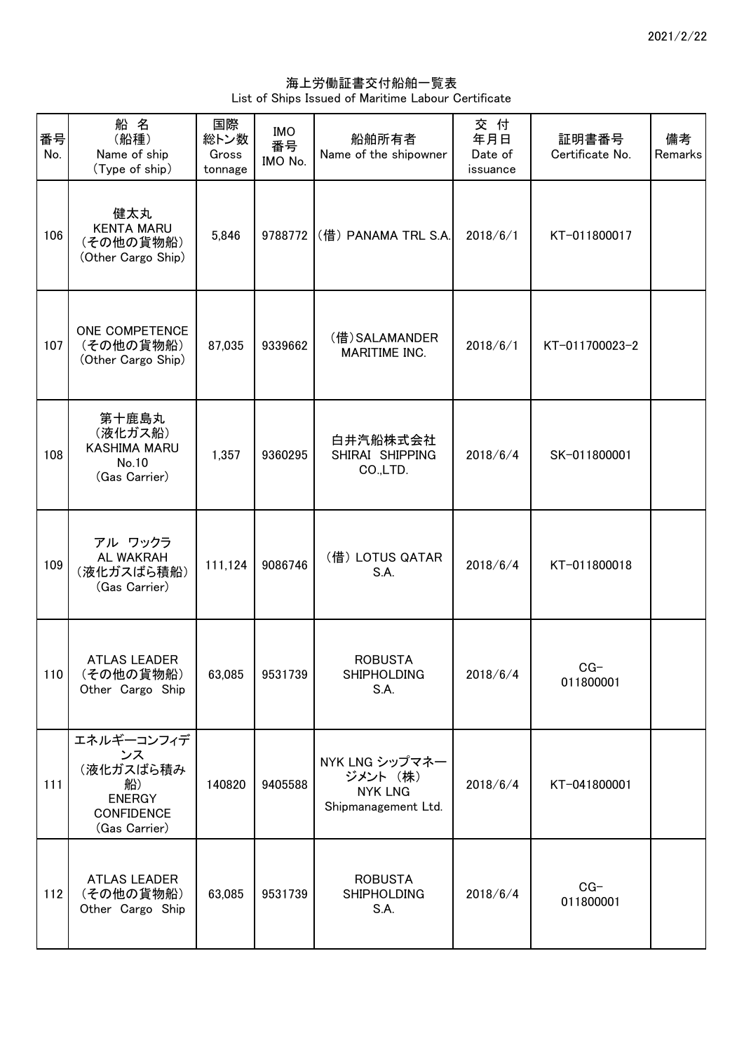# 海上労働証書交付船舶一覧表

List of Ships Issued of Maritime Labour Certificate

| 番号 No. | 船名 (船種) Name of ship (Type of ship) | 国際総トン数 Gross tonnage | IMO番号 IMO No. | 船舶所有者 Name of the shipowner | 交付年月日 Date of issuance | 証明書番号 Certificate No. | 備考 Remarks |
|---|---|---|---|---|---|---|---|
| 106 | 健太丸 KENTA MARU (その他の貨物船) (Other Cargo Ship) | 5,846 | 9788772 | (借) PANAMA TRL S.A. | 2018/6/1 | KT-011800017 | |
| 107 | ONE COMPETENCE (その他の貨物船) (Other Cargo Ship) | 87,035 | 9339662 | (借)SALAMANDER MARITIME INC. | 2018/6/1 | KT-011700023-2 | |
| 108 | 第十鹿島丸 (液化ガス船) KASHIMA MARU No.10 (Gas Carrier) | 1,357 | 9360295 | 白井汽船株式会社 SHIRAI SHIPPING CO.,LTD. | 2018/6/4 | SK-011800001 | |
| 109 | アル ワックラ AL WAKRAH (液化ガスばら積船) (Gas Carrier) | 111,124 | 9086746 | (借) LOTUS QATAR S.A. | 2018/6/4 | KT-011800018 | |
| 110 | ATLAS LEADER (その他の貨物船) Other Cargo Ship | 63,085 | 9531739 | ROBUSTA SHIPHOLDING S.A. | 2018/6/4 | CG-011800001 | |
| 111 | エネルギーコンフィデンス (液化ガスばら積み船) ENERGY CONFIDENCE (Gas Carrier) | 140820 | 9405588 | NYK LNG シップマネージメント (株) NYK LNG Shipmanagement Ltd. | 2018/6/4 | KT-041800001 | |
| 112 | ATLAS LEADER (その他の貨物船) Other Cargo Ship | 63,085 | 9531739 | ROBUSTA SHIPHOLDING S.A. | 2018/6/4 | CG-011800001 | |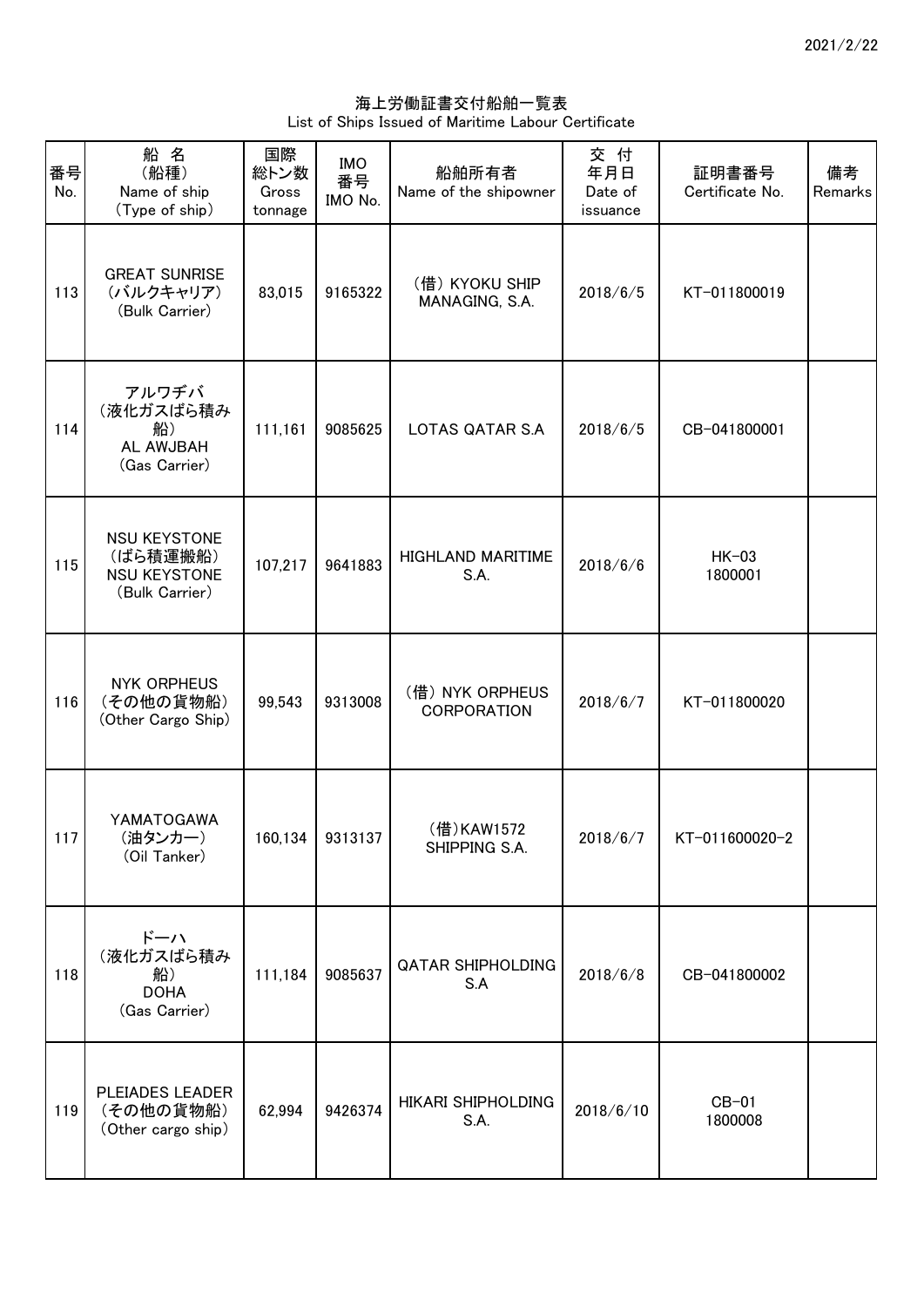# 海上労働証書交付船舶一覧表

List of Ships Issued of Maritime Labour Certificate

| 番号 No. | 船 名 (船種) Name of ship (Type of ship) | 国際総トン数 Gross tonnage | IMO番号 IMO No. | 船舶所有者 Name of the shipowner | 交 付 年月日 Date of issuance | 証明書番号 Certificate No. | 備考 Remarks |
|---|---|---|---|---|---|---|---|
| 113 | GREAT SUNRISE (バルクキャリア) (Bulk Carrier) | 83,015 | 9165322 | (借) KYOKU SHIP MANAGING, S.A. | 2018/6/5 | KT-011800019 | |
| 114 | アルワヂバ (液化ガスばら積み船) AL AWJBAH (Gas Carrier) | 111,161 | 9085625 | LOTAS QATAR S.A | 2018/6/5 | CB-041800001 | |
| 115 | NSU KEYSTONE (ばら積運搬船) NSU KEYSTONE (Bulk Carrier) | 107,217 | 9641883 | HIGHLAND MARITIME S.A. | 2018/6/6 | HK-03 1800001 | |
| 116 | NYK ORPHEUS (その他の貨物船) (Other Cargo Ship) | 99,543 | 9313008 | (借) NYK ORPHEUS CORPORATION | 2018/6/7 | KT-011800020 | |
| 117 | YAMATOGAWA (油タンカー) (Oil Tanker) | 160,134 | 9313137 | (借)KAW1572 SHIPPING S.A. | 2018/6/7 | KT-011600020-2 | |
| 118 | ドーハ (液化ガスばら積み船) DOHA (Gas Carrier) | 111,184 | 9085637 | QATAR SHIPHOLDING S.A | 2018/6/8 | CB-041800002 | |
| 119 | PLEIADES LEADER (その他の貨物船) (Other cargo ship) | 62,994 | 9426374 | HIKARI SHIPHOLDING S.A. | 2018/6/10 | CB-01 1800008 | |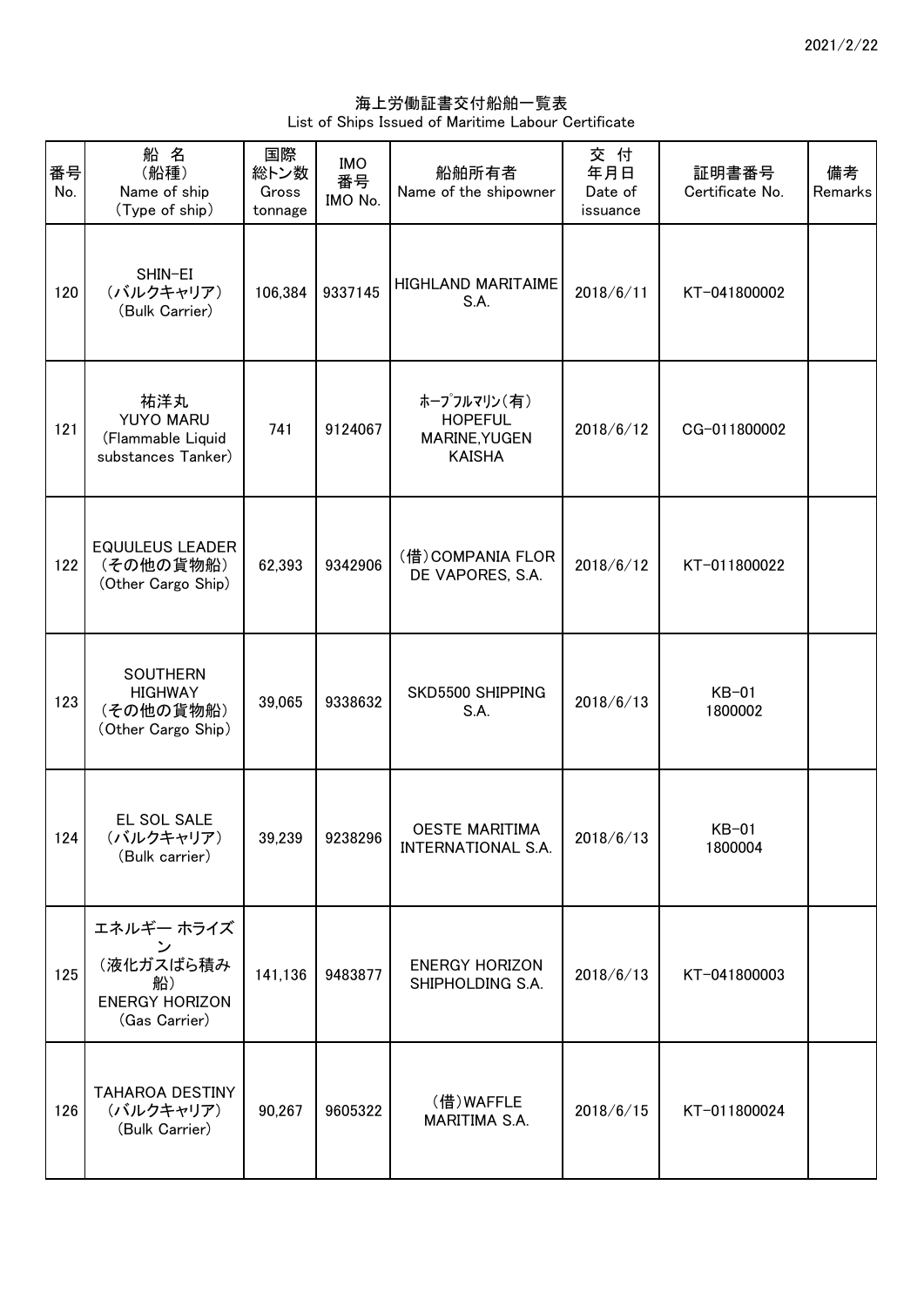2021/2/22

# 海上労働証書交付船舶一覧表
List of Ships Issued of Maritime Labour Certificate

| 番号 No. | 船 名 (船種) Name of ship (Type of ship) | 国際総トン数 Gross tonnage | IMO 番号 IMO No. | 船舶所有者 Name of the shipowner | 交 付 年月日 Date of issuance | 証明書番号 Certificate No. | 備考 Remarks |
|---|---|---|---|---|---|---|---|
| 120 | SHIN-EI (バルクキャリア) (Bulk Carrier) | 106,384 | 9337145 | HIGHLAND MARITAIME S.A. | 2018/6/11 | KT-041800002 | |
| 121 | 祐洋丸 YUYO MARU (Flammable Liquid substances Tanker) | 741 | 9124067 | ﾎｰﾌﾟﾌﾙﾏﾘﾝ(有) HOPEFUL MARINE,YUGEN KAISHA | 2018/6/12 | CG-011800002 | |
| 122 | EQUULEUS LEADER (その他の貨物船) (Other Cargo Ship) | 62,393 | 9342906 | (借)COMPANIA FLOR DE VAPORES, S.A. | 2018/6/12 | KT-011800022 | |
| 123 | SOUTHERN HIGHWAY (その他の貨物船) (Other Cargo Ship) | 39,065 | 9338632 | SKD5500 SHIPPING S.A. | 2018/6/13 | KB-01 1800002 | |
| 124 | EL SOL SALE (バルクキャリア) (Bulk carrier) | 39,239 | 9238296 | OESTE MARITIMA INTERNATIONAL S.A. | 2018/6/13 | KB-01 1800004 | |
| 125 | エネルギー ホライズン (液化ガスばら積み船) ENERGY HORIZON (Gas Carrier) | 141,136 | 9483877 | ENERGY HORIZON SHIPHOLDING S.A. | 2018/6/13 | KT-041800003 | |
| 126 | TAHAROA DESTINY (バルクキャリア) (Bulk Carrier) | 90,267 | 9605322 | (借)WAFFLE MARITIMA S.A. | 2018/6/15 | KT-011800024 | |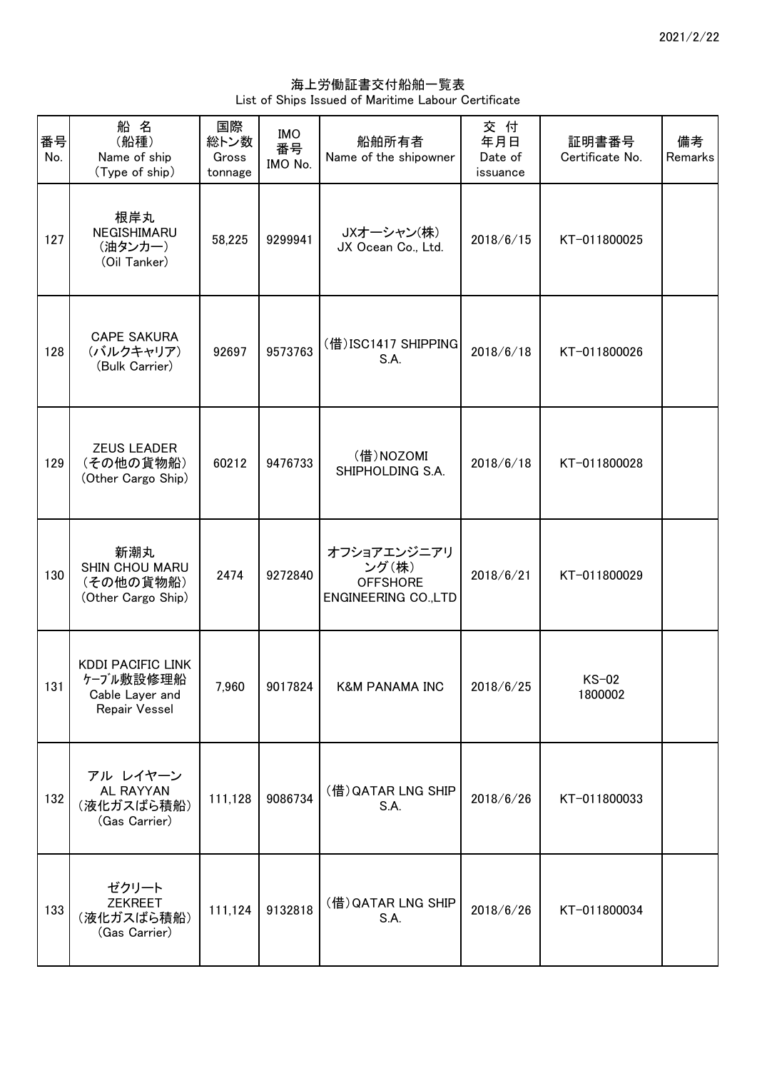2021/2/22

# 海上労働証書交付船舶一覧表
List of Ships Issued of Maritime Labour Certificate

| 番号 No. | 船名 (船種) Name of ship (Type of ship) | 国際総トン数 Gross tonnage | IMO番号 IMO No. | 船舶所有者 Name of the shipowner | 交付年月日 Date of issuance | 証明書番号 Certificate No. | 備考 Remarks |
|---|---|---|---|---|---|---|---|
| 127 | 根岸丸 NEGISHIMARU (油タンカー) (Oil Tanker) | 58,225 | 9299941 | JXオーシャン(株) JX Ocean Co., Ltd. | 2018/6/15 | KT-011800025 | |
| 128 | CAPE SAKURA (バルクキャリア) (Bulk Carrier) | 92697 | 9573763 | (借)ISC1417 SHIPPING S.A. | 2018/6/18 | KT-011800026 | |
| 129 | ZEUS LEADER (その他の貨物船) (Other Cargo Ship) | 60212 | 9476733 | (借)NOZOMI SHIPHOLDING S.A. | 2018/6/18 | KT-011800028 | |
| 130 | 新潮丸 SHIN CHOU MARU (その他の貨物船) (Other Cargo Ship) | 2474 | 9272840 | オフショアエンジニアリング(株) OFFSHORE ENGINEERING CO.,LTD | 2018/6/21 | KT-011800029 | |
| 131 | KDDI PACIFIC LINK ケーブル敷設修理船 Cable Layer and Repair Vessel | 7,960 | 9017824 | K&M PANAMA INC | 2018/6/25 | KS-02 1800002 | |
| 132 | アル レイヤーン AL RAYYAN (液化ガスばら積船) (Gas Carrier) | 111,128 | 9086734 | (借)QATAR LNG SHIP S.A. | 2018/6/26 | KT-011800033 | |
| 133 | ゼクリート ZEKREET (液化ガスばら積船) (Gas Carrier) | 111,124 | 9132818 | (借)QATAR LNG SHIP S.A. | 2018/6/26 | KT-011800034 | |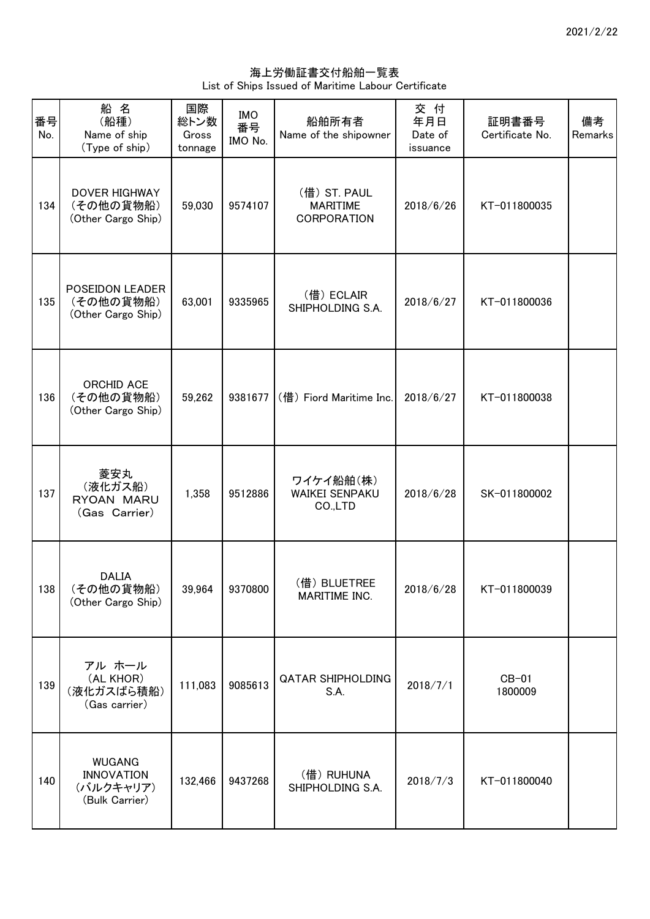2021/2/22

# 海上労働証書交付船舶一覧表
List of Ships Issued of Maritime Labour Certificate

| 番号 No. | 船 名 (船種) Name of ship (Type of ship) | 国際総トン数 Gross tonnage | IMO 番号 IMO No. | 船舶所有者 Name of the shipowner | 交付年月日 Date of issuance | 証明書番号 Certificate No. | 備考 Remarks |
|---|---|---|---|---|---|---|---|
| 134 | DOVER HIGHWAY (その他の貨物船) (Other Cargo Ship) | 59,030 | 9574107 | (借) ST. PAUL MARITIME CORPORATION | 2018/6/26 | KT-011800035 | |
| 135 | POSEIDON LEADER (その他の貨物船) (Other Cargo Ship) | 63,001 | 9335965 | (借) ECLAIR SHIPHOLDING S.A. | 2018/6/27 | KT-011800036 | |
| 136 | ORCHID ACE (その他の貨物船) (Other Cargo Ship) | 59,262 | 9381677 | (借) Fiord Maritime Inc. | 2018/6/27 | KT-011800038 | |
| 137 | 菱安丸 (液化ガス船) RYOAN MARU (Gas Carrier) | 1,358 | 9512886 | ワイケイ船舶(株) WAIKEI SENPAKU CO.,LTD | 2018/6/28 | SK-011800002 | |
| 138 | DALIA (その他の貨物船) (Other Cargo Ship) | 39,964 | 9370800 | (借) BLUETREE MARITIME INC. | 2018/6/28 | KT-011800039 | |
| 139 | アル ホール (AL KHOR) (液化ガスばら積船) (Gas carrier) | 111,083 | 9085613 | QATAR SHIPHOLDING S.A. | 2018/7/1 | CB-01 1800009 | |
| 140 | WUGANG INNOVATION (バルクキャリア) (Bulk Carrier) | 132,466 | 9437268 | (借) RUHUNA SHIPHOLDING S.A. | 2018/7/3 | KT-011800040 | |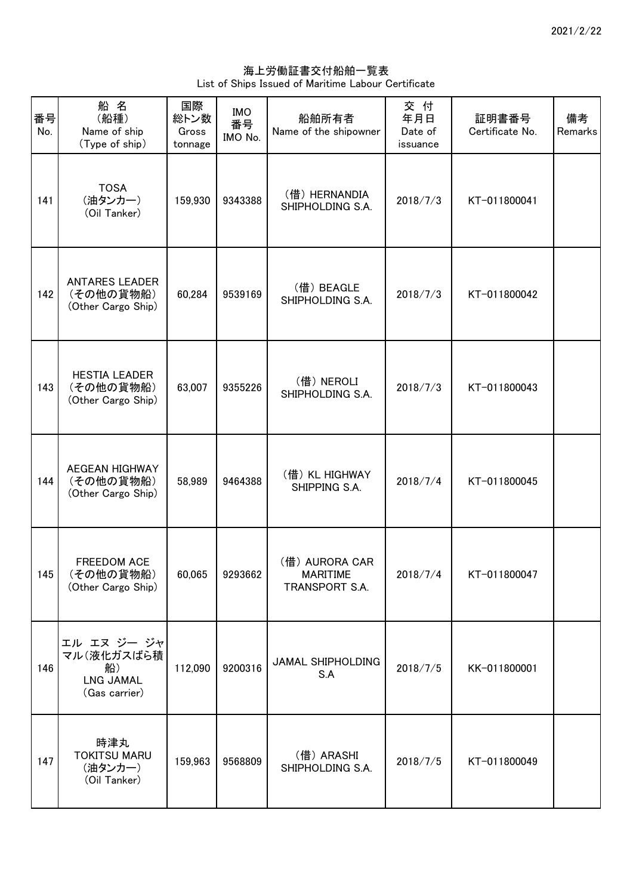# 海上労働証書交付船舶一覧表
List of Ships Issued of Maritime Labour Certificate

| 番号 No. | 船 名 （船種） Name of ship （Type of ship） | 国際総トン数 Gross tonnage | IMO番号 IMO No. | 船舶所有者 Name of the shipowner | 交 付 年月日 Date of issuance | 証明書番号 Certificate No. | 備考 Remarks |
|---|---|---|---|---|---|---|---|
| 141 | TOSA （油タンカー） (Oil Tanker) | 159,930 | 9343388 | （借） HERNANDIA SHIPHOLDING S.A. | 2018/7/3 | KT-011800041 | |
| 142 | ANTARES LEADER （その他の貨物船） (Other Cargo Ship) | 60,284 | 9539169 | （借） BEAGLE SHIPHOLDING S.A. | 2018/7/3 | KT-011800042 | |
| 143 | HESTIA LEADER （その他の貨物船） (Other Cargo Ship) | 63,007 | 9355226 | （借） NEROLI SHIPHOLDING S.A. | 2018/7/3 | KT-011800043 | |
| 144 | AEGEAN HIGHWAY （その他の貨物船） (Other Cargo Ship) | 58,989 | 9464388 | （借） KL HIGHWAY SHIPPING S.A. | 2018/7/4 | KT-011800045 | |
| 145 | FREEDOM ACE （その他の貨物船） (Other Cargo Ship) | 60,065 | 9293662 | （借） AURORA CAR MARITIME TRANSPORT S.A. | 2018/7/4 | KT-011800047 | |
| 146 | エル エヌ ジー ジャマル(液化ガスばら積船) LNG JAMAL (Gas carrier) | 112,090 | 9200316 | JAMAL SHIPHOLDING S.A | 2018/7/5 | KK-011800001 | |
| 147 | 時津丸 TOKITSU MARU （油タンカー） (Oil Tanker) | 159,963 | 9568809 | （借） ARASHI SHIPHOLDING S.A. | 2018/7/5 | KT-011800049 | |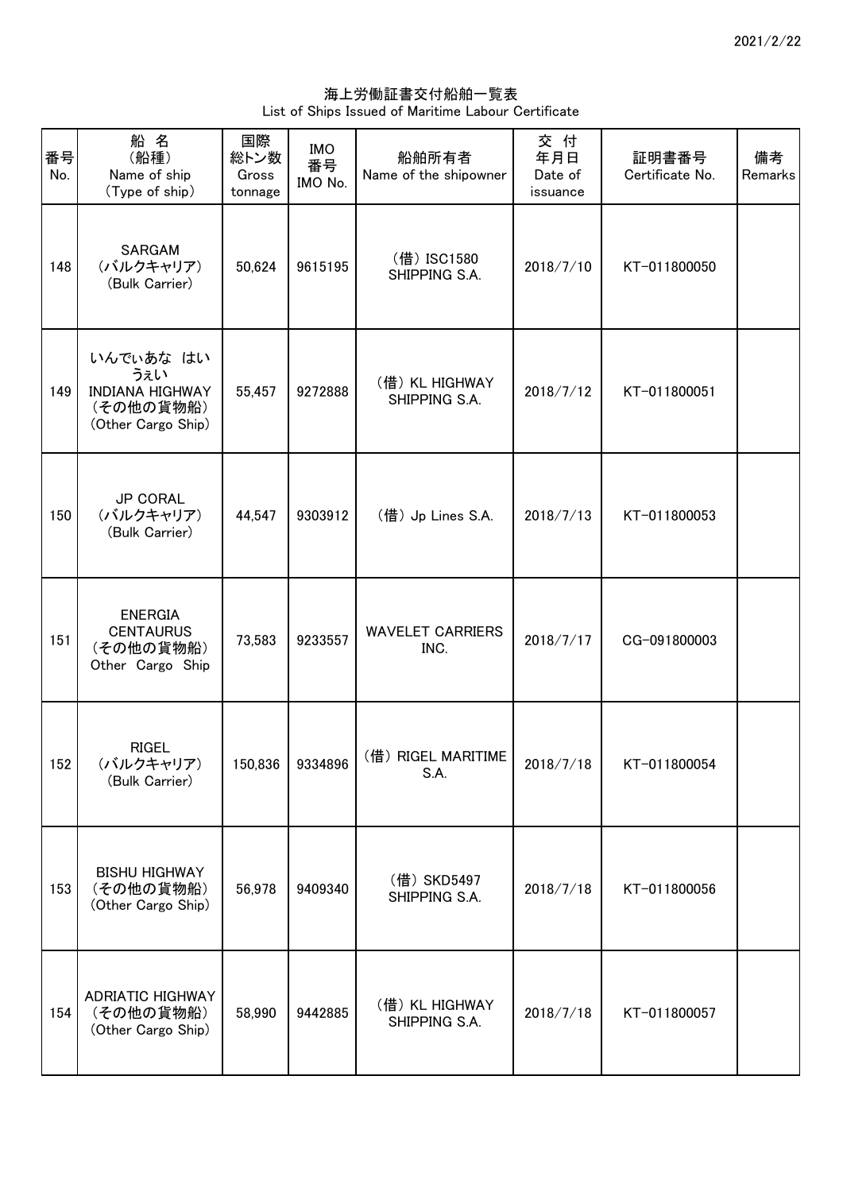# 海上労働証書交付船舶一覧表
List of Ships Issued of Maritime Labour Certificate

| 番号 No. | 船 名 (船種) Name of ship (Type of ship) | 国際総トン数 Gross tonnage | IMO 番号 IMO No. | 船舶所有者 Name of the shipowner | 交 付 年月日 Date of issuance | 証明書番号 Certificate No. | 備考 Remarks |
|---|---|---|---|---|---|---|---|
| 148 | SARGAM (バルクキャリア) (Bulk Carrier) | 50,624 | 9615195 | (借) ISC1580 SHIPPING S.A. | 2018/7/10 | KT-011800050 | |
| 149 | いんでぃあな はいうぇい INDIANA HIGHWAY (その他の貨物船) (Other Cargo Ship) | 55,457 | 9272888 | (借) KL HIGHWAY SHIPPING S.A. | 2018/7/12 | KT-011800051 | |
| 150 | JP CORAL (バルクキャリア) (Bulk Carrier) | 44,547 | 9303912 | (借) Jp Lines S.A. | 2018/7/13 | KT-011800053 | |
| 151 | ENERGIA CENTAURUS (その他の貨物船) Other Cargo Ship | 73,583 | 9233557 | WAVELET CARRIERS INC. | 2018/7/17 | CG-091800003 | |
| 152 | RIGEL (バルクキャリア) (Bulk Carrier) | 150,836 | 9334896 | (借) RIGEL MARITIME S.A. | 2018/7/18 | KT-011800054 | |
| 153 | BISHU HIGHWAY (その他の貨物船) (Other Cargo Ship) | 56,978 | 9409340 | (借) SKD5497 SHIPPING S.A. | 2018/7/18 | KT-011800056 | |
| 154 | ADRIATIC HIGHWAY (その他の貨物船) (Other Cargo Ship) | 58,990 | 9442885 | (借) KL HIGHWAY SHIPPING S.A. | 2018/7/18 | KT-011800057 | |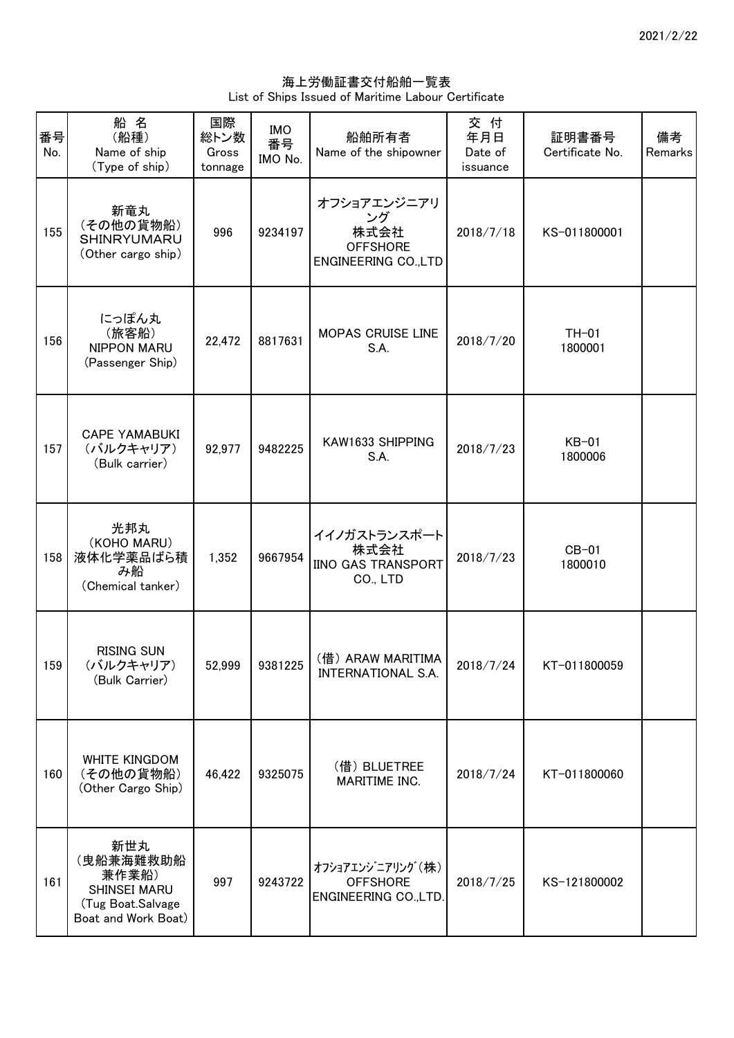2021/2/22

# 海上労働証書交付船舶一覧表
List of Ships Issued of Maritime Labour Certificate

| 番号 No. | 船 名 (船種) Name of ship (Type of ship) | 国際総トン数 Gross tonnage | IMO 番号 IMO No. | 船舶所有者 Name of the shipowner | 交 付 年月日 Date of issuance | 証明書番号 Certificate No. | 備考 Remarks |
|---|---|---|---|---|---|---|---|
| 155 | 新竜丸 (その他の貨物船) SHINRYUMARU (Other cargo ship) | 996 | 9234197 | オフショアエンジニアリング 株式会社 OFFSHORE ENGINEERING CO.,LTD | 2018/7/18 | KS-011800001 | |
| 156 | にっぽん丸 (旅客船) NIPPON MARU (Passenger Ship) | 22,472 | 8817631 | MOPAS CRUISE LINE S.A. | 2018/7/20 | TH-01 1800001 | |
| 157 | CAPE YAMABUKI (バルクキャリア) (Bulk carrier) | 92,977 | 9482225 | KAW1633 SHIPPING S.A. | 2018/7/23 | KB-01 1800006 | |
| 158 | 光邦丸 (KOHO MARU) 液体化学薬品ばら積み船 (Chemical tanker) | 1,352 | 9667954 | イイノガストランスポート 株式会社 IINO GAS TRANSPORT CO., LTD | 2018/7/23 | CB-01 1800010 | |
| 159 | RISING SUN (バルクキャリア) (Bulk Carrier) | 52,999 | 9381225 | (借) ARAW MARITIMA INTERNATIONAL S.A. | 2018/7/24 | KT-011800059 | |
| 160 | WHITE KINGDOM (その他の貨物船) (Other Cargo Ship) | 46,422 | 9325075 | (借) BLUETREE MARITIME INC. | 2018/7/24 | KT-011800060 | |
| 161 | 新世丸 (曳船兼海難救助船兼作業船) SHINSEI MARU (Tug Boat.Salvage Boat and Work Boat) | 997 | 9243722 | ｵﾌｼｮｱｴﾝｼﾞﾆｱﾘﾝｸﾞ(株) OFFSHORE ENGINEERING CO.,LTD. | 2018/7/25 | KS-121800002 | |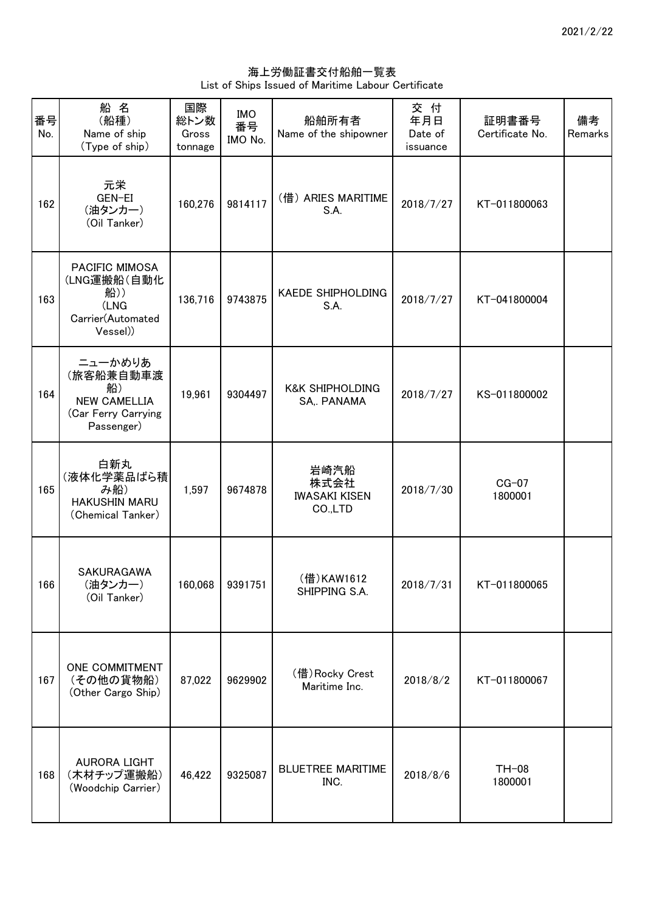海上労働証書交付船舶一覧表
List of Ships Issued of Maritime Labour Certificate

| 番号 No. | 船 名 (船種) Name of ship (Type of ship) | 国際総トン数 Gross tonnage | IMO 番号 IMO No. | 船舶所有者 Name of the shipowner | 交 付 年月日 Date of issuance | 証明書番号 Certificate No. | 備考 Remarks |
|---|---|---|---|---|---|---|---|
| 162 | 元栄 GEN-EI (油タンカー) (Oil Tanker) | 160,276 | 9814117 | (借) ARIES MARITIME S.A. | 2018/7/27 | KT-011800063 | |
| 163 | PACIFIC MIMOSA (LNG運搬船(自動化船)) (LNG Carrier(Automated Vessel)) | 136,716 | 9743875 | KAEDE SHIPHOLDING S.A. | 2018/7/27 | KT-041800004 | |
| 164 | ニューかめりあ (旅客船兼自動車渡船) NEW CAMELLIA (Car Ferry Carrying Passenger) | 19,961 | 9304497 | K&K SHIPHOLDING SA,. PANAMA | 2018/7/27 | KS-011800002 | |
| 165 | 白新丸 (液体化学薬品ばら積み船) HAKUSHIN MARU (Chemical Tanker) | 1,597 | 9674878 | 岩崎汽船 株式会社 IWASAKI KISEN CO.,LTD | 2018/7/30 | CG-07 1800001 | |
| 166 | SAKURAGAWA (油タンカー) (Oil Tanker) | 160,068 | 9391751 | (借)KAW1612 SHIPPING S.A. | 2018/7/31 | KT-011800065 | |
| 167 | ONE COMMITMENT (その他の貨物船) (Other Cargo Ship) | 87,022 | 9629902 | (借)Rocky Crest Maritime Inc. | 2018/8/2 | KT-011800067 | |
| 168 | AURORA LIGHT (木材チップ運搬船) (Woodchip Carrier) | 46,422 | 9325087 | BLUETREE MARITIME INC. | 2018/8/6 | TH-08 1800001 | |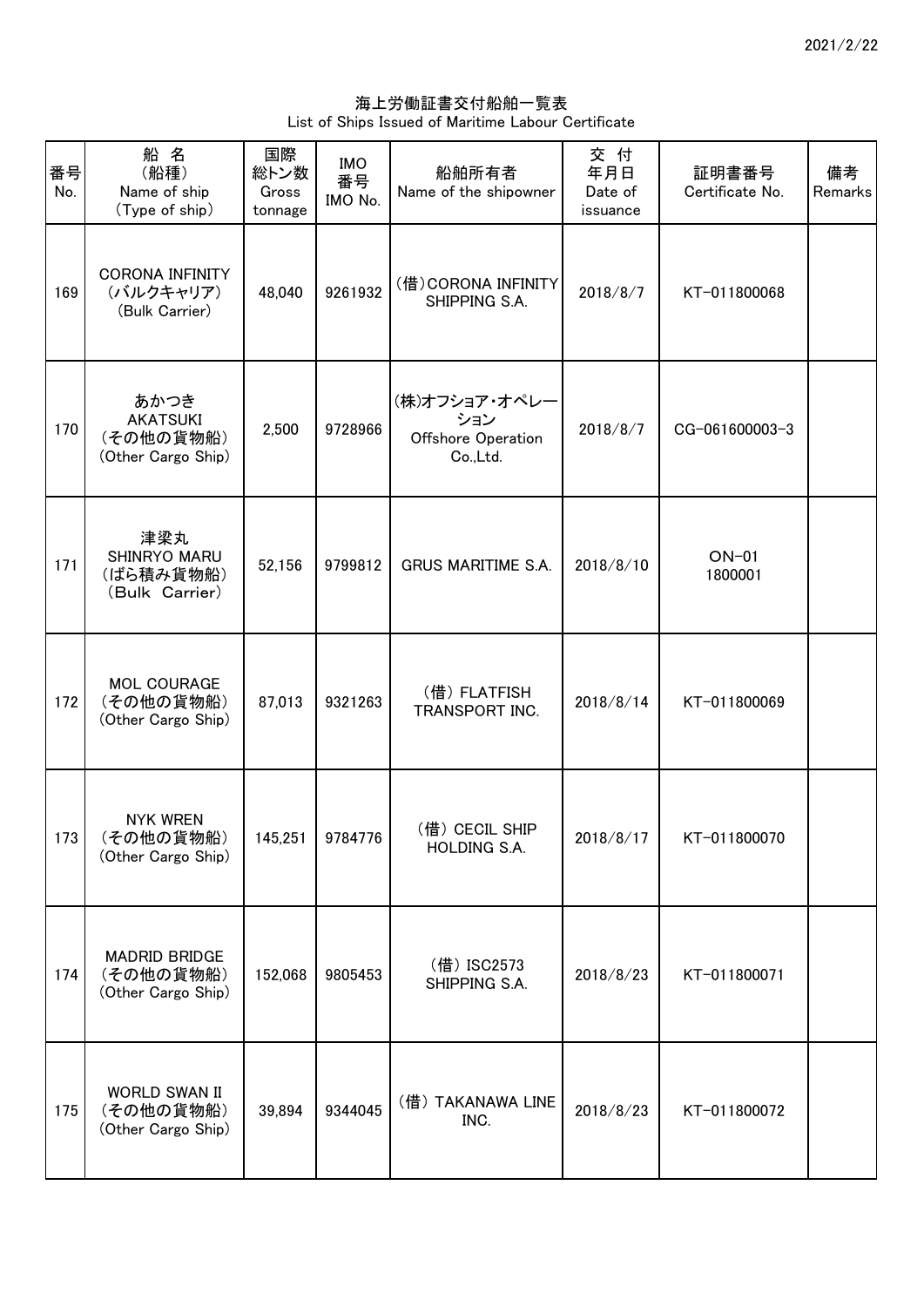2021/2/22

# 海上労働証書交付船舶一覧表
List of Ships Issued of Maritime Labour Certificate

| 番号<br>No. | 船 名<br>(船種)<br>Name of ship<br>(Type of ship) | 国際<br>総トン数<br>Gross tonnage | IMO<br>番号<br>IMO No. | 船舶所有者<br>Name of the shipowner | 交 付<br>年月日<br>Date of issuance | 証明書番号<br>Certificate No. | 備考<br>Remarks |
|---|---|---|---|---|---|---|---|
| 169 | CORONA INFINITY<br>(バルクキャリア)<br>(Bulk Carrier) | 48,040 | 9261932 | (借)CORONA INFINITY SHIPPING S.A. | 2018/8/7 | KT-011800068 | |
| 170 | あかつき<br>AKATSUKI<br>(その他の貨物船)<br>(Other Cargo Ship) | 2,500 | 9728966 | (株)オフショア・オペレーション<br>Offshore Operation Co.,Ltd. | 2018/8/7 | CG-061600003-3 | |
| 171 | 津梁丸<br>SHINRYO MARU<br>(ばら積み貨物船)<br>(Bulk Carrier) | 52,156 | 9799812 | GRUS MARITIME S.A. | 2018/8/10 | ON-01<br>1800001 | |
| 172 | MOL COURAGE<br>(その他の貨物船)<br>(Other Cargo Ship) | 87,013 | 9321263 | (借) FLATFISH TRANSPORT INC. | 2018/8/14 | KT-011800069 | |
| 173 | NYK WREN<br>(その他の貨物船)<br>(Other Cargo Ship) | 145,251 | 9784776 | (借) CECIL SHIP HOLDING S.A. | 2018/8/17 | KT-011800070 | |
| 174 | MADRID BRIDGE<br>(その他の貨物船)<br>(Other Cargo Ship) | 152,068 | 9805453 | (借) ISC2573 SHIPPING S.A. | 2018/8/23 | KT-011800071 | |
| 175 | WORLD SWAN II<br>(その他の貨物船)<br>(Other Cargo Ship) | 39,894 | 9344045 | (借) TAKANAWA LINE INC. | 2018/8/23 | KT-011800072 | |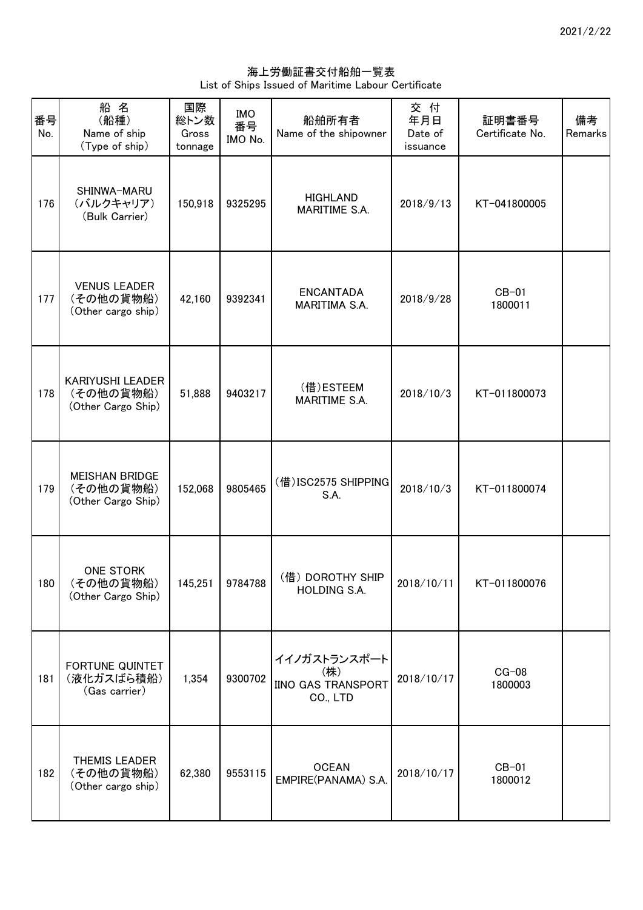# 海上労働証書交付船舶一覧表
List of Ships Issued of Maritime Labour Certificate

| 番号 No. | 船 名 (船種) Name of ship (Type of ship) | 国際総トン数 Gross tonnage | IMO番号 IMO No. | 船舶所有者 Name of the shipowner | 交 付 年月日 Date of issuance | 証明書番号 Certificate No. | 備考 Remarks |
|---|---|---|---|---|---|---|---|
| 176 | SHINWA-MARU (バルクキャリア) (Bulk Carrier) | 150,918 | 9325295 | HIGHLAND MARITIME S.A. | 2018/9/13 | KT-041800005 | |
| 177 | VENUS LEADER (その他の貨物船) (Other cargo ship) | 42,160 | 9392341 | ENCANTADA MARITIMA S.A. | 2018/9/28 | CB-01 1800011 | |
| 178 | KARIYUSHI LEADER (その他の貨物船) (Other Cargo Ship) | 51,888 | 9403217 | (借)ESTEEM MARITIME S.A. | 2018/10/3 | KT-011800073 | |
| 179 | MEISHAN BRIDGE (その他の貨物船) (Other Cargo Ship) | 152,068 | 9805465 | (借)ISC2575 SHIPPING S.A. | 2018/10/3 | KT-011800074 | |
| 180 | ONE STORK (その他の貨物船) (Other Cargo Ship) | 145,251 | 9784788 | (借) DOROTHY SHIP HOLDING S.A. | 2018/10/11 | KT-011800076 | |
| 181 | FORTUNE QUINTET (液化ガスばら積船) (Gas carrier) | 1,354 | 9300702 | イイノガストランスポート(株) IINO GAS TRANSPORT CO., LTD | 2018/10/17 | CG-08 1800003 | |
| 182 | THEMIS LEADER (その他の貨物船) (Other cargo ship) | 62,380 | 9553115 | OCEAN EMPIRE(PANAMA) S.A. | 2018/10/17 | CB-01 1800012 | |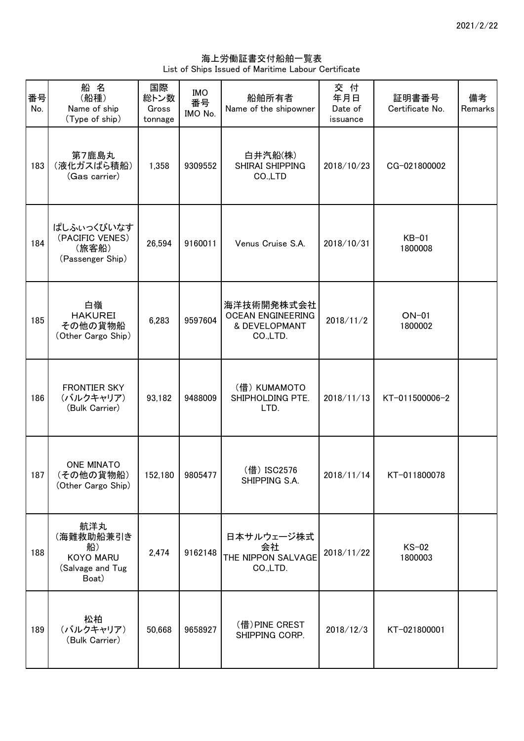2021/2/22

海上労働証書交付船舶一覧表
List of Ships Issued of Maritime Labour Certificate

| 番号 No. | 船名 (船種) Name of ship (Type of ship) | 国際総トン数 Gross tonnage | IMO番号 IMO No. | 船舶所有者 Name of the shipowner | 交付年月日 Date of issuance | 証明書番号 Certificate No. | 備考 Remarks |
|---|---|---|---|---|---|---|---|
| 183 | 第7鹿島丸 (液化ガスばら積船) (Gas carrier) | 1,358 | 9309552 | 白井汽船(株) SHIRAI SHIPPING CO.,LTD | 2018/10/23 | CG-021800002 | |
| 184 | ぱしふぃっくびいなす (PACIFIC VENES) (旅客船) (Passenger Ship) | 26,594 | 9160011 | Venus Cruise S.A. | 2018/10/31 | KB-01 1800008 | |
| 185 | 白嶺 HAKUREI その他の貨物船 (Other Cargo Ship) | 6,283 | 9597604 | 海洋技術開発株式会社 OCEAN ENGINEERING & DEVELOPMANT CO.,LTD. | 2018/11/2 | ON-01 1800002 | |
| 186 | FRONTIER SKY (バルクキャリア) (Bulk Carrier) | 93,182 | 9488009 | (借) KUMAMOTO SHIPHOLDING PTE. LTD. | 2018/11/13 | KT-011500006-2 | |
| 187 | ONE MINATO (その他の貨物船) (Other Cargo Ship) | 152,180 | 9805477 | (借) ISC2576 SHIPPING S.A. | 2018/11/14 | KT-011800078 | |
| 188 | 航洋丸 (海難救助船兼引き船) KOYO MARU (Salvage and Tug Boat) | 2,474 | 9162148 | 日本サルウェージ株式会社 THE NIPPON SALVAGE CO.,LTD. | 2018/11/22 | KS-02 1800003 | |
| 189 | 松柏 (バルクキャリア) (Bulk Carrier) | 50,668 | 9658927 | (借)PINE CREST SHIPPING CORP. | 2018/12/3 | KT-021800001 | |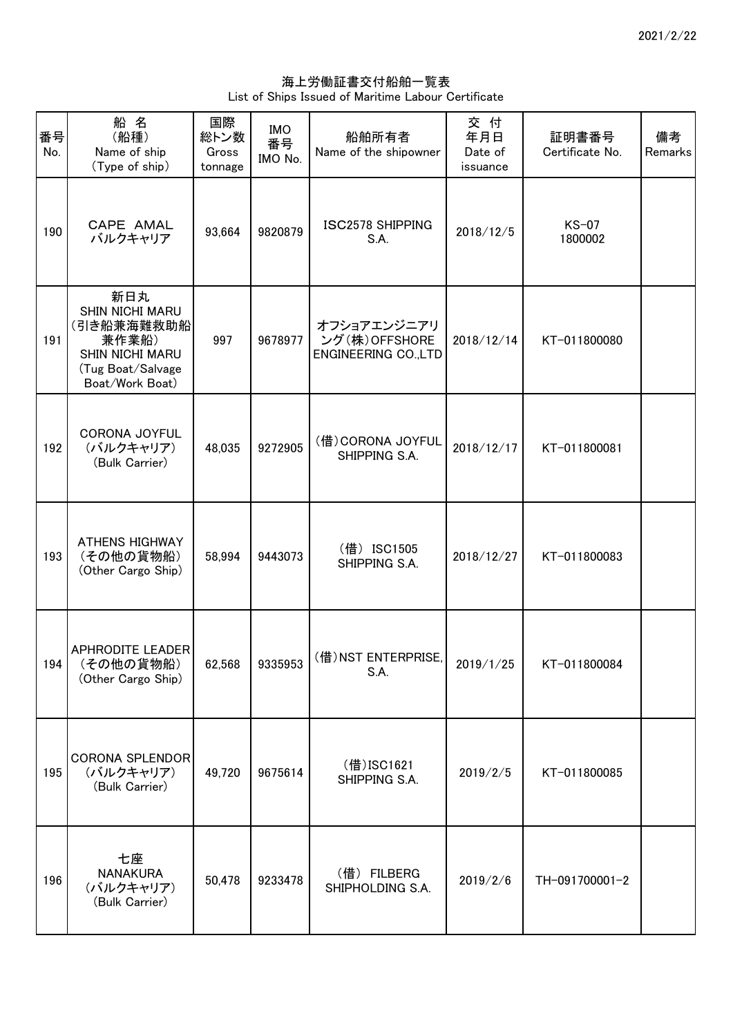海上労働証書交付船舶一覧表
List of Ships Issued of Maritime Labour Certificate

| 番号 No. | 船 名 （船種） Name of ship （Type of ship） | 国際総トン数 Gross tonnage | IMO 番号 IMO No. | 船舶所有者 Name of the shipowner | 交 付 年月日 Date of issuance | 証明書番号 Certificate No. | 備考 Remarks |
|---|---|---|---|---|---|---|---|
| 190 | CAPE AMAL バルクキャリア | 93,664 | 9820879 | ISC2578 SHIPPING S.A. | 2018/12/5 | KS-07 1800002 | |
| 191 | 新日丸 SHIN NICHI MARU （引き船兼海難救助船兼作業船） SHIN NICHI MARU （Tug Boat/Salvage Boat/Work Boat） | 997 | 9678977 | オフショアエンジニアリング（株）OFFSHORE ENGINEERING CO.,LTD | 2018/12/14 | KT-011800080 | |
| 192 | CORONA JOYFUL （バルクキャリア） （Bulk Carrier） | 48,035 | 9272905 | （借）CORONA JOYFUL SHIPPING S.A. | 2018/12/17 | KT-011800081 | |
| 193 | ATHENS HIGHWAY （その他の貨物船） （Other Cargo Ship） | 58,994 | 9443073 | （借） ISC1505 SHIPPING S.A. | 2018/12/27 | KT-011800083 | |
| 194 | APHRODITE LEADER （その他の貨物船） （Other Cargo Ship） | 62,568 | 9335953 | （借）NST ENTERPRISE, S.A. | 2019/1/25 | KT-011800084 | |
| 195 | CORONA SPLENDOR （バルクキャリア） （Bulk Carrier） | 49,720 | 9675614 | （借）ISC1621 SHIPPING S.A. | 2019/2/5 | KT-011800085 | |
| 196 | 七座 NANAKURA （バルクキャリア） （Bulk Carrier） | 50,478 | 9233478 | （借） FILBERG SHIPHOLDING S.A. | 2019/2/6 | TH-091700001-2 | |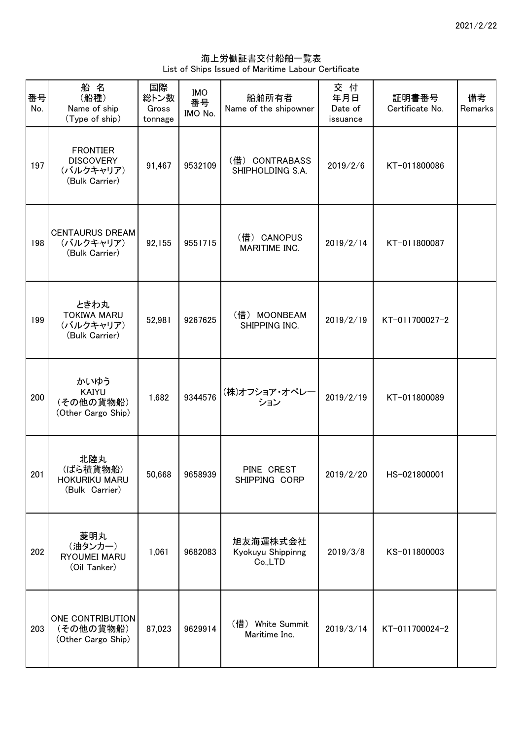2021/2/22

# 海上労働証書交付船舶一覧表
List of Ships Issued of Maritime Labour Certificate

| 番号 No. | 船 名 (船種) Name of ship (Type of ship) | 国際総トン数 Gross tonnage | IMO番号 IMO No. | 船舶所有者 Name of the shipowner | 交 付 年月日 Date of issuance | 証明書番号 Certificate No. | 備考 Remarks |
|---|---|---|---|---|---|---|---|
| 197 | FRONTIER DISCOVERY (バルクキャリア) (Bulk Carrier) | 91,467 | 9532109 | (借) CONTRABASS SHIPHOLDING S.A. | 2019/2/6 | KT-011800086 | |
| 198 | CENTAURUS DREAM (バルクキャリア) (Bulk Carrier) | 92,155 | 9551715 | (借) CANOPUS MARITIME INC. | 2019/2/14 | KT-011800087 | |
| 199 | ときわ丸 TOKIWA MARU (バルクキャリア) (Bulk Carrier) | 52,981 | 9267625 | (借) MOONBEAM SHIPPING INC. | 2019/2/19 | KT-011700027-2 | |
| 200 | かいゆう KAIYU (その他の貨物船) (Other Cargo Ship) | 1,682 | 9344576 | (株)オフショア・オペレーション | 2019/2/19 | KT-011800089 | |
| 201 | 北陸丸 (ばら積貨物船) HOKURIKU MARU (Bulk Carrier) | 50,668 | 9658939 | PINE CREST SHIPPING CORP | 2019/2/20 | HS-021800001 | |
| 202 | 菱明丸 (油タンカー) RYOUMEI MARU (Oil Tanker) | 1,061 | 9682083 | 旭友海運株式会社 Kyokuyu Shippinng Co.,LTD | 2019/3/8 | KS-011800003 | |
| 203 | ONE CONTRIBUTION (その他の貨物船) (Other Cargo Ship) | 87,023 | 9629914 | (借) White Summit Maritime Inc. | 2019/3/14 | KT-011700024-2 | |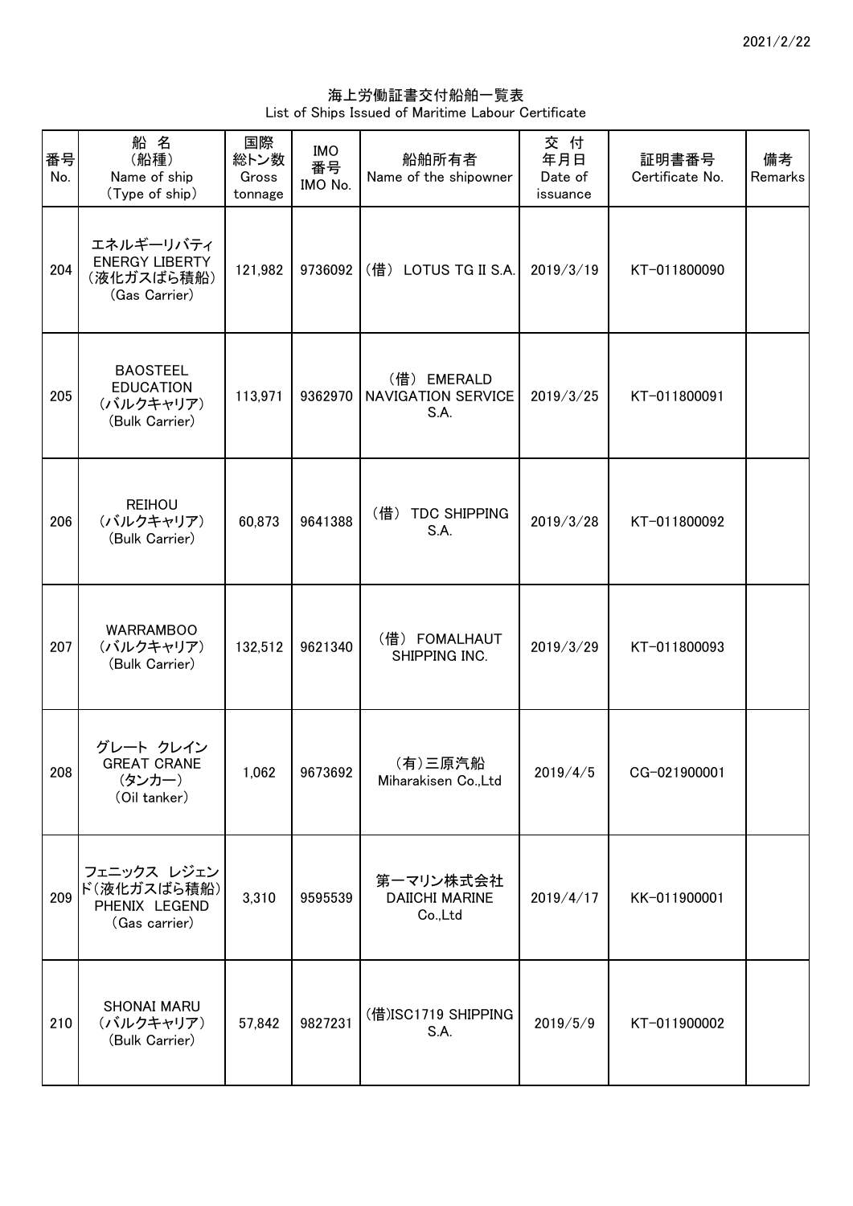2021/2/22

海上労働証書交付船舶一覧表
List of Ships Issued of Maritime Labour Certificate

| 番号 No. | 船 名 (船種) Name of ship (Type of ship) | 国際総トン数 Gross tonnage | IMO番号 IMO No. | 船舶所有者 Name of the shipowner | 交 付 年月日 Date of issuance | 証明書番号 Certificate No. | 備考 Remarks |
|---|---|---|---|---|---|---|---|
| 204 | エネルギーリバティ ENERGY LIBERTY (液化ガスばら積船) (Gas Carrier) | 121,982 | 9736092 | (借) LOTUS TG II S.A. | 2019/3/19 | KT-011800090 | |
| 205 | BAOSTEEL EDUCATION (バルクキャリア) (Bulk Carrier) | 113,971 | 9362970 | (借) EMERALD NAVIGATION SERVICE S.A. | 2019/3/25 | KT-011800091 | |
| 206 | REIHOU (バルクキャリア) (Bulk Carrier) | 60,873 | 9641388 | (借) TDC SHIPPING S.A. | 2019/3/28 | KT-011800092 | |
| 207 | WARRAMBOO (バルクキャリア) (Bulk Carrier) | 132,512 | 9621340 | (借) FOMALHAUT SHIPPING INC. | 2019/3/29 | KT-011800093 | |
| 208 | グレート クレイン GREAT CRANE (タンカー) (Oil tanker) | 1,062 | 9673692 | (有)三原汽船 Miharakisen Co.,Ltd | 2019/4/5 | CG-021900001 | |
| 209 | フェニックス レジェンド(液化ガスばら積船) PHENIX LEGEND (Gas carrier) | 3,310 | 9595539 | 第一マリン株式会社 DAIICHI MARINE Co.,Ltd | 2019/4/17 | KK-011900001 | |
| 210 | SHONAI MARU (バルクキャリア) (Bulk Carrier) | 57,842 | 9827231 | (借)ISC1719 SHIPPING S.A. | 2019/5/9 | KT-011900002 | |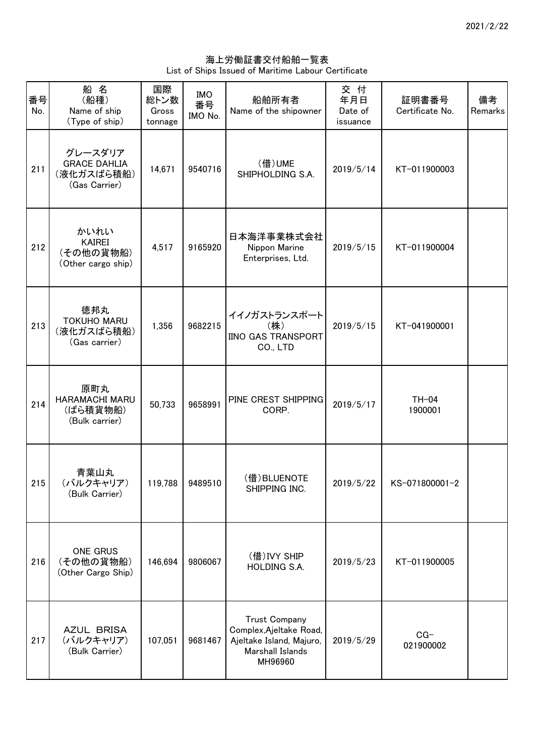# 海上労働証書交付船舶一覧表
List of Ships Issued of Maritime Labour Certificate

| 番号 No. | 船名 (船種) Name of ship (Type of ship) | 国際総トン数 Gross tonnage | IMO番号 IMO No. | 船舶所有者 Name of the shipowner | 交付年月日 Date of issuance | 証明書番号 Certificate No. | 備考 Remarks |
|---|---|---|---|---|---|---|---|
| 211 | グレースダリア GRACE DAHLIA (液化ガスばら積船) (Gas Carrier) | 14,671 | 9540716 | (借)UME SHIPHOLDING S.A. | 2019/5/14 | KT-011900003 | |
| 212 | かいれい KAIREI (その他の貨物船) (Other cargo ship) | 4,517 | 9165920 | 日本海洋事業株式会社 Nippon Marine Enterprises, Ltd. | 2019/5/15 | KT-011900004 | |
| 213 | 徳邦丸 TOKUHO MARU (液化ガスばら積船) (Gas carrier) | 1,356 | 9682215 | イイノガストランスポート(株) IINO GAS TRANSPORT CO., LTD | 2019/5/15 | KT-041900001 | |
| 214 | 原町丸 HARAMACHI MARU (ばら積貨物船) (Bulk carrier) | 50,733 | 9658991 | PINE CREST SHIPPING CORP. | 2019/5/17 | TH-04 1900001 | |
| 215 | 青葉山丸 (バルクキャリア) (Bulk Carrier) | 119,788 | 9489510 | (借)BLUENOTE SHIPPING INC. | 2019/5/22 | KS-071800001-2 | |
| 216 | ONE GRUS (その他の貨物船) (Other Cargo Ship) | 146,694 | 9806067 | (借)IVY SHIP HOLDING S.A. | 2019/5/23 | KT-011900005 | |
| 217 | AZUL BRISA (バルクキャリア) (Bulk Carrier) | 107,051 | 9681467 | Trust Company Complex,Ajeltake Road, Ajeltake Island, Majuro, Marshall Islands MH96960 | 2019/5/29 | CG-021900002 | |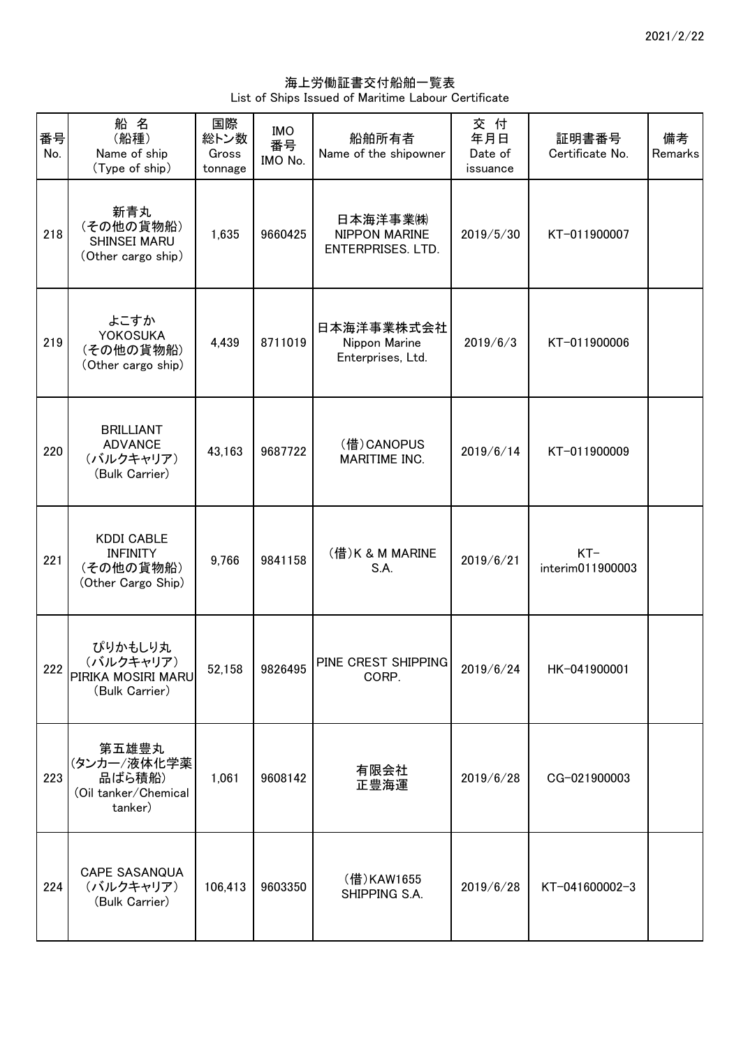# 海上労働証書交付船舶一覧表
List of Ships Issued of Maritime Labour Certificate

| 番号 No. | 船 名 (船種) Name of ship (Type of ship) | 国際総トン数 Gross tonnage | IMO番号 IMO No. | 船舶所有者 Name of the shipowner | 交付年月日 Date of issuance | 証明書番号 Certificate No. | 備考 Remarks |
|---|---|---|---|---|---|---|---|
| 218 | 新青丸 (その他の貨物船) SHINSEI MARU (Other cargo ship) | 1,635 | 9660425 | 日本海洋事業㈱ NIPPON MARINE ENTERPRISES. LTD. | 2019/5/30 | KT-011900007 | |
| 219 | よこすか YOKOSUKA (その他の貨物船) (Other cargo ship) | 4,439 | 8711019 | 日本海洋事業株式会社 Nippon Marine Enterprises, Ltd. | 2019/6/3 | KT-011900006 | |
| 220 | BRILLIANT ADVANCE (バルクキャリア) (Bulk Carrier) | 43,163 | 9687722 | (借)CANOPUS MARITIME INC. | 2019/6/14 | KT-011900009 | |
| 221 | KDDI CABLE INFINITY (その他の貨物船) (Other Cargo Ship) | 9,766 | 9841158 | (借)K & M MARINE S.A. | 2019/6/21 | KT-interim011900003 | |
| 222 | ぴりかもしり丸 (バルクキャリア) PIRIKA MOSIRI MARU (Bulk Carrier) | 52,158 | 9826495 | PINE CREST SHIPPING CORP. | 2019/6/24 | HK-041900001 | |
| 223 | 第五雄豊丸 (タンカー/液体化学薬品ばら積船) (Oil tanker/Chemical tanker) | 1,061 | 9608142 | 有限会社 正豊海運 | 2019/6/28 | CG-021900003 | |
| 224 | CAPE SASANQUA (バルクキャリア) (Bulk Carrier) | 106,413 | 9603350 | (借)KAW1655 SHIPPING S.A. | 2019/6/28 | KT-041600002-3 | |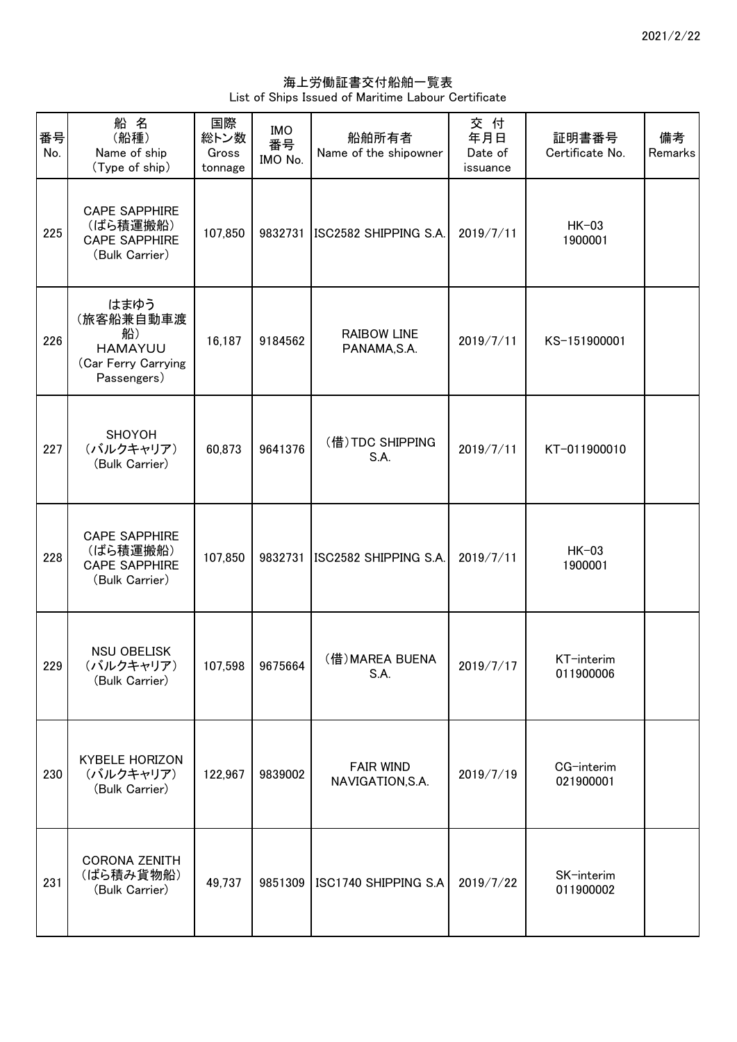海上労働証書交付船舶一覧表
List of Ships Issued of Maritime Labour Certificate

| 番号 No. | 船名 (船種) Name of ship (Type of ship) | 国際総トン数 Gross tonnage | IMO番号 IMO No. | 船舶所有者 Name of the shipowner | 交付年月日 Date of issuance | 証明書番号 Certificate No. | 備考 Remarks |
|---|---|---|---|---|---|---|---|
| 225 | CAPE SAPPHIRE (ばら積運搬船) CAPE SAPPHIRE (Bulk Carrier) | 107,850 | 9832731 | ISC2582 SHIPPING S.A. | 2019/7/11 | HK-03 1900001 | |
| 226 | はまゆう (旅客船兼自動車渡船) HAMAYUU (Car Ferry Carrying Passengers) | 16,187 | 9184562 | RAIBOW LINE PANAMA,S.A. | 2019/7/11 | KS-151900001 | |
| 227 | SHOYOH (バルクキャリア) (Bulk Carrier) | 60,873 | 9641376 | (借)TDC SHIPPING S.A. | 2019/7/11 | KT-011900010 | |
| 228 | CAPE SAPPHIRE (ばら積運搬船) CAPE SAPPHIRE (Bulk Carrier) | 107,850 | 9832731 | ISC2582 SHIPPING S.A. | 2019/7/11 | HK-03 1900001 | |
| 229 | NSU OBELISK (バルクキャリア) (Bulk Carrier) | 107,598 | 9675664 | (借)MAREA BUENA S.A. | 2019/7/17 | KT-interim 011900006 | |
| 230 | KYBELE HORIZON (バルクキャリア) (Bulk Carrier) | 122,967 | 9839002 | FAIR WIND NAVIGATION,S.A. | 2019/7/19 | CG-interim 021900001 | |
| 231 | CORONA ZENITH (ばら積み貨物船) (Bulk Carrier) | 49,737 | 9851309 | ISC1740 SHIPPING S.A | 2019/7/22 | SK-interim 011900002 | |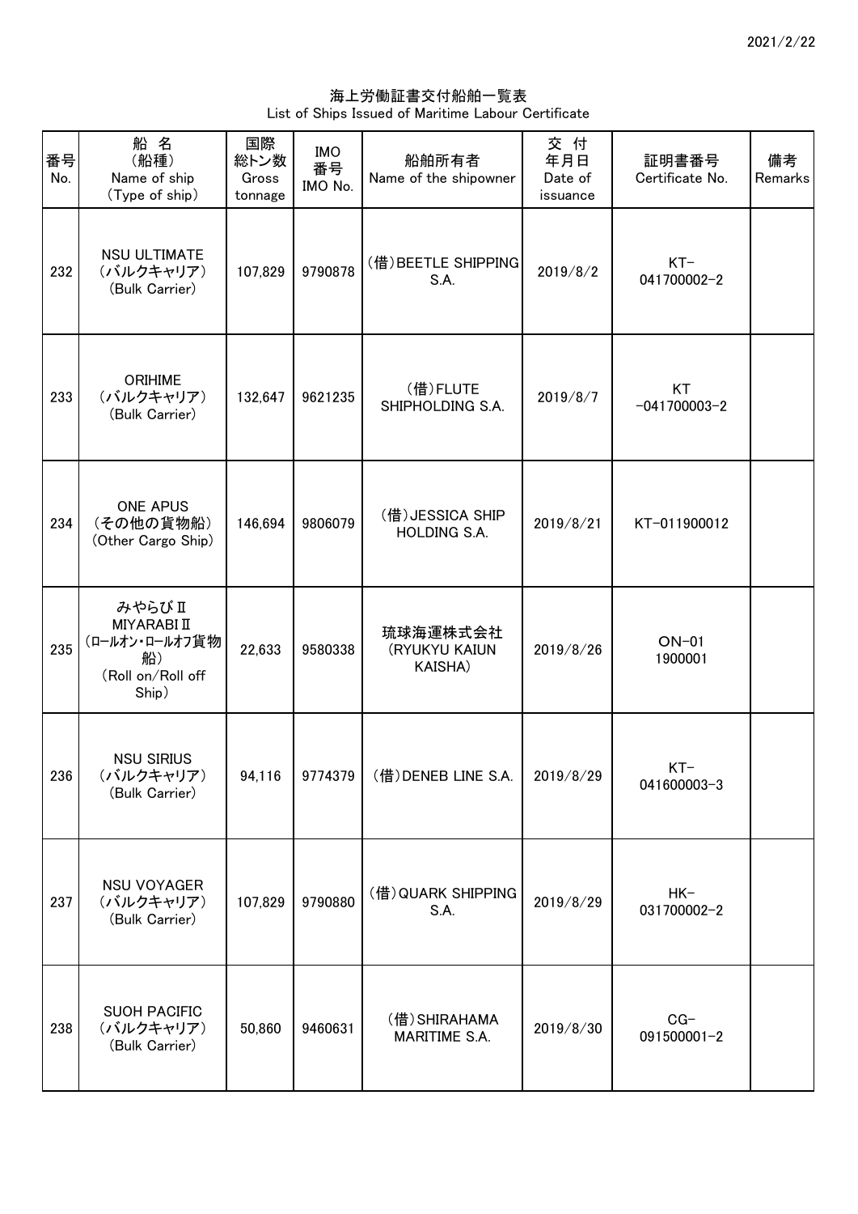海上労働証書交付船舶一覧表
List of Ships Issued of Maritime Labour Certificate

| 番号 No. | 船 名 (船種) Name of ship (Type of ship) | 国際総トン数 Gross tonnage | IMO 番号 IMO No. | 船舶所有者 Name of the shipowner | 交 付 年月日 Date of issuance | 証明書番号 Certificate No. | 備考 Remarks |
|---|---|---|---|---|---|---|---|
| 232 | NSU ULTIMATE (バルクキャリア) (Bulk Carrier) | 107,829 | 9790878 | (借)BEETLE SHIPPING S.A. | 2019/8/2 | KT-041700002-2 | |
| 233 | ORIHIME (バルクキャリア) (Bulk Carrier) | 132,647 | 9621235 | (借)FLUTE SHIPHOLDING S.A. | 2019/8/7 | KT -041700003-2 | |
| 234 | ONE APUS (その他の貨物船) (Other Cargo Ship) | 146,694 | 9806079 | (借)JESSICA SHIP HOLDING S.A. | 2019/8/21 | KT-011900012 | |
| 235 | みやらびⅡ MIYARABIⅡ (ロールオン・ロールオフ貨物船) (Roll on/Roll off Ship) | 22,633 | 9580338 | 琉球海運株式会社 (RYUKYU KAIUN KAISHA) | 2019/8/26 | ON-01 1900001 | |
| 236 | NSU SIRIUS (バルクキャリア) (Bulk Carrier) | 94,116 | 9774379 | (借)DENEB LINE S.A. | 2019/8/29 | KT-041600003-3 | |
| 237 | NSU VOYAGER (バルクキャリア) (Bulk Carrier) | 107,829 | 9790880 | (借)QUARK SHIPPING S.A. | 2019/8/29 | HK-031700002-2 | |
| 238 | SUOH PACIFIC (バルクキャリア) (Bulk Carrier) | 50,860 | 9460631 | (借)SHIRAHAMA MARITIME S.A. | 2019/8/30 | CG-091500001-2 | |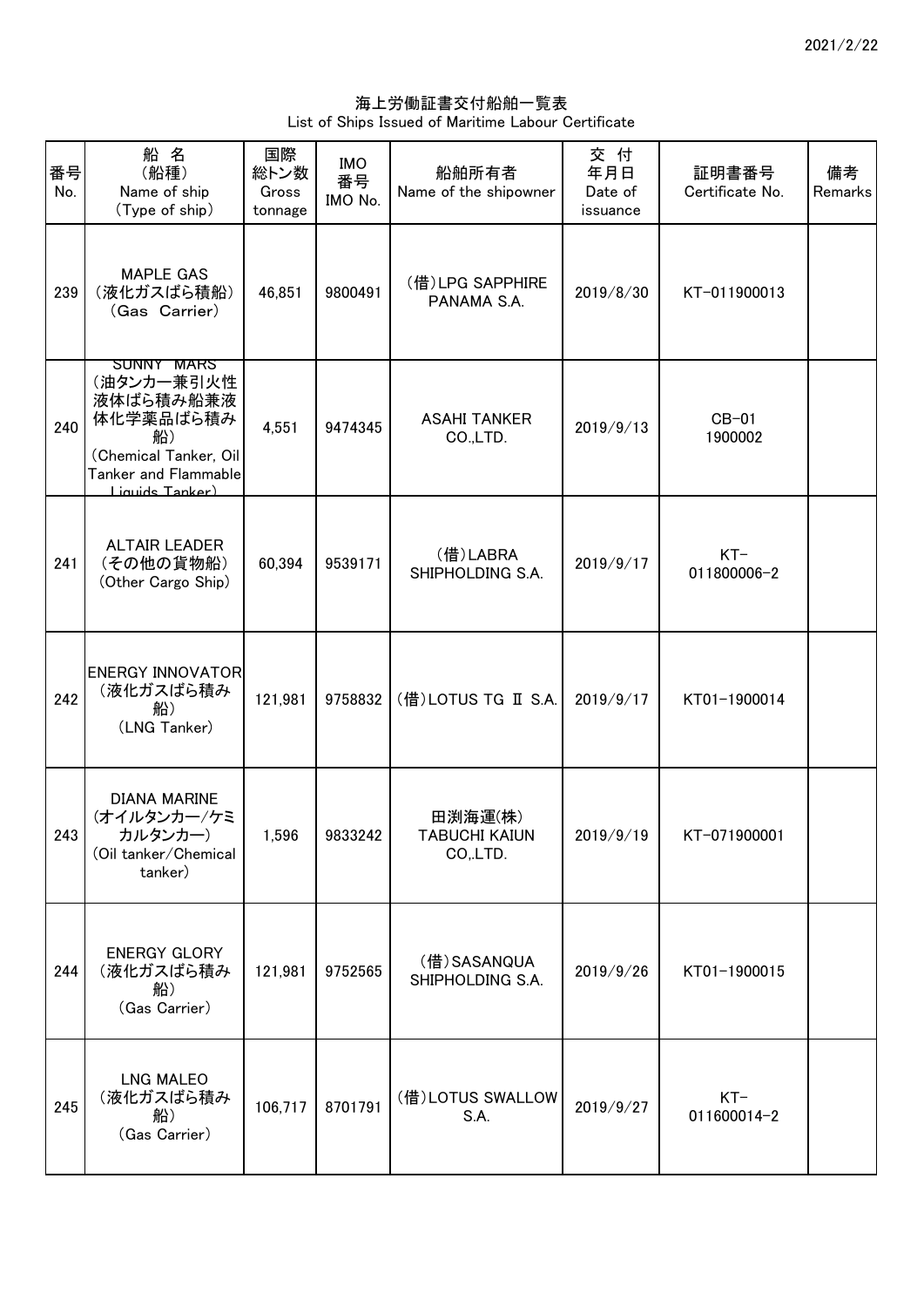2021/2/22

# 海上労働証書交付船舶一覧表
List of Ships Issued of Maritime Labour Certificate

| 番号 No. | 船 名 (船種) Name of ship (Type of ship) | 国際総トン数 Gross tonnage | IMO 番号 IMO No. | 船舶所有者 Name of the shipowner | 交 付 年月日 Date of issuance | 証明書番号 Certificate No. | 備考 Remarks |
|---|---|---|---|---|---|---|---|
| 239 | MAPLE GAS (液化ガスばら積船) (Gas Carrier) | 46,851 | 9800491 | (借)LPG SAPPHIRE PANAMA S.A. | 2019/8/30 | KT-011900013 | |
| 240 | SUNNY MARS (油タンカー兼引火性液体ばら積み船兼液体化学薬品ばら積み船) (Chemical Tanker, Oil Tanker and Flammable Liquids Tanker) | 4,551 | 9474345 | ASAHI TANKER CO.,LTD. | 2019/9/13 | CB-01 1900002 | |
| 241 | ALTAIR LEADER (その他の貨物船) (Other Cargo Ship) | 60,394 | 9539171 | (借)LABRA SHIPHOLDING S.A. | 2019/9/17 | KT-011800006-2 | |
| 242 | ENERGY INNOVATOR (液化ガスばら積み船) (LNG Tanker) | 121,981 | 9758832 | (借)LOTUS TG Ⅱ S.A. | 2019/9/17 | KT01-1900014 | |
| 243 | DIANA MARINE (オイルタンカー/ケミカルタンカー) (Oil tanker/Chemical tanker) | 1,596 | 9833242 | 田渕海運(株) TABUCHI KAIUN CO,.LTD. | 2019/9/19 | KT-071900001 | |
| 244 | ENERGY GLORY (液化ガスばら積み船) (Gas Carrier) | 121,981 | 9752565 | (借)SASANQUA SHIPHOLDING S.A. | 2019/9/26 | KT01-1900015 | |
| 245 | LNG MALEO (液化ガスばら積み船) (Gas Carrier) | 106,717 | 8701791 | (借)LOTUS SWALLOW S.A. | 2019/9/27 | KT-011600014-2 | |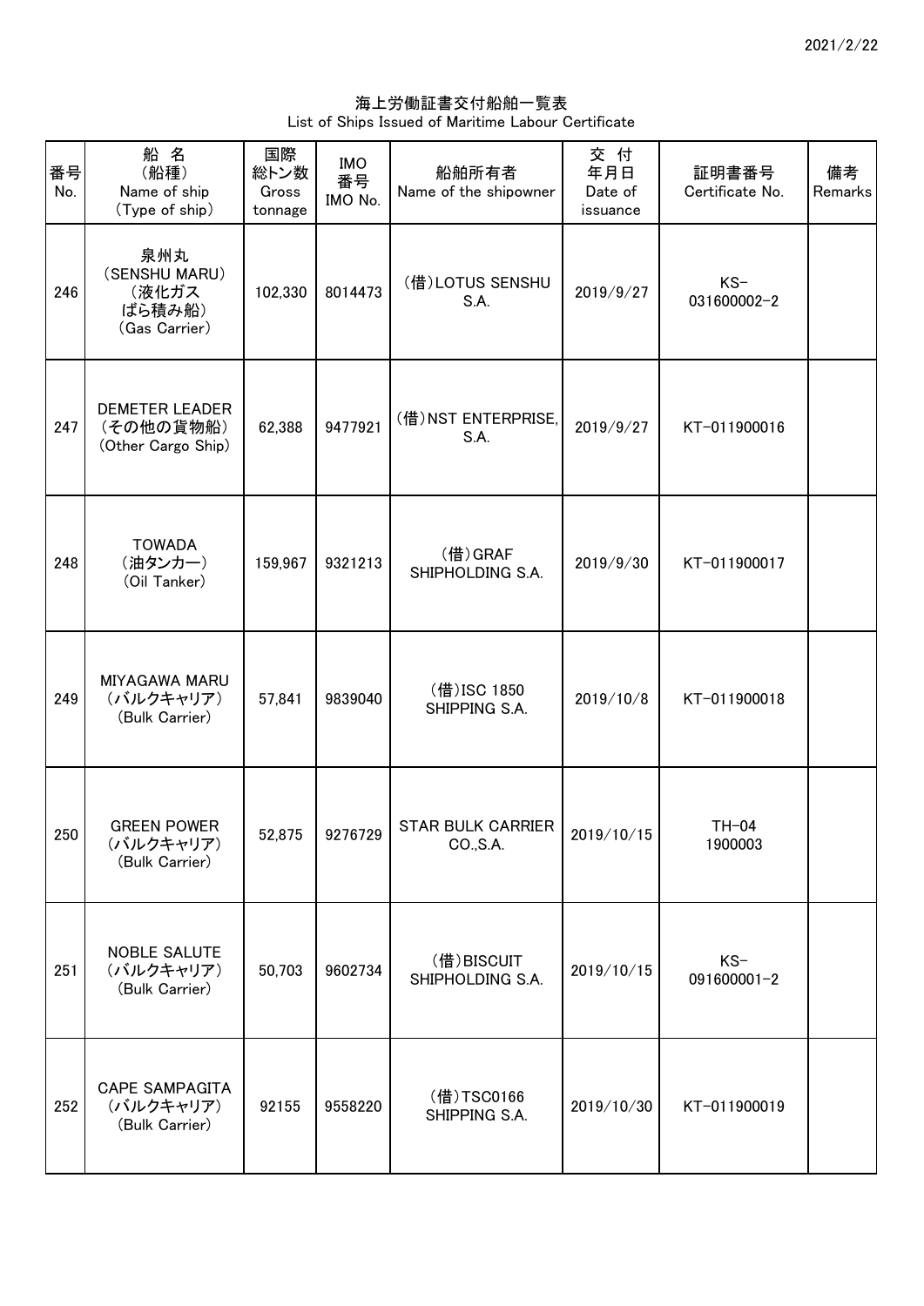2021/2/22

# 海上労働証書交付船舶一覧表
List of Ships Issued of Maritime Labour Certificate

| 番号 No. | 船 名 (船種) Name of ship (Type of ship) | 国際総トン数 Gross tonnage | IMO 番号 IMO No. | 船舶所有者 Name of the shipowner | 交 付 年月日 Date of issuance | 証明書番号 Certificate No. | 備考 Remarks |
|---|---|---|---|---|---|---|---|
| 246 | 泉州丸 (SENSHU MARU) (液化ガス ばら積み船) (Gas Carrier) | 102,330 | 8014473 | (借)LOTUS SENSHU S.A. | 2019/9/27 | KS-031600002-2 | |
| 247 | DEMETER LEADER (その他の貨物船) (Other Cargo Ship) | 62,388 | 9477921 | (借)NST ENTERPRISE, S.A. | 2019/9/27 | KT-011900016 | |
| 248 | TOWADA (油タンカー) (Oil Tanker) | 159,967 | 9321213 | (借)GRAF SHIPHOLDING S.A. | 2019/9/30 | KT-011900017 | |
| 249 | MIYAGAWA MARU (バルクキャリア) (Bulk Carrier) | 57,841 | 9839040 | (借)ISC 1850 SHIPPING S.A. | 2019/10/8 | KT-011900018 | |
| 250 | GREEN POWER (バルクキャリア) (Bulk Carrier) | 52,875 | 9276729 | STAR BULK CARRIER CO.,S.A. | 2019/10/15 | TH-04 1900003 | |
| 251 | NOBLE SALUTE (バルクキャリア) (Bulk Carrier) | 50,703 | 9602734 | (借)BISCUIT SHIPHOLDING S.A. | 2019/10/15 | KS-091600001-2 | |
| 252 | CAPE SAMPAGITA (バルクキャリア) (Bulk Carrier) | 92155 | 9558220 | (借)TSC0166 SHIPPING S.A. | 2019/10/30 | KT-011900019 | |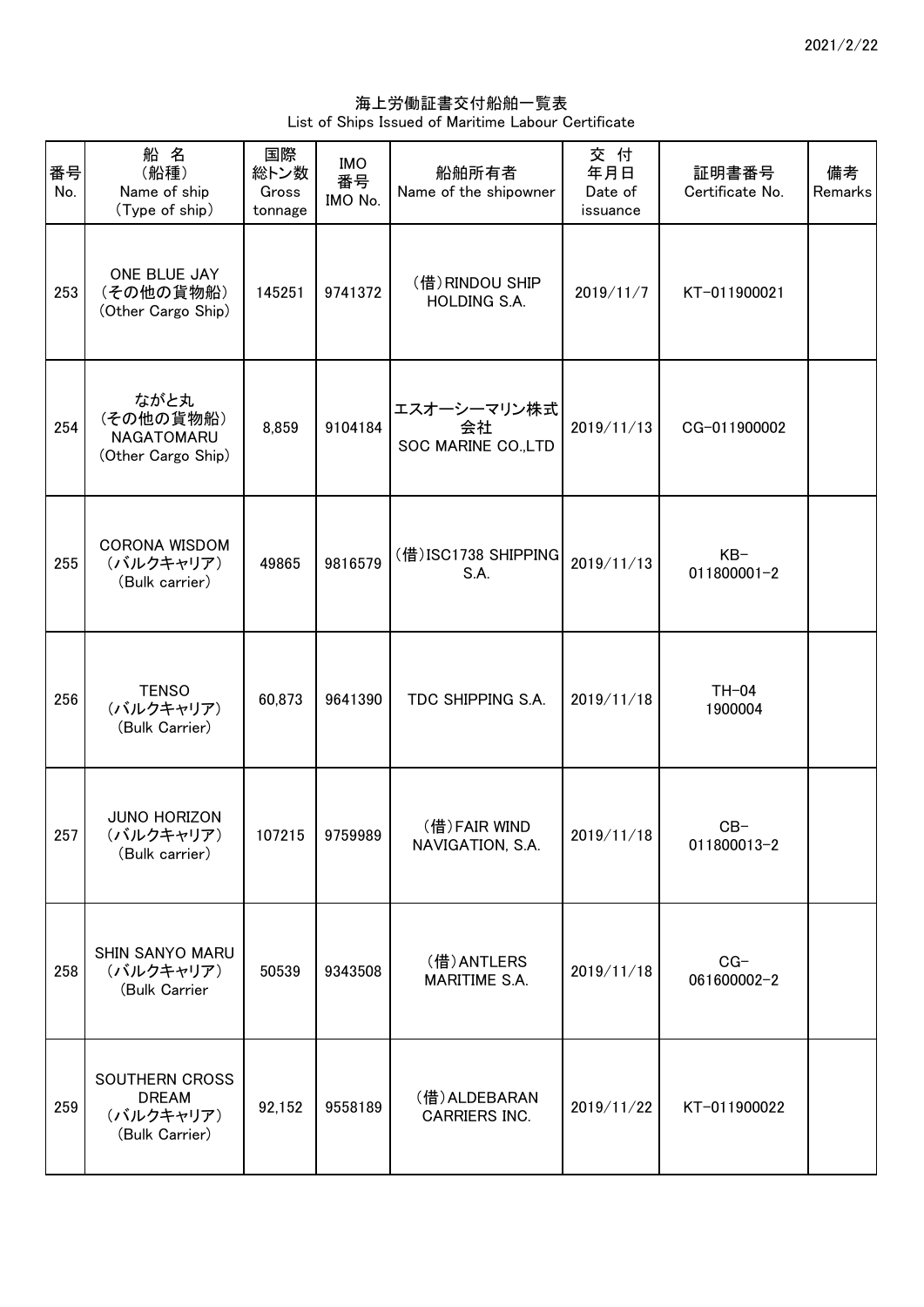2021/2/22

# 海上労働証書交付船舶一覧表
List of Ships Issued of Maritime Labour Certificate

| 番号 No. | 船 名 (船種) Name of ship (Type of ship) | 国際総トン数 Gross tonnage | IMO番号 IMO No. | 船舶所有者 Name of the shipowner | 交 付 年月日 Date of issuance | 証明書番号 Certificate No. | 備考 Remarks |
|---|---|---|---|---|---|---|---|
| 253 | ONE BLUE JAY (その他の貨物船) (Other Cargo Ship) | 145251 | 9741372 | (借)RINDOU SHIP HOLDING S.A. | 2019/11/7 | KT-011900021 | |
| 254 | ながと丸 (その他の貨物船) NAGATOMARU (Other Cargo Ship) | 8,859 | 9104184 | エスオーシーマリン株式会社 SOC MARINE CO.,LTD | 2019/11/13 | CG-011900002 | |
| 255 | CORONA WISDOM (バルクキャリア) (Bulk carrier) | 49865 | 9816579 | (借)ISC1738 SHIPPING S.A. | 2019/11/13 | KB-011800001-2 | |
| 256 | TENSO (バルクキャリア) (Bulk Carrier) | 60,873 | 9641390 | TDC SHIPPING S.A. | 2019/11/18 | TH-04 1900004 | |
| 257 | JUNO HORIZON (バルクキャリア) (Bulk carrier) | 107215 | 9759989 | (借)FAIR WIND NAVIGATION, S.A. | 2019/11/18 | CB-011800013-2 | |
| 258 | SHIN SANYO MARU (バルクキャリア) (Bulk Carrier | 50539 | 9343508 | (借)ANTLERS MARITIME S.A. | 2019/11/18 | CG-061600002-2 | |
| 259 | SOUTHERN CROSS DREAM (バルクキャリア) (Bulk Carrier) | 92,152 | 9558189 | (借)ALDEBARAN CARRIERS INC. | 2019/11/22 | KT-011900022 | |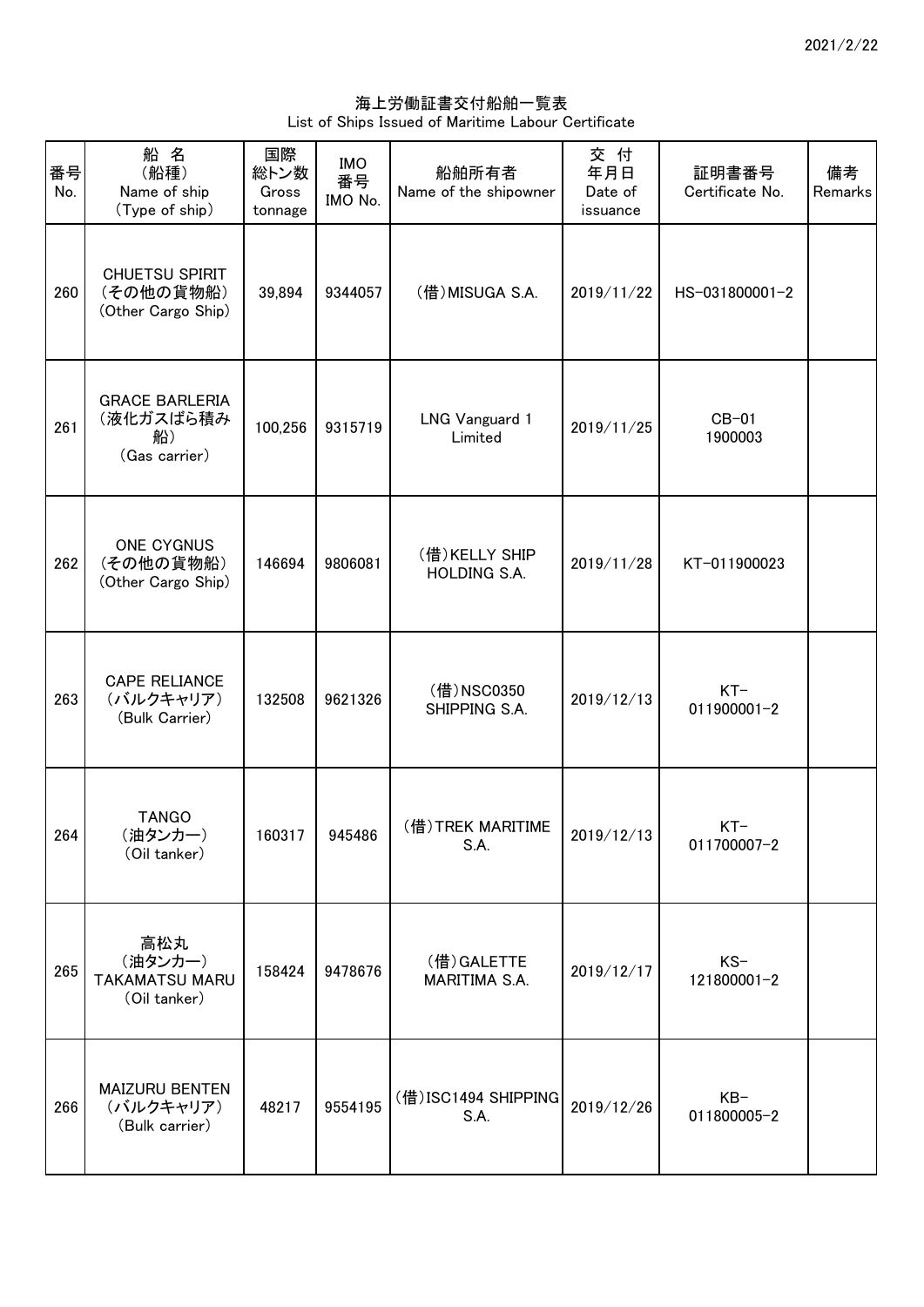2021/2/22

# 海上労働証書交付船舶一覧表
List of Ships Issued of Maritime Labour Certificate

| 番号 No. | 船名 (船種) Name of ship (Type of ship) | 国際総トン数 Gross tonnage | IMO番号 IMO No. | 船舶所有者 Name of the shipowner | 交付年月日 Date of issuance | 証明書番号 Certificate No. | 備考 Remarks |
|---|---|---|---|---|---|---|---|
| 260 | CHUETSU SPIRIT (その他の貨物船) (Other Cargo Ship) | 39,894 | 9344057 | (借)MISUGA S.A. | 2019/11/22 | HS-031800001-2 | |
| 261 | GRACE BARLERIA (液化ガスばら積み船) (Gas carrier) | 100,256 | 9315719 | LNG Vanguard 1 Limited | 2019/11/25 | CB-01 1900003 | |
| 262 | ONE CYGNUS (その他の貨物船) (Other Cargo Ship) | 146694 | 9806081 | (借)KELLY SHIP HOLDING S.A. | 2019/11/28 | KT-011900023 | |
| 263 | CAPE RELIANCE (バルクキャリア) (Bulk Carrier) | 132508 | 9621326 | (借)NSC0350 SHIPPING S.A. | 2019/12/13 | KT-011900001-2 | |
| 264 | TANGO (油タンカー) (Oil tanker) | 160317 | 945486 | (借)TREK MARITIME S.A. | 2019/12/13 | KT-011700007-2 | |
| 265 | 高松丸 (油タンカー) TAKAMATSU MARU (Oil tanker) | 158424 | 9478676 | (借)GALETTE MARITIMA S.A. | 2019/12/17 | KS-121800001-2 | |
| 266 | MAIZURU BENTEN (バルクキャリア) (Bulk carrier) | 48217 | 9554195 | (借)ISC1494 SHIPPING S.A. | 2019/12/26 | KB-011800005-2 | |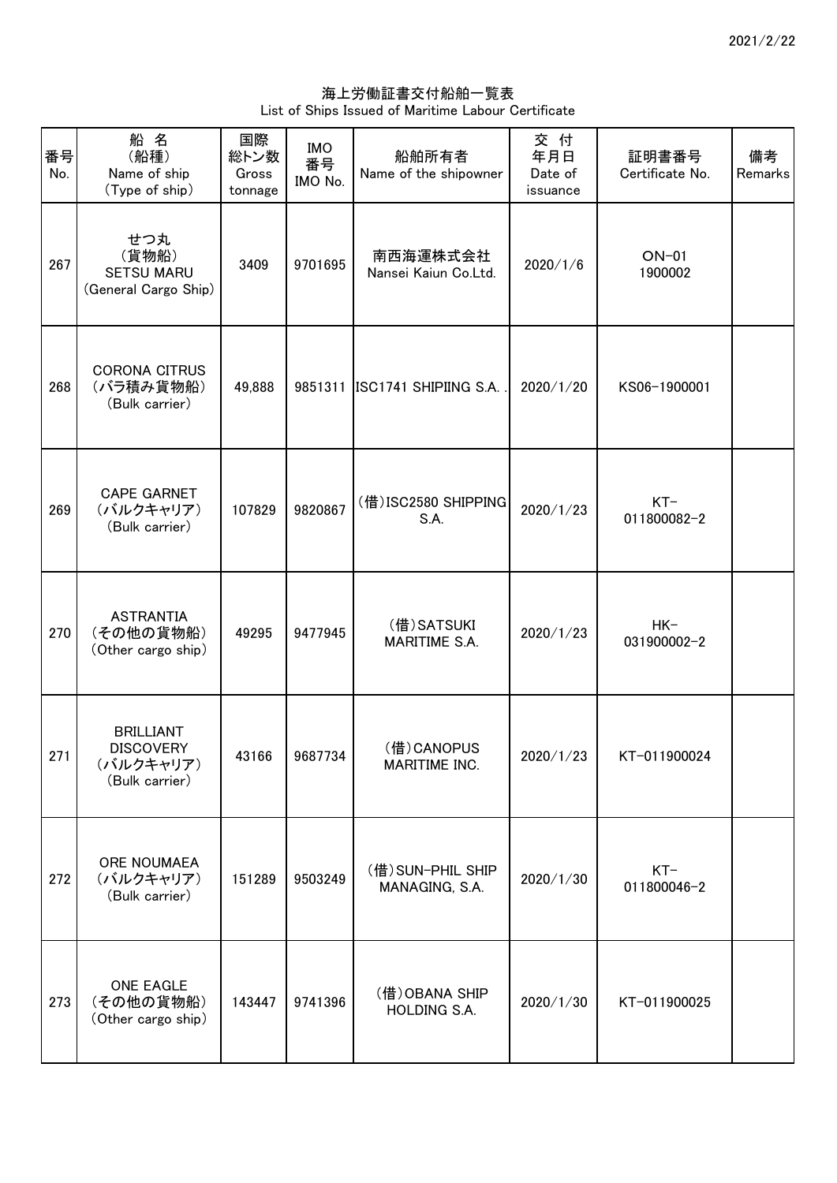2021/2/22

海上労働証書交付船舶一覧表
List of Ships Issued of Maritime Labour Certificate

| 番号<br>No. | 船 名<br>(船種)<br>Name of ship<br>(Type of ship) | 国際<br>総トン数<br>Gross tonnage | IMO<br>番号<br>IMO No. | 船舶所有者<br>Name of the shipowner | 交 付<br>年月日<br>Date of issuance | 証明書番号<br>Certificate No. | 備考<br>Remarks |
|---|---|---|---|---|---|---|---|
| 267 | せつ丸<br>(貨物船)<br>SETSU MARU<br>(General Cargo Ship) | 3409 | 9701695 | 南西海運株式会社<br>Nansei Kaiun Co.Ltd. | 2020/1/6 | ON-01<br>1900002 | |
| 268 | CORONA CITRUS<br>(バラ積み貨物船)<br>(Bulk carrier) | 49,888 | 9851311 | ISC1741 SHIPIING S.A. . | 2020/1/20 | KS06-1900001 | |
| 269 | CAPE GARNET<br>(バルクキャリア)<br>(Bulk carrier) | 107829 | 9820867 | (借)ISC2580 SHIPPING S.A. | 2020/1/23 | KT-<br>011800082-2 | |
| 270 | ASTRANTIA<br>(その他の貨物船)<br>(Other cargo ship) | 49295 | 9477945 | (借)SATSUKI MARITIME S.A. | 2020/1/23 | HK-<br>031900002-2 | |
| 271 | BRILLIANT DISCOVERY<br>(バルクキャリア)<br>(Bulk carrier) | 43166 | 9687734 | (借)CANOPUS MARITIME INC. | 2020/1/23 | KT-011900024 | |
| 272 | ORE NOUMAEA<br>(バルクキャリア)<br>(Bulk carrier) | 151289 | 9503249 | (借)SUN-PHIL SHIP MANAGING, S.A. | 2020/1/30 | KT-<br>011800046-2 | |
| 273 | ONE EAGLE<br>(その他の貨物船)<br>(Other cargo ship) | 143447 | 9741396 | (借)OBANA SHIP HOLDING S.A. | 2020/1/30 | KT-011900025 | |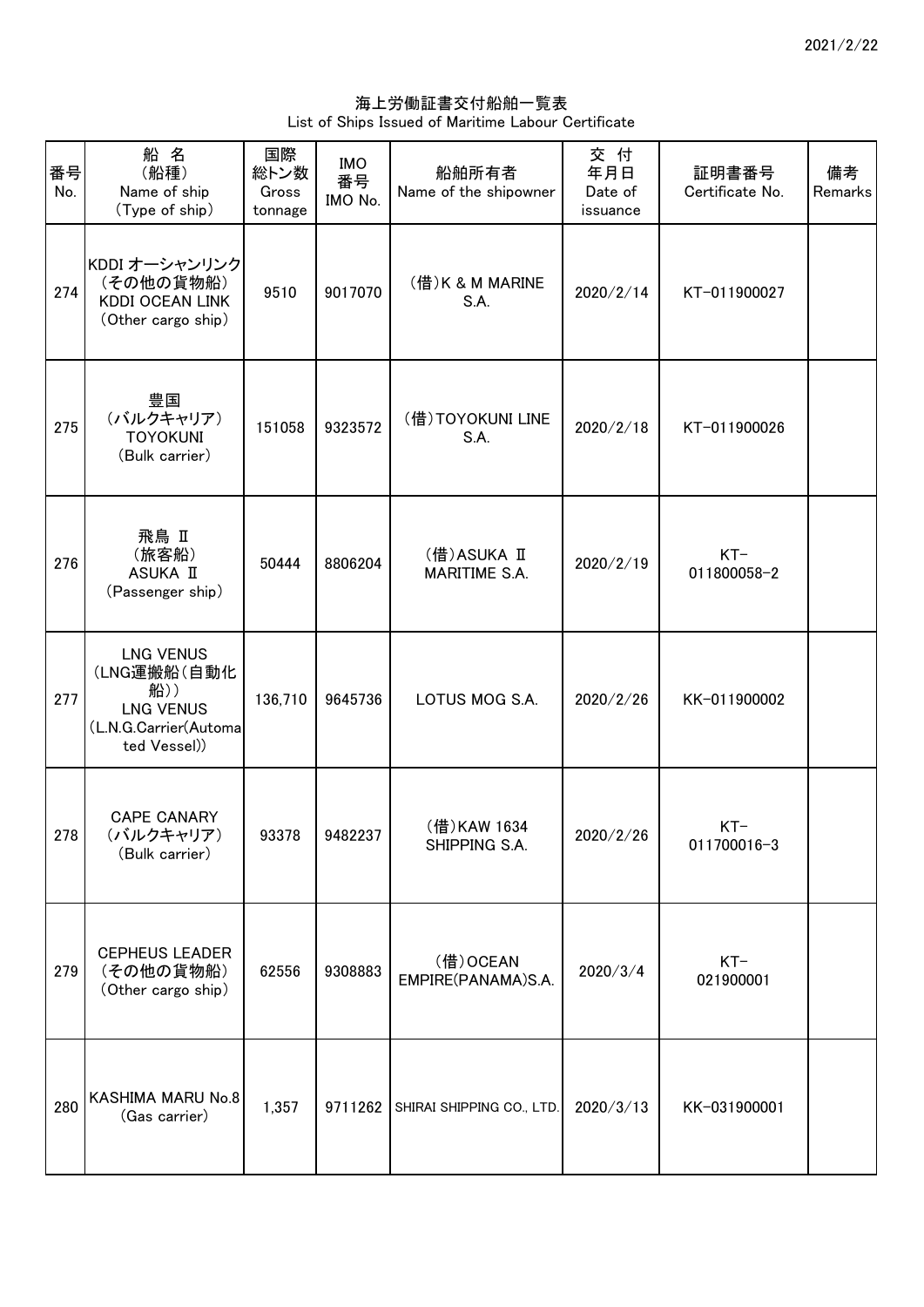2021/2/22

# 海上労働証書交付船舶一覧表
List of Ships Issued of Maritime Labour Certificate

| 番号<br>No. | 船 名<br>(船種)<br>Name of ship<br>(Type of ship) | 国際<br>総トン数<br>Gross tonnage | IMO<br>番号<br>IMO No. | 船舶所有者<br>Name of the shipowner | 交 付<br>年月日<br>Date of issuance | 証明書番号<br>Certificate No. | 備考<br>Remarks |
|---|---|---|---|---|---|---|---|
| 274 | KDDI オーシャンリンク<br>(その他の貨物船)<br>KDDI OCEAN LINK<br>(Other cargo ship) | 9510 | 9017070 | (借)K & M MARINE S.A. | 2020/2/14 | KT-011900027 | |
| 275 | 豊国<br>(バルクキャリア)<br>TOYOKUNI<br>(Bulk carrier) | 151058 | 9323572 | (借)TOYOKUNI LINE S.A. | 2020/2/18 | KT-011900026 | |
| 276 | 飛鳥 Ⅱ<br>(旅客船)<br>ASUKA Ⅱ<br>(Passenger ship) | 50444 | 8806204 | (借)ASUKA Ⅱ MARITIME S.A. | 2020/2/19 | KT-011800058-2 | |
| 277 | LNG VENUS<br>(LNG運搬船(自動化船))<br>LNG VENUS<br>(L.N.G.Carrier(Automated Vessel)) | 136,710 | 9645736 | LOTUS MOG S.A. | 2020/2/26 | KK-011900002 | |
| 278 | CAPE CANARY<br>(バルクキャリア)<br>(Bulk carrier) | 93378 | 9482237 | (借)KAW 1634 SHIPPING S.A. | 2020/2/26 | KT-011700016-3 | |
| 279 | CEPHEUS LEADER<br>(その他の貨物船)<br>(Other cargo ship) | 62556 | 9308883 | (借)OCEAN EMPIRE(PANAMA)S.A. | 2020/3/4 | KT-021900001 | |
| 280 | KASHIMA MARU No.8<br>(Gas carrier) | 1,357 | 9711262 | SHIRAI SHIPPING CO., LTD. | 2020/3/13 | KK-031900001 | |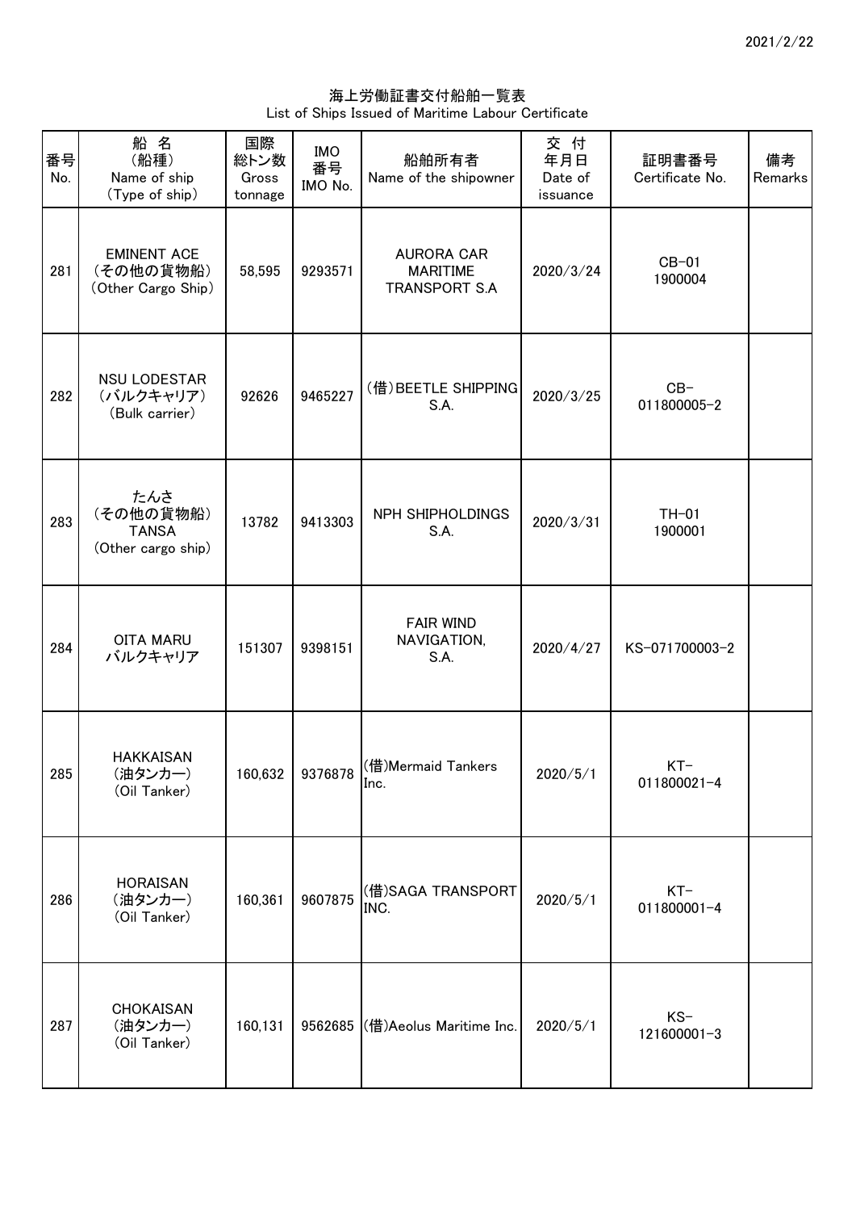2021/2/22

# 海上労働証書交付船舶一覧表
List of Ships Issued of Maritime Labour Certificate

| 番号 No. | 船 名 (船種) Name of ship (Type of ship) | 国際総トン数 Gross tonnage | IMO 番号 IMO No. | 船舶所有者 Name of the shipowner | 交 付 年月日 Date of issuance | 証明書番号 Certificate No. | 備考 Remarks |
|---|---|---|---|---|---|---|---|
| 281 | EMINENT ACE (その他の貨物船) (Other Cargo Ship) | 58,595 | 9293571 | AURORA CAR MARITIME TRANSPORT S.A | 2020/3/24 | CB-01 1900004 | |
| 282 | NSU LODESTAR (バルクキャリア) (Bulk carrier) | 92626 | 9465227 | (借)BEETLE SHIPPING S.A. | 2020/3/25 | CB-011800005-2 | |
| 283 | たんさ (その他の貨物船) TANSA (Other cargo ship) | 13782 | 9413303 | NPH SHIPHOLDINGS S.A. | 2020/3/31 | TH-01 1900001 | |
| 284 | OITA MARU バルクキャリア | 151307 | 9398151 | FAIR WIND NAVIGATION, S.A. | 2020/4/27 | KS-071700003-2 | |
| 285 | HAKKAISAN (油タンカー) (Oil Tanker) | 160,632 | 9376878 | (借)Mermaid Tankers Inc. | 2020/5/1 | KT-011800021-4 | |
| 286 | HORAISAN (油タンカー) (Oil Tanker) | 160,361 | 9607875 | (借)SAGA TRANSPORT INC. | 2020/5/1 | KT-011800001-4 | |
| 287 | CHOKAISAN (油タンカー) (Oil Tanker) | 160,131 | 9562685 | (借)Aeolus Maritime Inc. | 2020/5/1 | KS-121600001-3 | |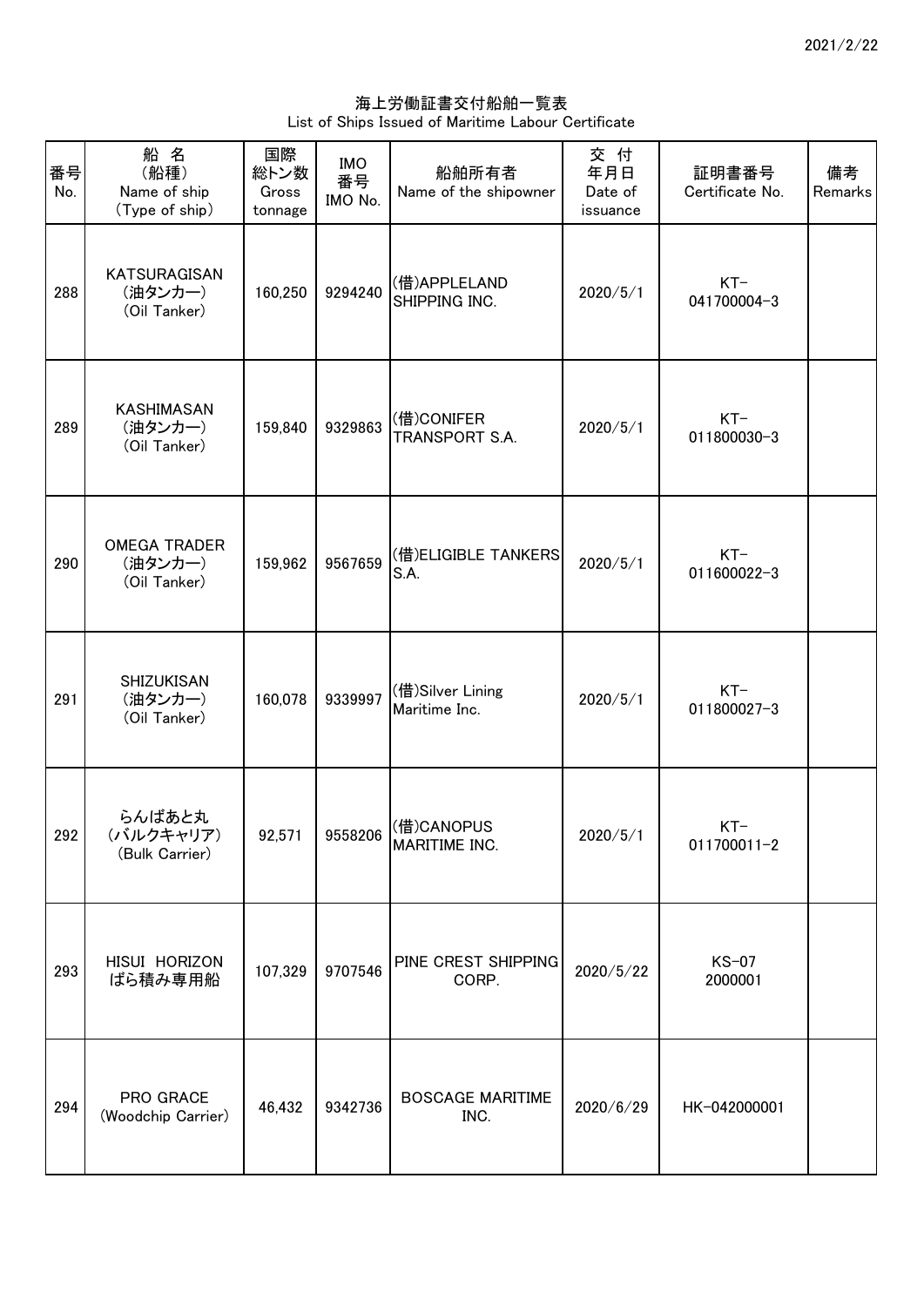2021/2/22

# 海上労働証書交付船舶一覧表
List of Ships Issued of Maritime Labour Certificate

| 番号 No. | 船 名 (船種) Name of ship (Type of ship) | 国際総トン数 Gross tonnage | IMO番号 IMO No. | 船舶所有者 Name of the shipowner | 交 付 年月日 Date of issuance | 証明書番号 Certificate No. | 備考 Remarks |
|---|---|---|---|---|---|---|---|
| 288 | KATSURAGISAN (油タンカー) (Oil Tanker) | 160,250 | 9294240 | (借)APPLELAND SHIPPING INC. | 2020/5/1 | KT-041700004-3 | |
| 289 | KASHIMASAN (油タンカー) (Oil Tanker) | 159,840 | 9329863 | (借)CONIFER TRANSPORT S.A. | 2020/5/1 | KT-011800030-3 | |
| 290 | OMEGA TRADER (油タンカー) (Oil Tanker) | 159,962 | 9567659 | (借)ELIGIBLE TANKERS S.A. | 2020/5/1 | KT-011600022-3 | |
| 291 | SHIZUKISAN (油タンカー) (Oil Tanker) | 160,078 | 9339997 | (借)Silver Lining Maritime Inc. | 2020/5/1 | KT-011800027-3 | |
| 292 | らんばあと丸 (バルクキャリア) (Bulk Carrier) | 92,571 | 9558206 | (借)CANOPUS MARITIME INC. | 2020/5/1 | KT-011700011-2 | |
| 293 | HISUI HORIZON ばら積み専用船 | 107,329 | 9707546 | PINE CREST SHIPPING CORP. | 2020/5/22 | KS-07 2000001 | |
| 294 | PRO GRACE (Woodchip Carrier) | 46,432 | 9342736 | BOSCAGE MARITIME INC. | 2020/6/29 | HK-042000001 | |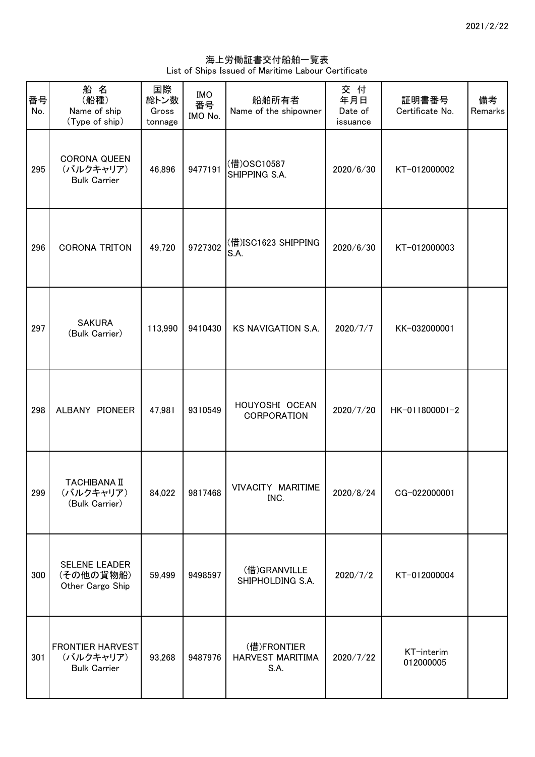2021/2/22

# 海上労働証書交付船舶一覧表
List of Ships Issued of Maritime Labour Certificate

| 番号 No. | 船 名 (船種) Name of ship (Type of ship) | 国際総トン数 Gross tonnage | IMO番号 IMO No. | 船舶所有者 Name of the shipowner | 交 付 年月日 Date of issuance | 証明書番号 Certificate No. | 備考 Remarks |
|---|---|---|---|---|---|---|---|
| 295 | CORONA QUEEN (バルクキャリア) Bulk Carrier | 46,896 | 9477191 | (借)OSC10587 SHIPPING S.A. | 2020/6/30 | KT-012000002 | |
| 296 | CORONA TRITON | 49,720 | 9727302 | (借)ISC1623 SHIPPING S.A. | 2020/6/30 | KT-012000003 | |
| 297 | SAKURA (Bulk Carrier) | 113,990 | 9410430 | KS NAVIGATION S.A. | 2020/7/7 | KK-032000001 | |
| 298 | ALBANY PIONEER | 47,981 | 9310549 | HOUYOSHI OCEAN CORPORATION | 2020/7/20 | HK-011800001-2 | |
| 299 | TACHIBANA Ⅱ (バルクキャリア) (Bulk Carrier) | 84,022 | 9817468 | VIVACITY MARITIME INC. | 2020/8/24 | CG-022000001 | |
| 300 | SELENE LEADER (その他の貨物船) Other Cargo Ship | 59,499 | 9498597 | (借)GRANVILLE SHIPHOLDING S.A. | 2020/7/2 | KT-012000004 | |
| 301 | FRONTIER HARVEST (バルクキャリア) Bulk Carrier | 93,268 | 9487976 | (借)FRONTIER HARVEST MARITIMA S.A. | 2020/7/22 | KT-interim 012000005 | |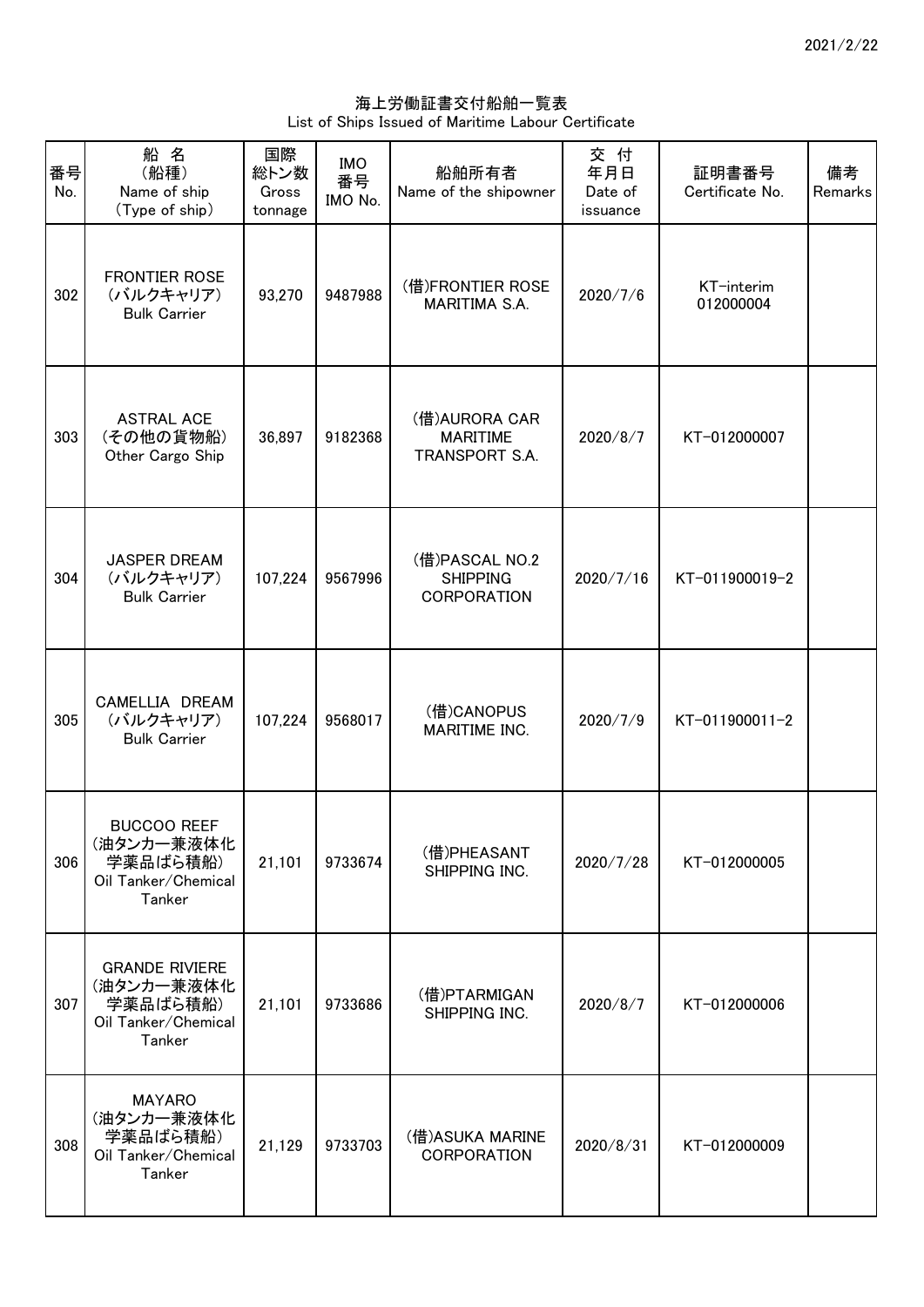2021/2/22

# 海上労働証書交付船舶一覧表
List of Ships Issued of Maritime Labour Certificate

| 番号 No. | 船 名 (船種) Name of ship (Type of ship) | 国際 総トン数 Gross tonnage | IMO 番号 IMO No. | 船舶所有者 Name of the shipowner | 交 付 年月日 Date of issuance | 証明書番号 Certificate No. | 備考 Remarks |
|---|---|---|---|---|---|---|---|
| 302 | FRONTIER ROSE (バルクキャリア) Bulk Carrier | 93,270 | 9487988 | (借)FRONTIER ROSE MARITIMA S.A. | 2020/7/6 | KT-interim 012000004 | |
| 303 | ASTRAL ACE (その他の貨物船) Other Cargo Ship | 36,897 | 9182368 | (借)AURORA CAR MARITIME TRANSPORT S.A. | 2020/8/7 | KT-012000007 | |
| 304 | JASPER DREAM (バルクキャリア) Bulk Carrier | 107,224 | 9567996 | (借)PASCAL NO.2 SHIPPING CORPORATION | 2020/7/16 | KT-011900019-2 | |
| 305 | CAMELLIA DREAM (バルクキャリア) Bulk Carrier | 107,224 | 9568017 | (借)CANOPUS MARITIME INC. | 2020/7/9 | KT-011900011-2 | |
| 306 | BUCCOO REEF (油タンカー兼液体化学薬品ばら積船) Oil Tanker/Chemical Tanker | 21,101 | 9733674 | (借)PHEASANT SHIPPING INC. | 2020/7/28 | KT-012000005 | |
| 307 | GRANDE RIVIERE (油タンカー兼液体化学薬品ばら積船) Oil Tanker/Chemical Tanker | 21,101 | 9733686 | (借)PTARMIGAN SHIPPING INC. | 2020/8/7 | KT-012000006 | |
| 308 | MAYARO (油タンカー兼液体化学薬品ばら積船) Oil Tanker/Chemical Tanker | 21,129 | 9733703 | (借)ASUKA MARINE CORPORATION | 2020/8/31 | KT-012000009 | |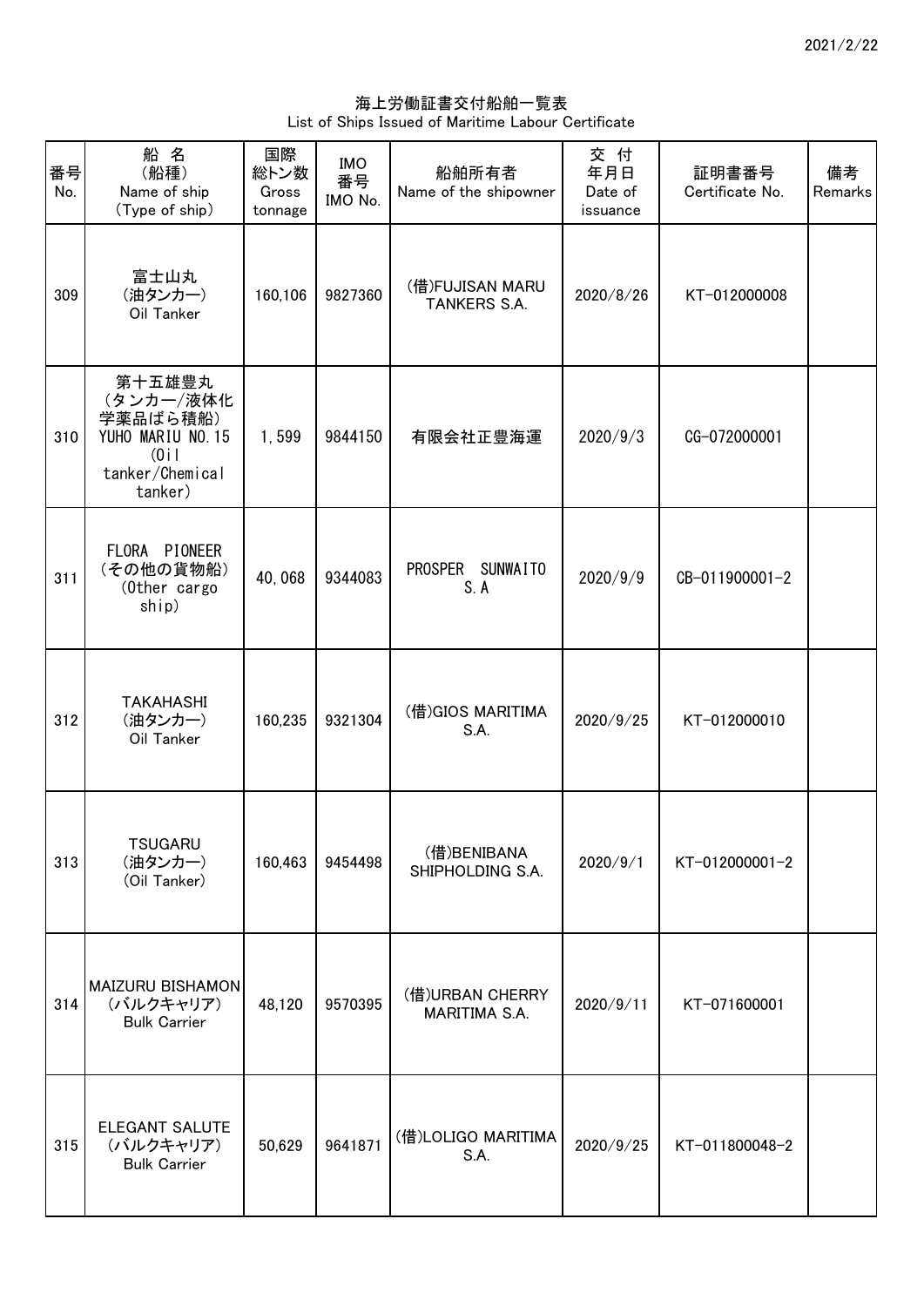2021/2/22

# 海上労働証書交付船舶一覧表
List of Ships Issued of Maritime Labour Certificate

| 番号 No. | 船 名 (船種) Name of ship (Type of ship) | 国際総トン数 Gross tonnage | IMO番号 IMO No. | 船舶所有者 Name of the shipowner | 交付年月日 Date of issuance | 証明書番号 Certificate No. | 備考 Remarks |
|---|---|---|---|---|---|---|---|
| 309 | 富士山丸 (油タンカー) Oil Tanker | 160,106 | 9827360 | (借)FUJISAN MARU TANKERS S.A. | 2020/8/26 | KT-012000008 | |
| 310 | 第十五雄豊丸 (タンカー/液体化学薬品ばら積船) YUHO MARIU NO.15 (Oil tanker/Chemical tanker) | 1,599 | 9844150 | 有限会社正豊海運 | 2020/9/3 | CG-072000001 | |
| 311 | FLORA PIONEER (その他の貨物船) (Other cargo ship) | 40,068 | 9344083 | PROSPER SUNWAITO S.A | 2020/9/9 | CB-011900001-2 | |
| 312 | TAKAHASHI (油タンカー) Oil Tanker | 160,235 | 9321304 | (借)GIOS MARITIMA S.A. | 2020/9/25 | KT-012000010 | |
| 313 | TSUGARU (油タンカー) (Oil Tanker) | 160,463 | 9454498 | (借)BENIBANA SHIPHOLDING S.A. | 2020/9/1 | KT-012000001-2 | |
| 314 | MAIZURU BISHAMON (バルクキャリア) Bulk Carrier | 48,120 | 9570395 | (借)URBAN CHERRY MARITIMA S.A. | 2020/9/11 | KT-071600001 | |
| 315 | ELEGANT SALUTE (バルクキャリア) Bulk Carrier | 50,629 | 9641871 | (借)LOLIGO MARITIMA S.A. | 2020/9/25 | KT-011800048-2 | |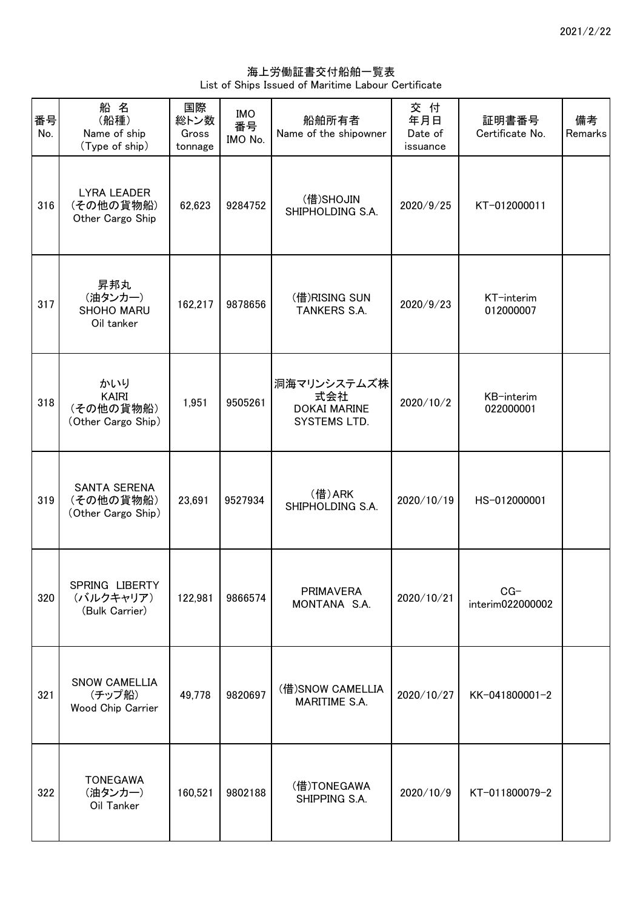2021/2/22

# 海上労働証書交付船舶一覧表
List of Ships Issued of Maritime Labour Certificate

| 番号 No. | 船 名 (船種) Name of ship (Type of ship) | 国際総トン数 Gross tonnage | IMO 番号 IMO No. | 船舶所有者 Name of the shipowner | 交 付 年月日 Date of issuance | 証明書番号 Certificate No. | 備考 Remarks |
|---|---|---|---|---|---|---|---|
| 316 | LYRA LEADER (その他の貨物船) Other Cargo Ship | 62,623 | 9284752 | (借)SHOJIN SHIPHOLDING S.A. | 2020/9/25 | KT-012000011 | |
| 317 | 昇邦丸 (油タンカー) SHOHO MARU Oil tanker | 162,217 | 9878656 | (借)RISING SUN TANKERS S.A. | 2020/9/23 | KT-interim 012000007 | |
| 318 | かいり KAIRI (その他の貨物船) (Other Cargo Ship) | 1,951 | 9505261 | 洞海マリンシステムズ株式会社 DOKAI MARINE SYSTEMS LTD. | 2020/10/2 | KB-interim 022000001 | |
| 319 | SANTA SERENA (その他の貨物船) (Other Cargo Ship) | 23,691 | 9527934 | (借)ARK SHIPHOLDING S.A. | 2020/10/19 | HS-012000001 | |
| 320 | SPRING LIBERTY (バルクキャリア) (Bulk Carrier) | 122,981 | 9866574 | PRIMAVERA MONTANA S.A. | 2020/10/21 | CG-interim022000002 | |
| 321 | SNOW CAMELLIA (チップ船) Wood Chip Carrier | 49,778 | 9820697 | (借)SNOW CAMELLIA MARITIME S.A. | 2020/10/27 | KK-041800001-2 | |
| 322 | TONEGAWA (油タンカー) Oil Tanker | 160,521 | 9802188 | (借)TONEGAWA SHIPPING S.A. | 2020/10/9 | KT-011800079-2 | |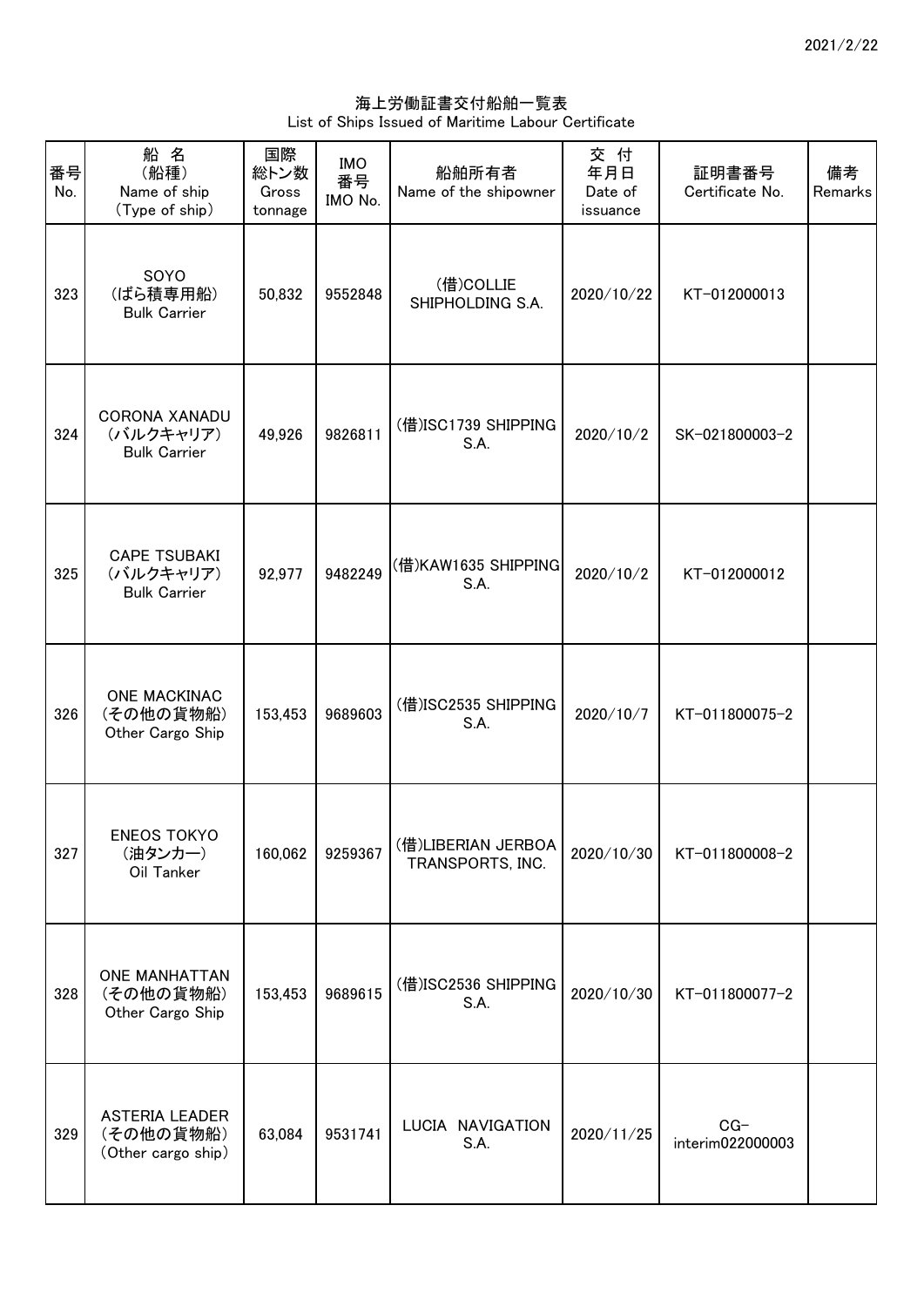2021/2/22

# 海上労働証書交付船舶一覧表
List of Ships Issued of Maritime Labour Certificate

| 番号 No. | 船 名 (船種) Name of ship (Type of ship) | 国際総トン数 Gross tonnage | IMO 番号 IMO No. | 船舶所有者 Name of the shipowner | 交 付 年月日 Date of issuance | 証明書番号 Certificate No. | 備考 Remarks |
|---|---|---|---|---|---|---|---|
| 323 | SOYO (ばら積専用船) Bulk Carrier | 50,832 | 9552848 | (借)COLLIE SHIPHOLDING S.A. | 2020/10/22 | KT-012000013 | |
| 324 | CORONA XANADU (バルクキャリア) Bulk Carrier | 49,926 | 9826811 | (借)ISC1739 SHIPPING S.A. | 2020/10/2 | SK-021800003-2 | |
| 325 | CAPE TSUBAKI (バルクキャリア) Bulk Carrier | 92,977 | 9482249 | (借)KAW1635 SHIPPING S.A. | 2020/10/2 | KT-012000012 | |
| 326 | ONE MACKINAC (その他の貨物船) Other Cargo Ship | 153,453 | 9689603 | (借)ISC2535 SHIPPING S.A. | 2020/10/7 | KT-011800075-2 | |
| 327 | ENEOS TOKYO (油タンカー) Oil Tanker | 160,062 | 9259367 | (借)LIBERIAN JERBOA TRANSPORTS, INC. | 2020/10/30 | KT-011800008-2 | |
| 328 | ONE MANHATTAN (その他の貨物船) Other Cargo Ship | 153,453 | 9689615 | (借)ISC2536 SHIPPING S.A. | 2020/10/30 | KT-011800077-2 | |
| 329 | ASTERIA LEADER (その他の貨物船) (Other cargo ship) | 63,084 | 9531741 | LUCIA NAVIGATION S.A. | 2020/11/25 | CG-interim022000003 | |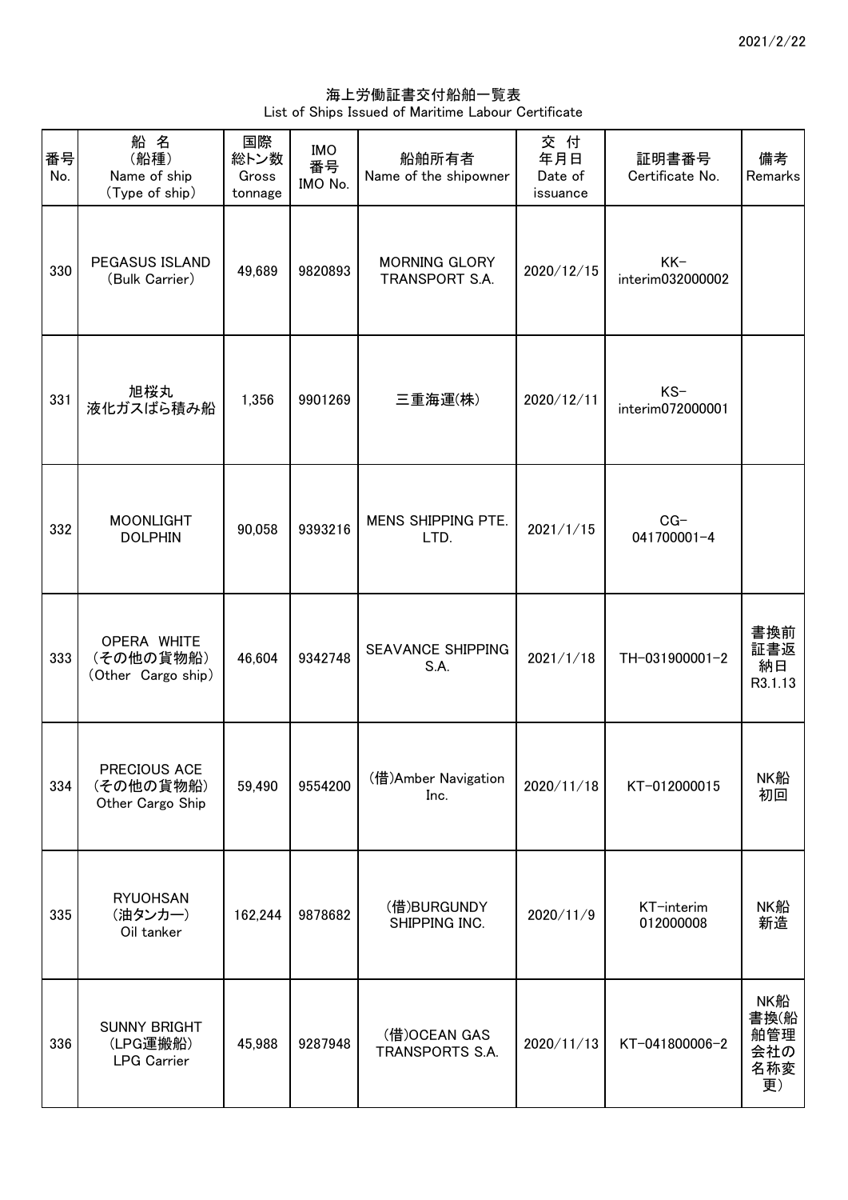2021/2/22

海上労働証書交付船舶一覧表
List of Ships Issued of Maritime Labour Certificate

| 番号 No. | 船 名 (船種) Name of ship (Type of ship) | 国際総トン数 Gross tonnage | IMO 番号 IMO No. | 船舶所有者 Name of the shipowner | 交 付 年月日 Date of issuance | 証明書番号 Certificate No. | 備考 Remarks |
|---|---|---|---|---|---|---|---|
| 330 | PEGASUS ISLAND (Bulk Carrier) | 49,689 | 9820893 | MORNING GLORY TRANSPORT S.A. | 2020/12/15 | KK-interim032000002 | |
| 331 | 旭桜丸 液化ガスばら積み船 | 1,356 | 9901269 | 三重海運(株) | 2020/12/11 | KS-interim072000001 | |
| 332 | MOONLIGHT DOLPHIN | 90,058 | 9393216 | MENS SHIPPING PTE. LTD. | 2021/1/15 | CG-041700001-4 | |
| 333 | OPERA WHITE (その他の貨物船) (Other Cargo ship) | 46,604 | 9342748 | SEAVANCE SHIPPING S.A. | 2021/1/18 | TH-031900001-2 | 書換前証書返納日 R3.1.13 |
| 334 | PRECIOUS ACE (その他の貨物船) Other Cargo Ship | 59,490 | 9554200 | (借)Amber Navigation Inc. | 2020/11/18 | KT-012000015 | NK船 初回 |
| 335 | RYUOHSAN (油タンカー) Oil tanker | 162,244 | 9878682 | (借)BURGUNDY SHIPPING INC. | 2020/11/9 | KT-interim 012000008 | NK船 新造 |
| 336 | SUNNY BRIGHT (LPG運搬船) LPG Carrier | 45,988 | 9287948 | (借)OCEAN GAS TRANSPORTS S.A. | 2020/11/13 | KT-041800006-2 | NK船 書換(船舶管理会社の名称変更) |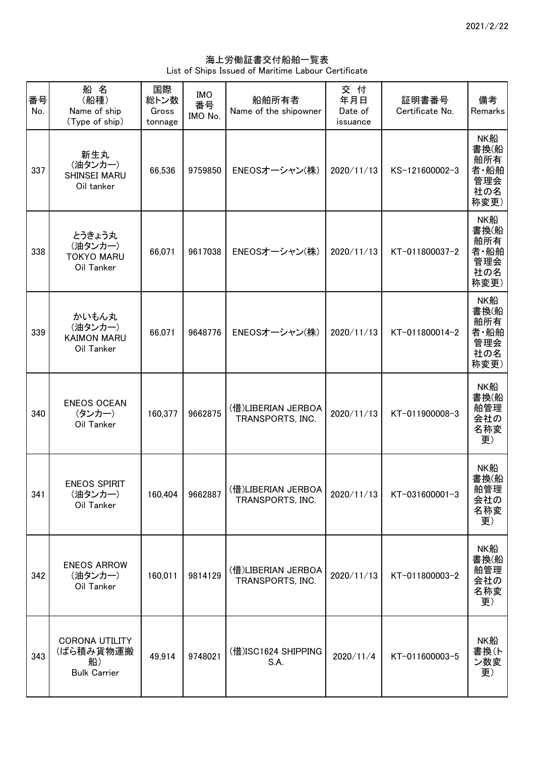2021/2/22

# 海上労働証書交付船舶一覧表
List of Ships Issued of Maritime Labour Certificate

| 番号<br>No. | 船 名<br>(船種)<br>Name of ship<br>(Type of ship) | 国際<br>総トン数<br>Gross tonnage | IMO<br>番号<br>IMO No. | 船舶所有者<br>Name of the shipowner | 交 付<br>年月日<br>Date of issuance | 証明書番号<br>Certificate No. | 備考<br>Remarks |
|---|---|---|---|---|---|---|---|
| 337 | 新生丸<br>(油タンカー)<br>SHINSEI MARU<br>Oil tanker | 66,536 | 9759850 | ENEOSオーシャン(株) | 2020/11/13 | KS-121600002-3 | NK船書換(船舶所有者・船舶管理会社の名称変更) |
| 338 | とうきょう丸<br>(油タンカー)<br>TOKYO MARU<br>Oil Tanker | 66,071 | 9617038 | ENEOSオーシャン(株) | 2020/11/13 | KT-011800037-2 | NK船書換(船舶所有者・船舶管理会社の名称変更) |
| 339 | かいもん丸<br>(油タンカー)<br>KAIMON MARU<br>Oil Tanker | 66,071 | 9648776 | ENEOSオーシャン(株) | 2020/11/13 | KT-011800014-2 | NK船書換(船舶所有者・船舶管理会社の名称変更) |
| 340 | ENEOS OCEAN<br>(タンカー)<br>Oil Tanker | 160,377 | 9662875 | (借)LIBERIAN JERBOA TRANSPORTS, INC. | 2020/11/13 | KT-011900008-3 | NK船書換(船舶管理会社の名称変更) |
| 341 | ENEOS SPIRIT<br>(油タンカー)<br>Oil Tanker | 160,404 | 9662887 | (借)LIBERIAN JERBOA TRANSPORTS, INC. | 2020/11/13 | KT-031600001-3 | NK船書換(船舶管理会社の名称変更) |
| 342 | ENEOS ARROW<br>(油タンカー)<br>Oil Tanker | 160,011 | 9814129 | (借)LIBERIAN JERBOA TRANSPORTS, INC. | 2020/11/13 | KT-011800003-2 | NK船書換(船舶管理会社の名称変更) |
| 343 | CORONA UTILITY<br>(ばら積み貨物運搬船)<br>Bulk Carrier | 49,914 | 9748021 | (借)ISC1624 SHIPPING S.A. | 2020/11/4 | KT-011600003-5 | NK船書換(トン数変更) |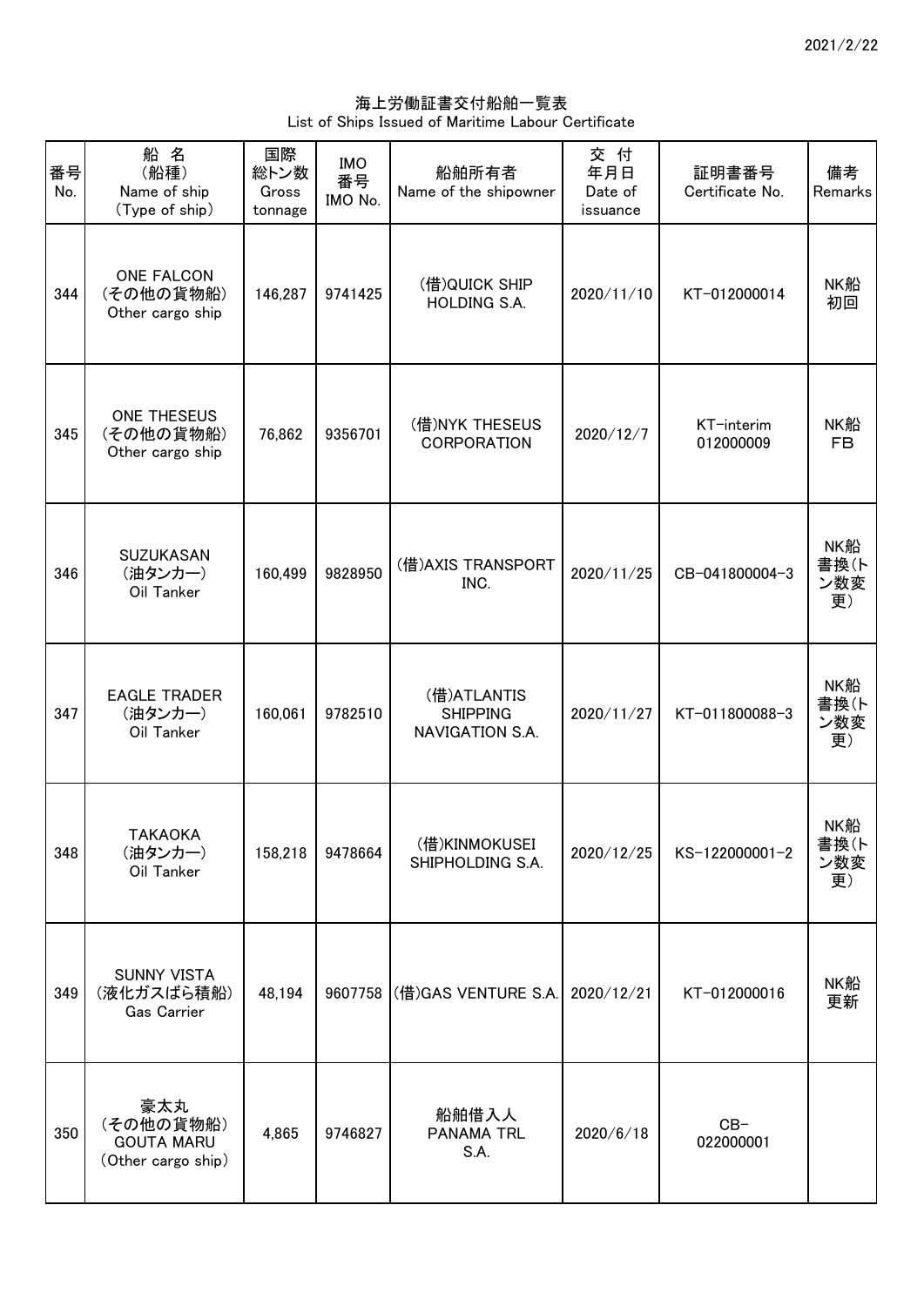2021/2/22

# 海上労働証書交付船舶一覧表
List of Ships Issued of Maritime Labour Certificate

| 番号 No. | 船 名 (船種) Name of ship (Type of ship) | 国際総トン数 Gross tonnage | IMO番号 IMO No. | 船舶所有者 Name of the shipowner | 交付年月日 Date of issuance | 証明書番号 Certificate No. | 備考 Remarks |
|---|---|---|---|---|---|---|---|
| 344 | ONE FALCON (その他の貨物船) Other cargo ship | 146,287 | 9741425 | (借)QUICK SHIP HOLDING S.A. | 2020/11/10 | KT-012000014 | NK船 初回 |
| 345 | ONE THESEUS (その他の貨物船) Other cargo ship | 76,862 | 9356701 | (借)NYK THESEUS CORPORATION | 2020/12/7 | KT-interim 012000009 | NK船 FB |
| 346 | SUZUKASAN (油タンカー) Oil Tanker | 160,499 | 9828950 | (借)AXIS TRANSPORT INC. | 2020/11/25 | CB-041800004-3 | NK船 書換(トン数変更) |
| 347 | EAGLE TRADER (油タンカー) Oil Tanker | 160,061 | 9782510 | (借)ATLANTIS SHIPPING NAVIGATION S.A. | 2020/11/27 | KT-011800088-3 | NK船 書換(トン数変更) |
| 348 | TAKAOKA (油タンカー) Oil Tanker | 158,218 | 9478664 | (借)KINMOKUSEI SHIPHOLDING S.A. | 2020/12/25 | KS-122000001-2 | NK船 書換(トン数変更) |
| 349 | SUNNY VISTA (液化ガスばら積船) Gas Carrier | 48,194 | 9607758 | (借)GAS VENTURE S.A. | 2020/12/21 | KT-012000016 | NK船 更新 |
| 350 | 豪太丸 (その他の貨物船) GOUTA MARU (Other cargo ship) | 4,865 | 9746827 | 船舶借入人 PANAMA TRL S.A. | 2020/6/18 | CB-022000001 | |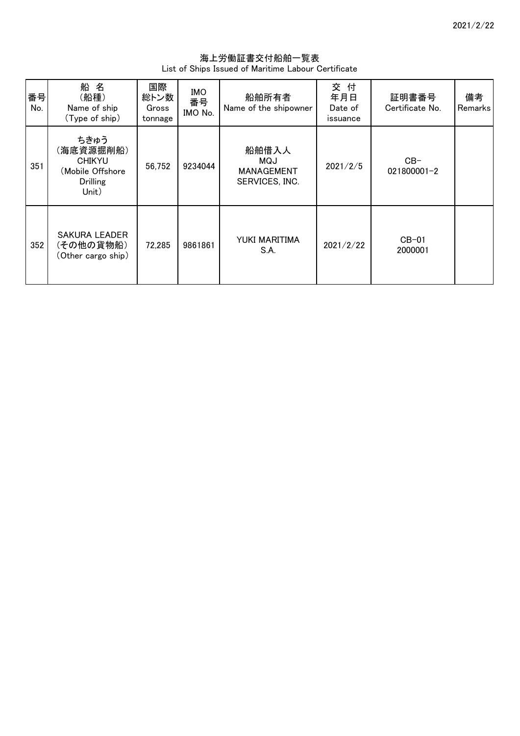2021/2/22

# 海上労働証書交付船舶一覧表
List of Ships Issued of Maritime Labour Certificate

| 番号 No. | 船 名 （船種） Name of ship （Type of ship） | 国際 総トン数 Gross tonnage | IMO 番号 IMO No. | 船舶所有者 Name of the shipowner | 交 付 年月日 Date of issuance | 証明書番号 Certificate No. | 備考 Remarks |
|---|---|---|---|---|---|---|---|
| 351 | ちきゅう （海底資源掘削船） CHIKYU （Mobile Offshore Drilling Unit） | 56,752 | 9234044 | 船舶借入人 MQJ MANAGEMENT SERVICES, INC. | 2021/2/5 | CB-021800001-2 | |
| 352 | SAKURA LEADER （その他の貨物船） （Other cargo ship） | 72,285 | 9861861 | YUKI MARITIMA S.A. | 2021/2/22 | CB-01 2000001 | |